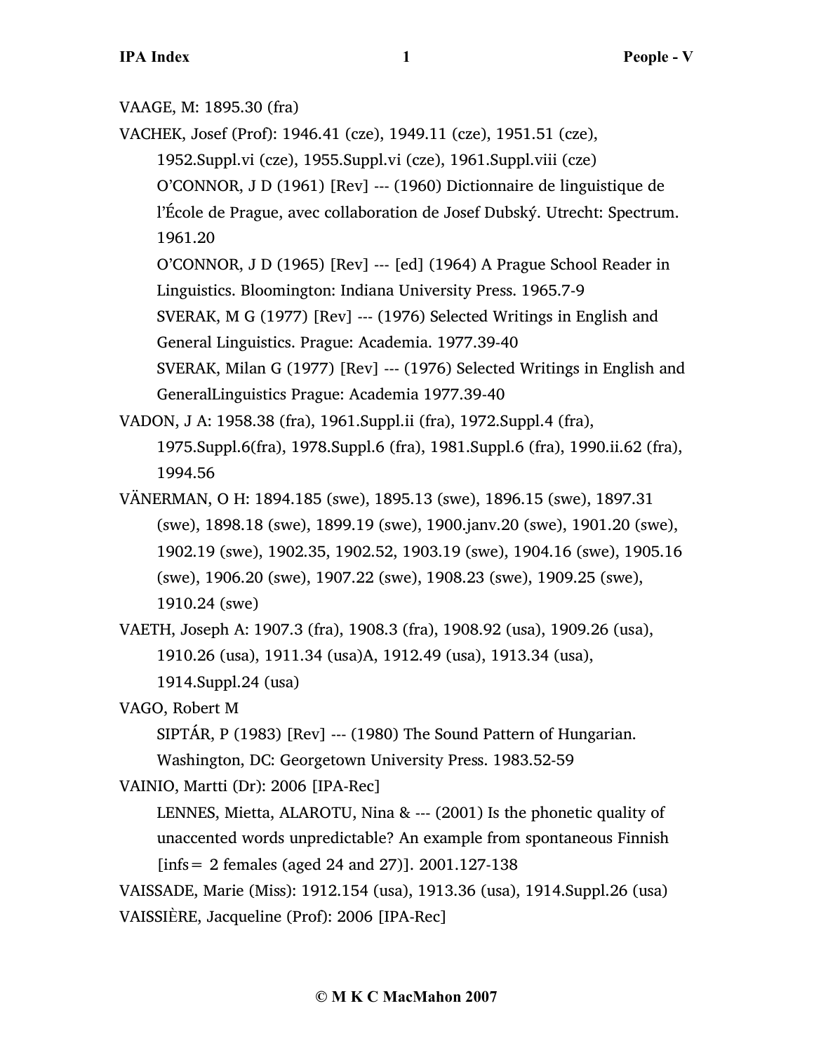VAAGE, M: 1895.30 (fra)

VACHEK, Josef (Prof): 1946.41 (cze), 1949.11 (cze), 1951.51 (cze), 1952.Suppl.vi (cze), 1955.Suppl.vi (cze), 1961.Suppl.viii (cze)

O'CONNOR, J D (1961) [Rev] --- (1960) Dictionnaire de linguistique de l'École de Prague, avec collaboration de Josef Dubský. Utrecht: Spectrum. 1961.20

O'CONNOR, J D (1965) [Rev] --- [ed] (1964) A Prague School Reader in Linguistics. Bloomington: Indiana University Press. 1965.7-9

SVERAK, M G (1977) [Rev] --- (1976) Selected Writings in English and General Linguistics. Prague: Academia. 1977.39-40

SVERAK, Milan G (1977) [Rev] --- (1976) Selected Writings in English and GeneralLinguistics Prague: Academia 1977.39-40

VADON, J A: 1958.38 (fra), 1961.Suppl.ii (fra), 1972.Suppl.4 (fra), 1975.Suppl.6(fra), 1978.Suppl.6 (fra), 1981.Suppl.6 (fra), 1990.ii.62 (fra), 1994.56

VÄNERMAN, O H: 1894.185 (swe), 1895.13 (swe), 1896.15 (swe), 1897.31 (swe), 1898.18 (swe), 1899.19 (swe), 1900.janv.20 (swe), 1901.20 (swe), 1902.19 (swe), 1902.35, 1902.52, 1903.19 (swe), 1904.16 (swe), 1905.16 (swe), 1906.20 (swe), 1907.22 (swe), 1908.23 (swe), 1909.25 (swe), 1910.24 (swe)

VAETH, Joseph A: 1907.3 (fra), 1908.3 (fra), 1908.92 (usa), 1909.26 (usa), 1910.26 (usa), 1911.34 (usa)A, 1912.49 (usa), 1913.34 (usa), 1914.Suppl.24 (usa)

VAGO, Robert M

SIPTÁR, P (1983) [Rev] --- (1980) The Sound Pattern of Hungarian. Washington, DC: Georgetown University Press. 1983.52-59

VAINIO, Martti (Dr): 2006 [IPA-Rec]

LENNES, Mietta, ALAROTU, Nina & --- (2001) Is the phonetic quality of unaccented words unpredictable? An example from spontaneous Finnish [infs= 2 females (aged 24 and 27)]. 2001.127-138

VAISSADE, Marie (Miss): 1912.154 (usa), 1913.36 (usa), 1914.Suppl.26 (usa)

VAISSIÈRE, Jacqueline (Prof): 2006 [IPA-Rec]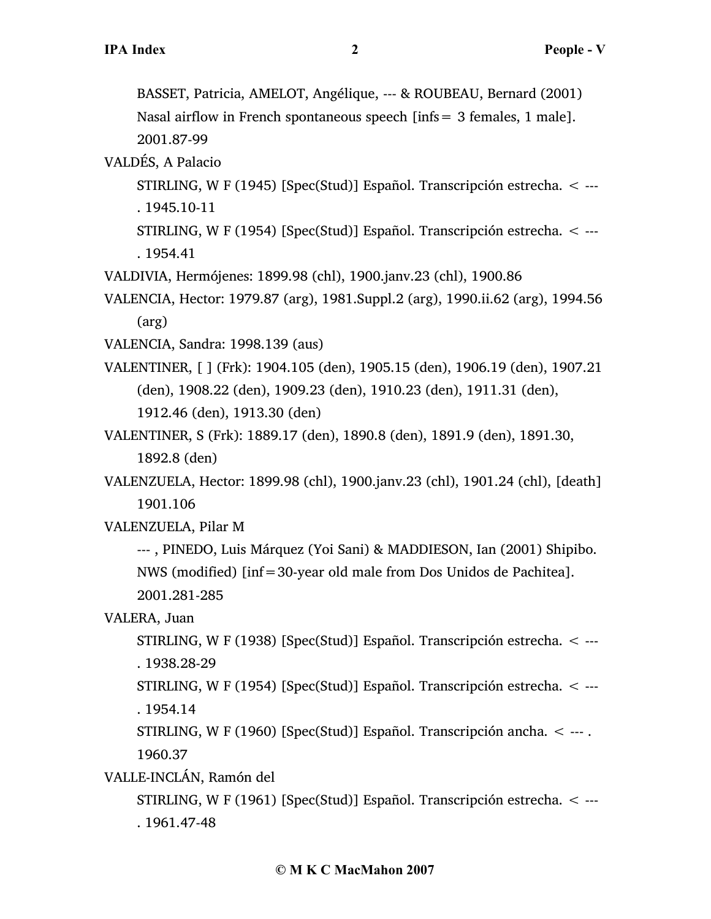BASSET, Patricia, AMELOT, Angélique, --- & ROUBEAU, Bernard (2001) Nasal airflow in French spontaneous speech [infs= 3 females, 1 male]. 2001.87-99

VALDÉS, A Palacio

STIRLING, W F (1945) [Spec(Stud)] Español. Transcripción estrecha. < --- . 1945.10-11

STIRLING, W F (1954) [Spec(Stud)] Español. Transcripción estrecha. < --- . 1954.41

VALDIVIA, Hermójenes: 1899.98 (chl), 1900.janv.23 (chl), 1900.86

VALENCIA, Hector: 1979.87 (arg), 1981.Suppl.2 (arg), 1990.ii.62 (arg), 1994.56 (arg)

VALENCIA, Sandra: 1998.139 (aus)

VALENTINER, [ ] (Frk): 1904.105 (den), 1905.15 (den), 1906.19 (den), 1907.21 (den), 1908.22 (den), 1909.23 (den), 1910.23 (den), 1911.31 (den), 1912.46 (den), 1913.30 (den)

VALENTINER, S (Frk): 1889.17 (den), 1890.8 (den), 1891.9 (den), 1891.30, 1892.8 (den)

VALENZUELA, Hector: 1899.98 (chl), 1900.janv.23 (chl), 1901.24 (chl), [death] 1901.106

VALENZUELA, Pilar M

--- , PINEDO, Luis Márquez (Yoi Sani) & MADDIESON, Ian (2001) Shipibo. NWS (modified) [inf=30-year old male from Dos Unidos de Pachitea]. 2001.281-285

VALERA, Juan

STIRLING, W F (1938) [Spec(Stud)] Español. Transcripción estrecha. < --- . 1938.28-29

STIRLING, W F (1954) [Spec(Stud)] Español. Transcripción estrecha. < --- . 1954.14

STIRLING, W F (1960) [Spec(Stud)] Español. Transcripción ancha. < --- . 1960.37

VALLE-INCLÁN, Ramón del

STIRLING, W F (1961) [Spec(Stud)] Español. Transcripción estrecha. < --- . 1961.47-48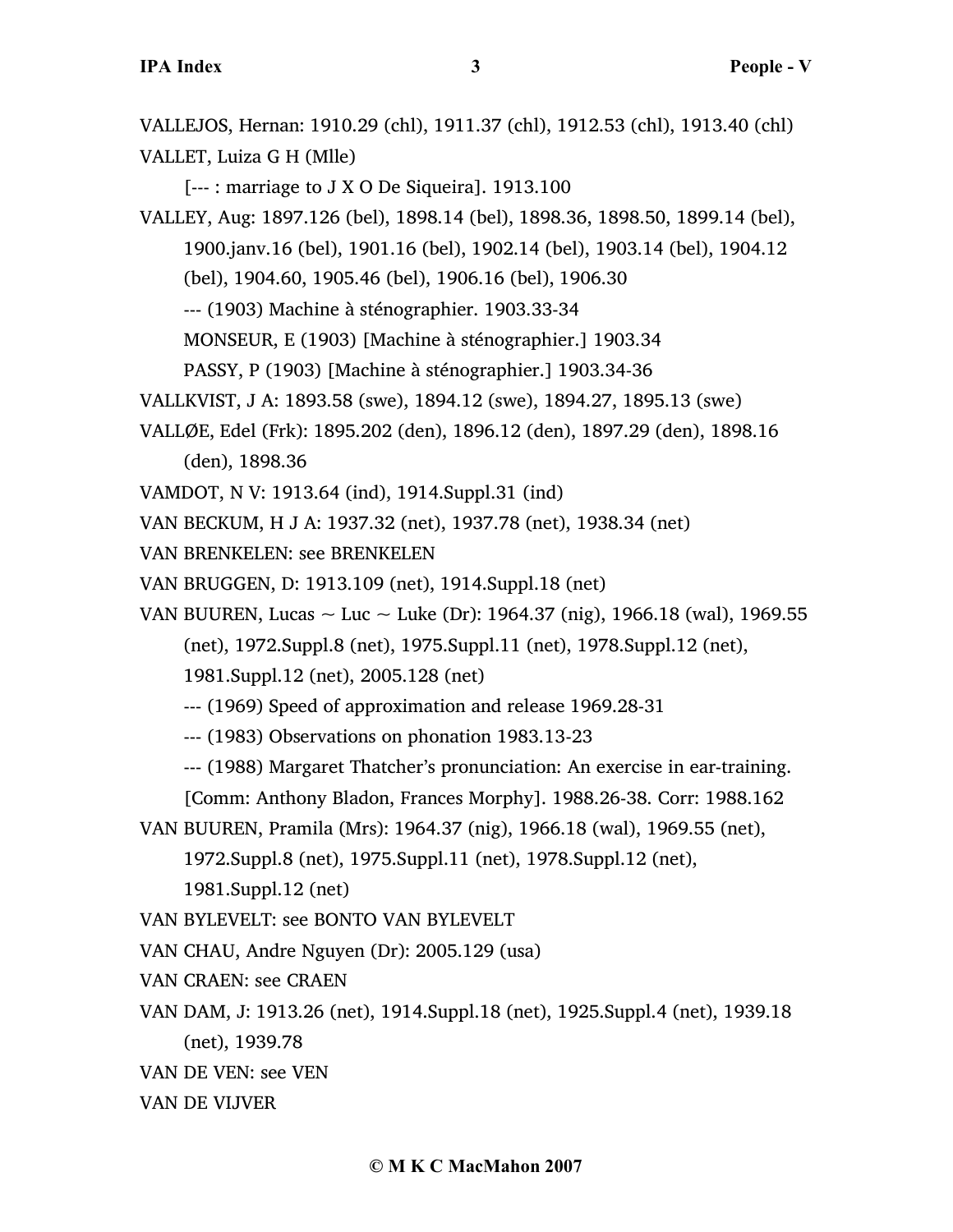VALLEJOS, Hernan: 1910.29 (chl), 1911.37 (chl), 1912.53 (chl), 1913.40 (chl)

VALLET, Luiza G H (Mlle)

[--- : marriage to J X O De Siqueira]. 1913.100

VALLEY, Aug: 1897.126 (bel), 1898.14 (bel), 1898.36, 1898.50, 1899.14 (bel), 1900.janv.16 (bel), 1901.16 (bel), 1902.14 (bel), 1903.14 (bel), 1904.12 (bel), 1904.60, 1905.46 (bel), 1906.16 (bel), 1906.30

--- (1903) Machine à sténographier. 1903.33-34

MONSEUR, E (1903) [Machine à sténographier.] 1903.34

PASSY, P (1903) [Machine à sténographier.] 1903.34-36

VALLKVIST, J A: 1893.58 (swe), 1894.12 (swe), 1894.27, 1895.13 (swe)

VALLØE, Edel (Frk): 1895.202 (den), 1896.12 (den), 1897.29 (den), 1898.16 (den), 1898.36

VAMDOT, N V: 1913.64 (ind), 1914.Suppl.31 (ind)

VAN BECKUM, H J A: 1937.32 (net), 1937.78 (net), 1938.34 (net)

VAN BRENKELEN: see BRENKELEN

VAN BRUGGEN, D: 1913.109 (net), 1914.Suppl.18 (net)

VAN BUUREN, Lucas ~ Luc ~ Luke (Dr): 1964.37 (nig), 1966.18 (wal), 1969.55 (net), 1972.Suppl.8 (net), 1975.Suppl.11 (net), 1978.Suppl.12 (net), 1981.Suppl.12 (net), 2005.128 (net)

--- (1969) Speed of approximation and release 1969.28-31

--- (1983) Observations on phonation 1983.13-23

--- (1988) Margaret Thatcher's pronunciation: An exercise in ear-training. [Comm: Anthony Bladon, Frances Morphy]. 1988.26-38. Corr: 1988.162

VAN BUUREN, Pramila (Mrs): 1964.37 (nig), 1966.18 (wal), 1969.55 (net), 1972.Suppl.8 (net), 1975.Suppl.11 (net), 1978.Suppl.12 (net), 1981.Suppl.12 (net)

VAN BYLEVELT: see BONTO VAN BYLEVELT

VAN CHAU, Andre Nguyen (Dr): 2005.129 (usa)

VAN CRAEN: see CRAEN

VAN DAM, J: 1913.26 (net), 1914.Suppl.18 (net), 1925.Suppl.4 (net), 1939.18 (net), 1939.78

VAN DE VEN: see VEN

VAN DE VIJVER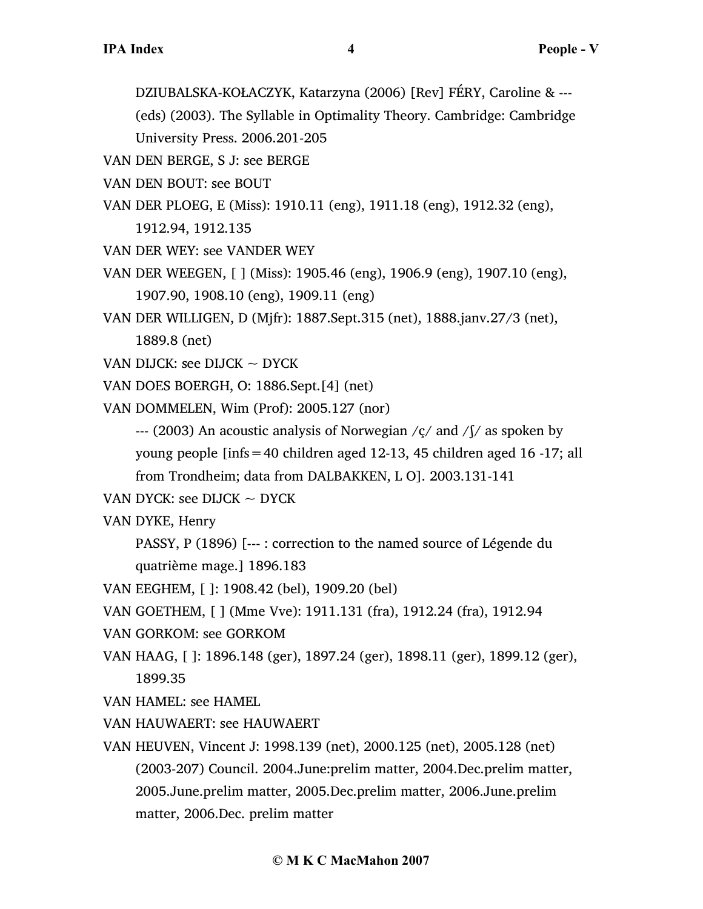DZIUBALSKA-KOŁACZYK, Katarzyna (2006) [Rev] FÉRY, Caroline & --- (eds) (2003). The Syllable in Optimality Theory. Cambridge: Cambridge University Press. 2006.201-205

VAN DEN BERGE, S J: see BERGE

VAN DEN BOUT: see BOUT

VAN DER PLOEG, E (Miss): 1910.11 (eng), 1911.18 (eng), 1912.32 (eng), 1912.94, 1912.135

VAN DER WEY: see VANDER WEY

VAN DER WEEGEN, [ ] (Miss): 1905.46 (eng), 1906.9 (eng), 1907.10 (eng), 1907.90, 1908.10 (eng), 1909.11 (eng)

VAN DER WILLIGEN, D (Mjfr): 1887.Sept.315 (net), 1888.janv.27/3 (net), 1889.8 (net)

VAN DIJCK: see DIJCK ~ DYCK

VAN DOES BOERGH, O: 1886.Sept.[4] (net)

VAN DOMMELEN, Wim (Prof): 2005.127 (nor)

--- (2003) An acoustic analysis of Norwegian /ç/ and /ʃ/ as spoken by young people [infs = 40 children aged 12-13, 45 children aged 16 -17; all from Trondheim; data from DALBAKKEN, L O]. 2003.131-141

VAN DYCK: see DIJCK ~ DYCK

VAN DYKE, Henry

PASSY, P (1896) [--- : correction to the named source of Légende du quatrième mage.] 1896.183

VAN EEGHEM, [ ]: 1908.42 (bel), 1909.20 (bel)

VAN GOETHEM, [ ] (Mme Vve): 1911.131 (fra), 1912.24 (fra), 1912.94

VAN GORKOM: see GORKOM

VAN HAAG, [ ]: 1896.148 (ger), 1897.24 (ger), 1898.11 (ger), 1899.12 (ger), 1899.35

VAN HAMEL: see HAMEL

VAN HAUWAERT: see HAUWAERT

VAN HEUVEN, Vincent J: 1998.139 (net), 2000.125 (net), 2005.128 (net)

(2003-207) Council. 2004.June:prelim matter, 2004.Dec.prelim matter, 2005.June.prelim matter, 2005.Dec.prelim matter, 2006.June.prelim matter, 2006.Dec. prelim matter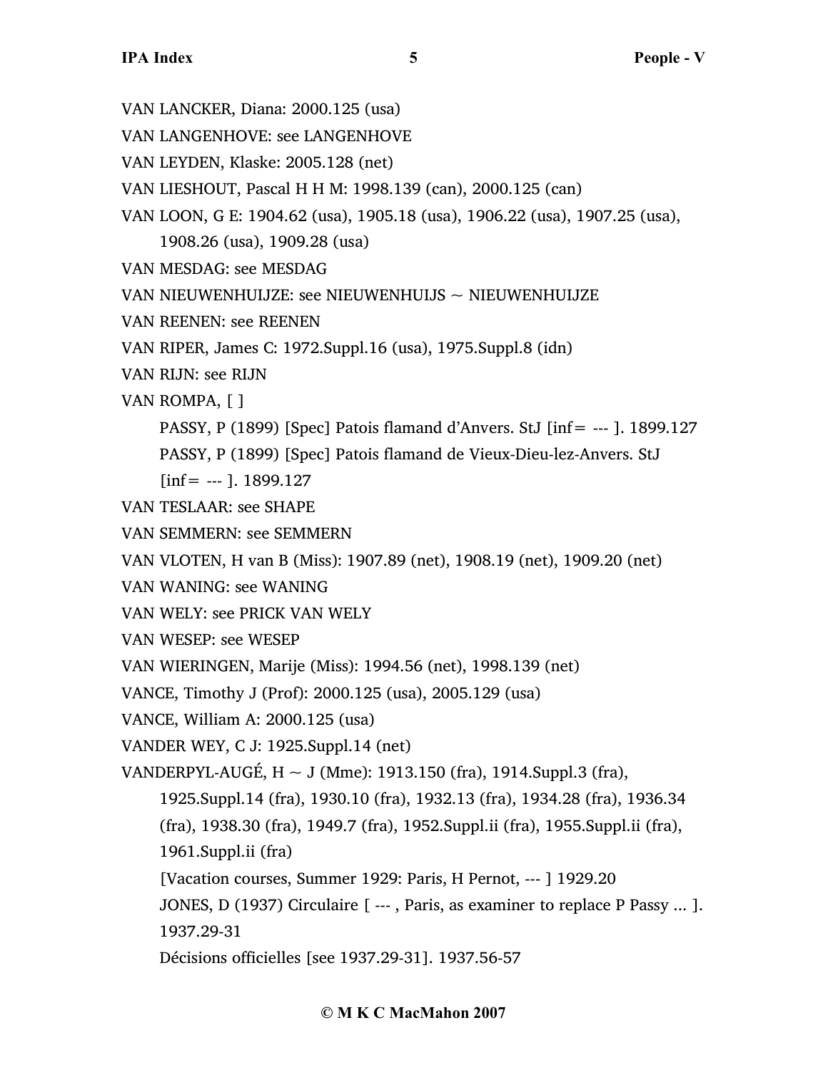VAN LANCKER, Diana: 2000.125 (usa)

VAN LANGENHOVE: see LANGENHOVE

VAN LEYDEN, Klaske: 2005.128 (net)

VAN LIESHOUT, Pascal H H M: 1998.139 (can), 2000.125 (can)

VAN LOON, G E: 1904.62 (usa), 1905.18 (usa), 1906.22 (usa), 1907.25 (usa), 1908.26 (usa), 1909.28 (usa)

VAN MESDAG: see MESDAG

VAN NIEUWENHUIJZE: see NIEUWENHUIJS ~ NIEUWENHUIJZE

VAN REENEN: see REENEN

VAN RIPER, James C: 1972.Suppl.16 (usa), 1975.Suppl.8 (idn)

VAN RIJN: see RIJN

VAN ROMPA, [ ]

  PASSY, P (1899) [Spec] Patois flamand d'Anvers. StJ [inf= --- ]. 1899.127

  PASSY, P (1899) [Spec] Patois flamand de Vieux-Dieu-lez-Anvers. StJ [inf= --- ]. 1899.127

VAN TESLAAR: see SHAPE

VAN SEMMERN: see SEMMERN

VAN VLOTEN, H van B (Miss): 1907.89 (net), 1908.19 (net), 1909.20 (net)

VAN WANING: see WANING

VAN WELY: see PRICK VAN WELY

VAN WESEP: see WESEP

VAN WIERINGEN, Marije (Miss): 1994.56 (net), 1998.139 (net)

VANCE, Timothy J (Prof): 2000.125 (usa), 2005.129 (usa)

VANCE, William A: 2000.125 (usa)

VANDER WEY, C J: 1925.Suppl.14 (net)

VANDERPYL-AUGÉ, H ~ J (Mme): 1913.150 (fra), 1914.Suppl.3 (fra), 1925.Suppl.14 (fra), 1930.10 (fra), 1932.13 (fra), 1934.28 (fra), 1936.34 (fra), 1938.30 (fra), 1949.7 (fra), 1952.Suppl.ii (fra), 1955.Suppl.ii (fra), 1961.Suppl.ii (fra)

  [Vacation courses, Summer 1929: Paris, H Pernot, --- ] 1929.20

  JONES, D (1937) Circulaire [ --- , Paris, as examiner to replace P Passy ... ]. 1937.29-31

  Décisions officielles [see 1937.29-31]. 1937.56-57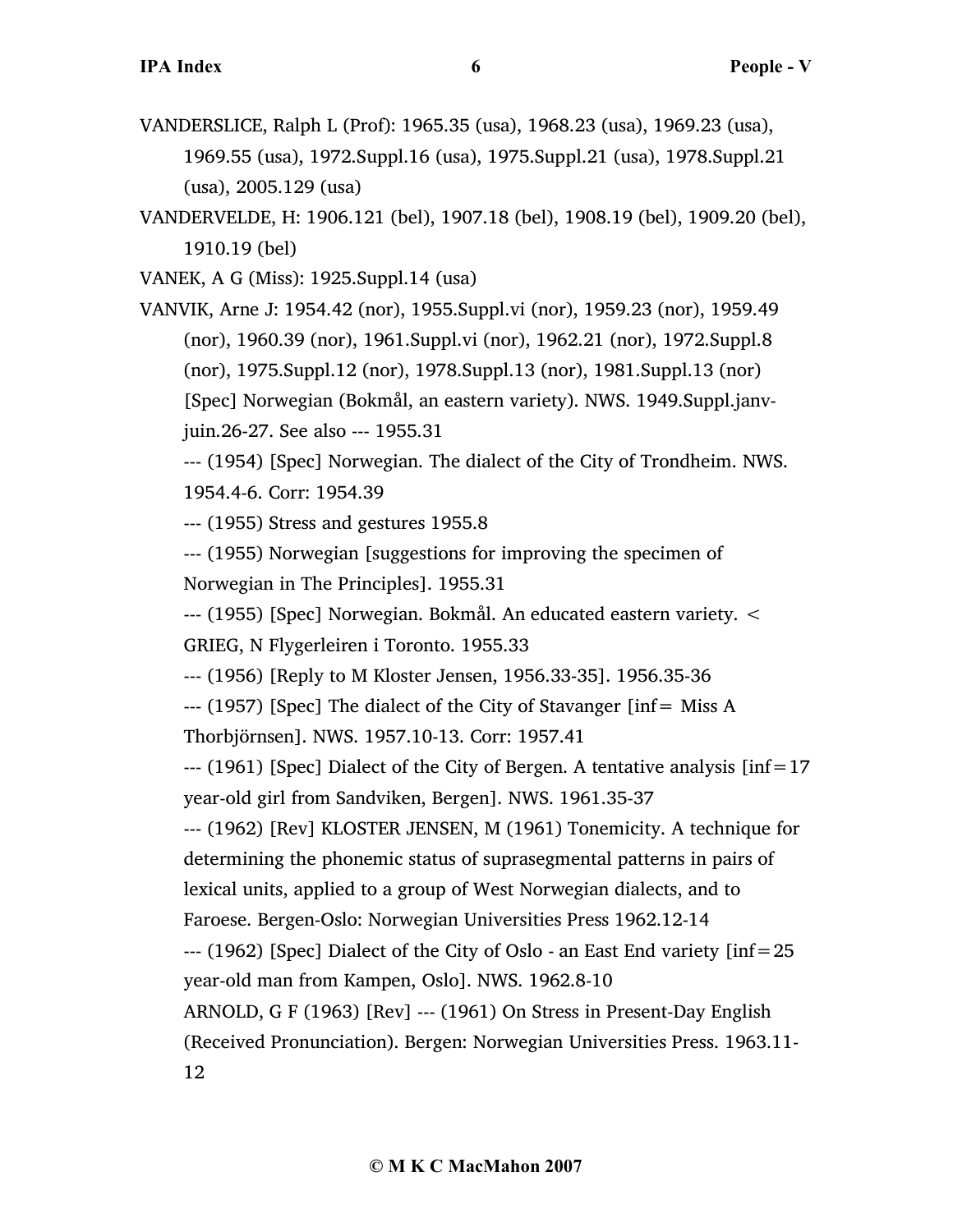VANDERSLICE, Ralph L (Prof): 1965.35 (usa), 1968.23 (usa), 1969.23 (usa), 1969.55 (usa), 1972.Suppl.16 (usa), 1975.Suppl.21 (usa), 1978.Suppl.21 (usa), 2005.129 (usa)

VANDERVELDE, H: 1906.121 (bel), 1907.18 (bel), 1908.19 (bel), 1909.20 (bel), 1910.19 (bel)

VANEK, A G (Miss): 1925.Suppl.14 (usa)

VANVIK, Arne J: 1954.42 (nor), 1955.Suppl.vi (nor), 1959.23 (nor), 1959.49 (nor), 1960.39 (nor), 1961.Suppl.vi (nor), 1962.21 (nor), 1972.Suppl.8 (nor), 1975.Suppl.12 (nor), 1978.Suppl.13 (nor), 1981.Suppl.13 (nor)

[Spec] Norwegian (Bokmål, an eastern variety). NWS. 1949.Suppl.janv-juin.26-27. See also --- 1955.31

--- (1954) [Spec] Norwegian. The dialect of the City of Trondheim. NWS. 1954.4-6. Corr: 1954.39

--- (1955) Stress and gestures 1955.8

--- (1955) Norwegian [suggestions for improving the specimen of Norwegian in The Principles]. 1955.31

--- (1955) [Spec] Norwegian. Bokmål. An educated eastern variety. < GRIEG, N Flygerleiren i Toronto. 1955.33

--- (1956) [Reply to M Kloster Jensen, 1956.33-35]. 1956.35-36

--- (1957) [Spec] The dialect of the City of Stavanger [inf= Miss A Thorbjörnsen]. NWS. 1957.10-13. Corr: 1957.41

--- (1961) [Spec] Dialect of the City of Bergen. A tentative analysis [inf=17 year-old girl from Sandviken, Bergen]. NWS. 1961.35-37

--- (1962) [Rev] KLOSTER JENSEN, M (1961) Tonemicity. A technique for determining the phonemic status of suprasegmental patterns in pairs of lexical units, applied to a group of West Norwegian dialects, and to Faroese. Bergen-Oslo: Norwegian Universities Press 1962.12-14

--- (1962) [Spec] Dialect of the City of Oslo - an East End variety [inf=25 year-old man from Kampen, Oslo]. NWS. 1962.8-10

ARNOLD, G F (1963) [Rev] --- (1961) On Stress in Present-Day English (Received Pronunciation). Bergen: Norwegian Universities Press. 1963.11-12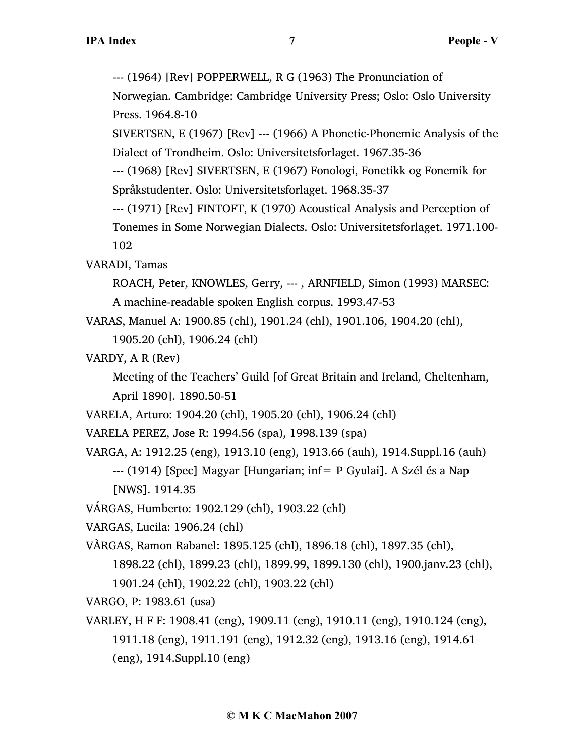--- (1964) [Rev] POPPERWELL, R G (1963) The Pronunciation of Norwegian. Cambridge: Cambridge University Press; Oslo: Oslo University Press. 1964.8-10

SIVERTSEN, E (1967) [Rev] --- (1966) A Phonetic-Phonemic Analysis of the Dialect of Trondheim. Oslo: Universitetsforlaget. 1967.35-36

--- (1968) [Rev] SIVERTSEN, E (1967) Fonologi, Fonetikk og Fonemik for Språkstudenter. Oslo: Universitetsforlaget. 1968.35-37

--- (1971) [Rev] FINTOFT, K (1970) Acoustical Analysis and Perception of Tonemes in Some Norwegian Dialects. Oslo: Universitetsforlaget. 1971.100-102

VARADI, Tamas

ROACH, Peter, KNOWLES, Gerry, --- , ARNFIELD, Simon (1993) MARSEC: A machine-readable spoken English corpus. 1993.47-53

VARAS, Manuel A: 1900.85 (chl), 1901.24 (chl), 1901.106, 1904.20 (chl), 1905.20 (chl), 1906.24 (chl)

VARDY, A R (Rev)

Meeting of the Teachers' Guild [of Great Britain and Ireland, Cheltenham, April 1890]. 1890.50-51

VARELA, Arturo: 1904.20 (chl), 1905.20 (chl), 1906.24 (chl)

VARELA PEREZ, Jose R: 1994.56 (spa), 1998.139 (spa)

VARGA, A: 1912.25 (eng), 1913.10 (eng), 1913.66 (auh), 1914.Suppl.16 (auh)

--- (1914) [Spec] Magyar [Hungarian; inf= P Gyulai]. A Szél és a Nap [NWS]. 1914.35

VÁRGAS, Humberto: 1902.129 (chl), 1903.22 (chl)

VARGAS, Lucila: 1906.24 (chl)

VÀRGAS, Ramon Rabanel: 1895.125 (chl), 1896.18 (chl), 1897.35 (chl), 1898.22 (chl), 1899.23 (chl), 1899.99, 1899.130 (chl), 1900.janv.23 (chl), 1901.24 (chl), 1902.22 (chl), 1903.22 (chl)

VARGO, P: 1983.61 (usa)

VARLEY, H F F: 1908.41 (eng), 1909.11 (eng), 1910.11 (eng), 1910.124 (eng), 1911.18 (eng), 1911.191 (eng), 1912.32 (eng), 1913.16 (eng), 1914.61 (eng), 1914.Suppl.10 (eng)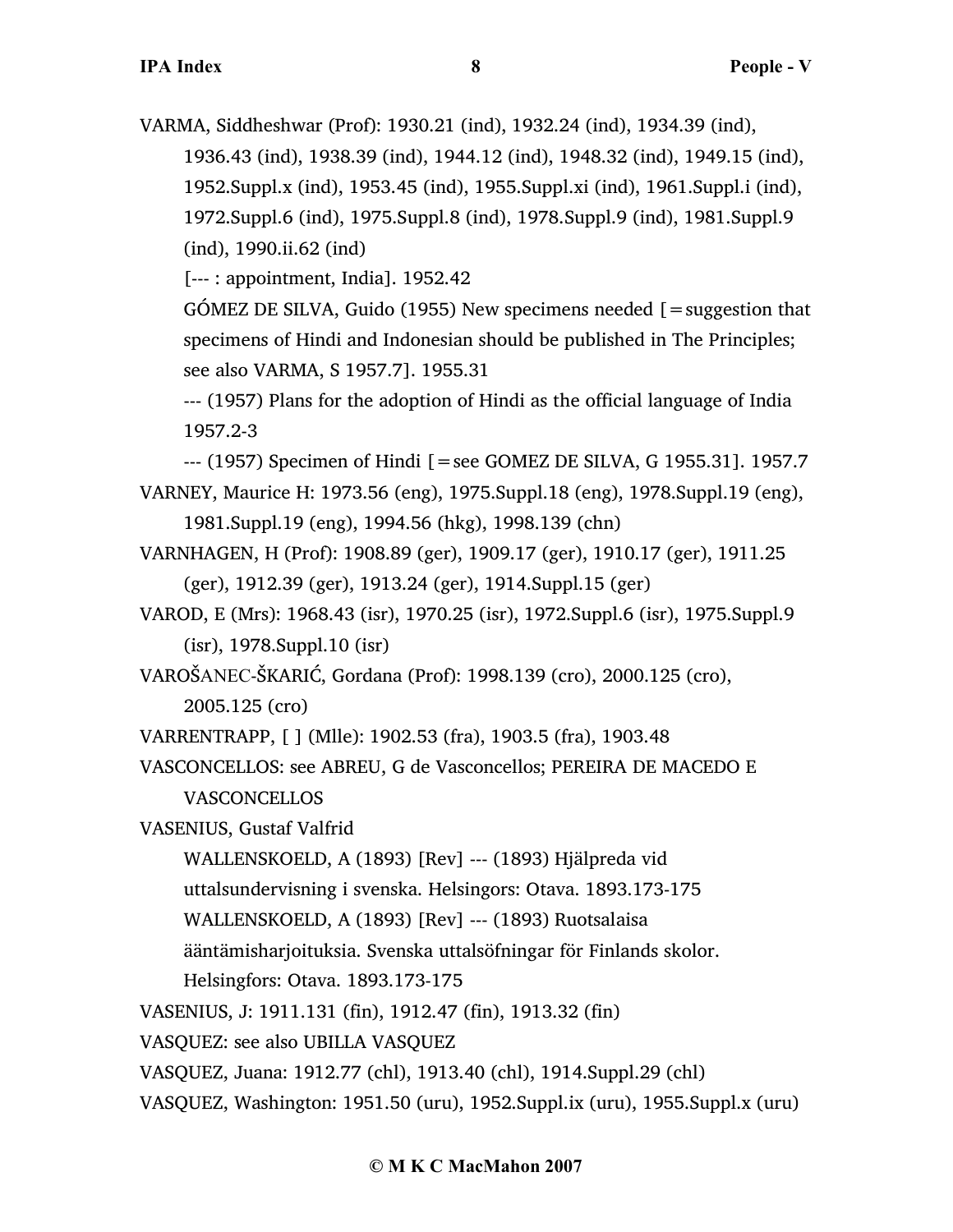VARMA, Siddheshwar (Prof): 1930.21 (ind), 1932.24 (ind), 1934.39 (ind), 1936.43 (ind), 1938.39 (ind), 1944.12 (ind), 1948.32 (ind), 1949.15 (ind), 1952.Suppl.x (ind), 1953.45 (ind), 1955.Suppl.xi (ind), 1961.Suppl.i (ind), 1972.Suppl.6 (ind), 1975.Suppl.8 (ind), 1978.Suppl.9 (ind), 1981.Suppl.9 (ind), 1990.ii.62 (ind)

  [--- : appointment, India]. 1952.42

  GÓMEZ DE SILVA, Guido (1955) New specimens needed [=suggestion that specimens of Hindi and Indonesian should be published in The Principles; see also VARMA, S 1957.7]. 1955.31

  --- (1957) Plans for the adoption of Hindi as the official language of India 1957.2-3

  --- (1957) Specimen of Hindi [=see GOMEZ DE SILVA, G 1955.31]. 1957.7

VARNEY, Maurice H: 1973.56 (eng), 1975.Suppl.18 (eng), 1978.Suppl.19 (eng), 1981.Suppl.19 (eng), 1994.56 (hkg), 1998.139 (chn)

VARNHAGEN, H (Prof): 1908.89 (ger), 1909.17 (ger), 1910.17 (ger), 1911.25 (ger), 1912.39 (ger), 1913.24 (ger), 1914.Suppl.15 (ger)

VAROD, E (Mrs): 1968.43 (isr), 1970.25 (isr), 1972.Suppl.6 (isr), 1975.Suppl.9 (isr), 1978.Suppl.10 (isr)

VAROŠANEC-ŠKARIĆ, Gordana (Prof): 1998.139 (cro), 2000.125 (cro), 2005.125 (cro)

VARRENTRAPP, [ ] (Mlle): 1902.53 (fra), 1903.5 (fra), 1903.48

VASCONCELLOS: see ABREU, G de Vasconcellos; PEREIRA DE MACEDO E VASCONCELLOS

VASENIUS, Gustaf Valfrid

  WALLENSKOELD, A (1893) [Rev] --- (1893) Hjälpreda vid uttalsundervisning i svenska. Helsingors: Otava. 1893.173-175

  WALLENSKOELD, A (1893) [Rev] --- (1893) Ruotsalaisa ääntämisharjoituksia. Svenska uttalsöfningar för Finlands skolor. Helsingfors: Otava. 1893.173-175

VASENIUS, J: 1911.131 (fin), 1912.47 (fin), 1913.32 (fin)

VASQUEZ: see also UBILLA VASQUEZ

VASQUEZ, Juana: 1912.77 (chl), 1913.40 (chl), 1914.Suppl.29 (chl)

VASQUEZ, Washington: 1951.50 (uru), 1952.Suppl.ix (uru), 1955.Suppl.x (uru)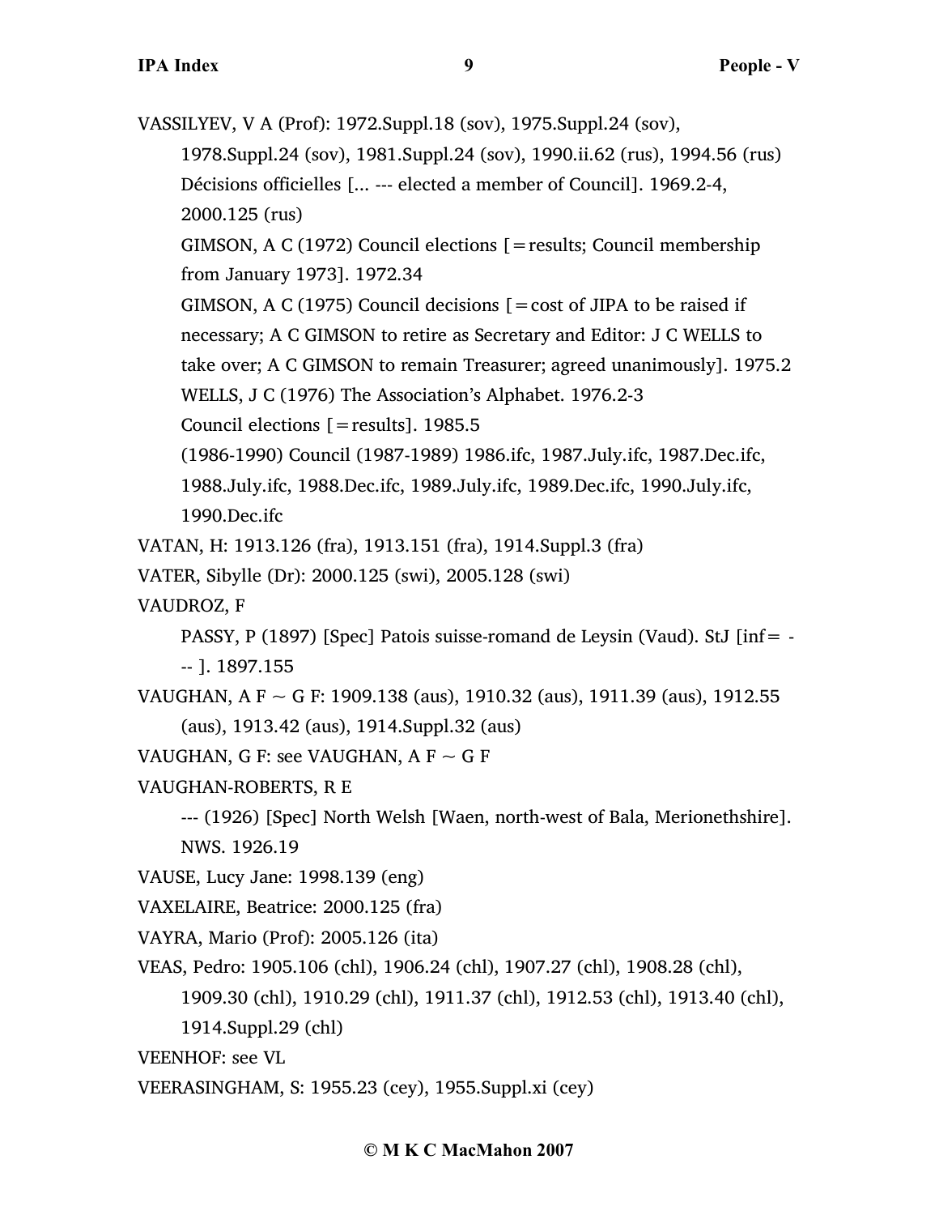VASSILYEV, V A (Prof): 1972.Suppl.18 (sov), 1975.Suppl.24 (sov), 1978.Suppl.24 (sov), 1981.Suppl.24 (sov), 1990.ii.62 (rus), 1994.56 (rus)

Décisions officielles [... --- elected a member of Council]. 1969.2-4, 2000.125 (rus)

GIMSON, A C (1972) Council elections [=results; Council membership from January 1973]. 1972.34

GIMSON, A C (1975) Council decisions [=cost of JIPA to be raised if necessary; A C GIMSON to retire as Secretary and Editor: J C WELLS to take over; A C GIMSON to remain Treasurer; agreed unanimously]. 1975.2

WELLS, J C (1976) The Association's Alphabet. 1976.2-3

Council elections [=results]. 1985.5

(1986-1990) Council (1987-1989) 1986.ifc, 1987.July.ifc, 1987.Dec.ifc, 1988.July.ifc, 1988.Dec.ifc, 1989.July.ifc, 1989.Dec.ifc, 1990.July.ifc, 1990.Dec.ifc

VATAN, H: 1913.126 (fra), 1913.151 (fra), 1914.Suppl.3 (fra)

VATER, Sibylle (Dr): 2000.125 (swi), 2005.128 (swi)

VAUDROZ, F

PASSY, P (1897) [Spec] Patois suisse-romand de Leysin (Vaud). StJ [inf= --- ]. 1897.155

VAUGHAN, A F ~ G F: 1909.138 (aus), 1910.32 (aus), 1911.39 (aus), 1912.55 (aus), 1913.42 (aus), 1914.Suppl.32 (aus)

VAUGHAN, G F: see VAUGHAN, A F ~ G F

VAUGHAN-ROBERTS, R E

--- (1926) [Spec] North Welsh [Waen, north-west of Bala, Merionethshire]. NWS. 1926.19

VAUSE, Lucy Jane: 1998.139 (eng)

VAXELAIRE, Beatrice: 2000.125 (fra)

VAYRA, Mario (Prof): 2005.126 (ita)

VEAS, Pedro: 1905.106 (chl), 1906.24 (chl), 1907.27 (chl), 1908.28 (chl), 1909.30 (chl), 1910.29 (chl), 1911.37 (chl), 1912.53 (chl), 1913.40 (chl), 1914.Suppl.29 (chl)

VEENHOF: see VL

VEERASINGHAM, S: 1955.23 (cey), 1955.Suppl.xi (cey)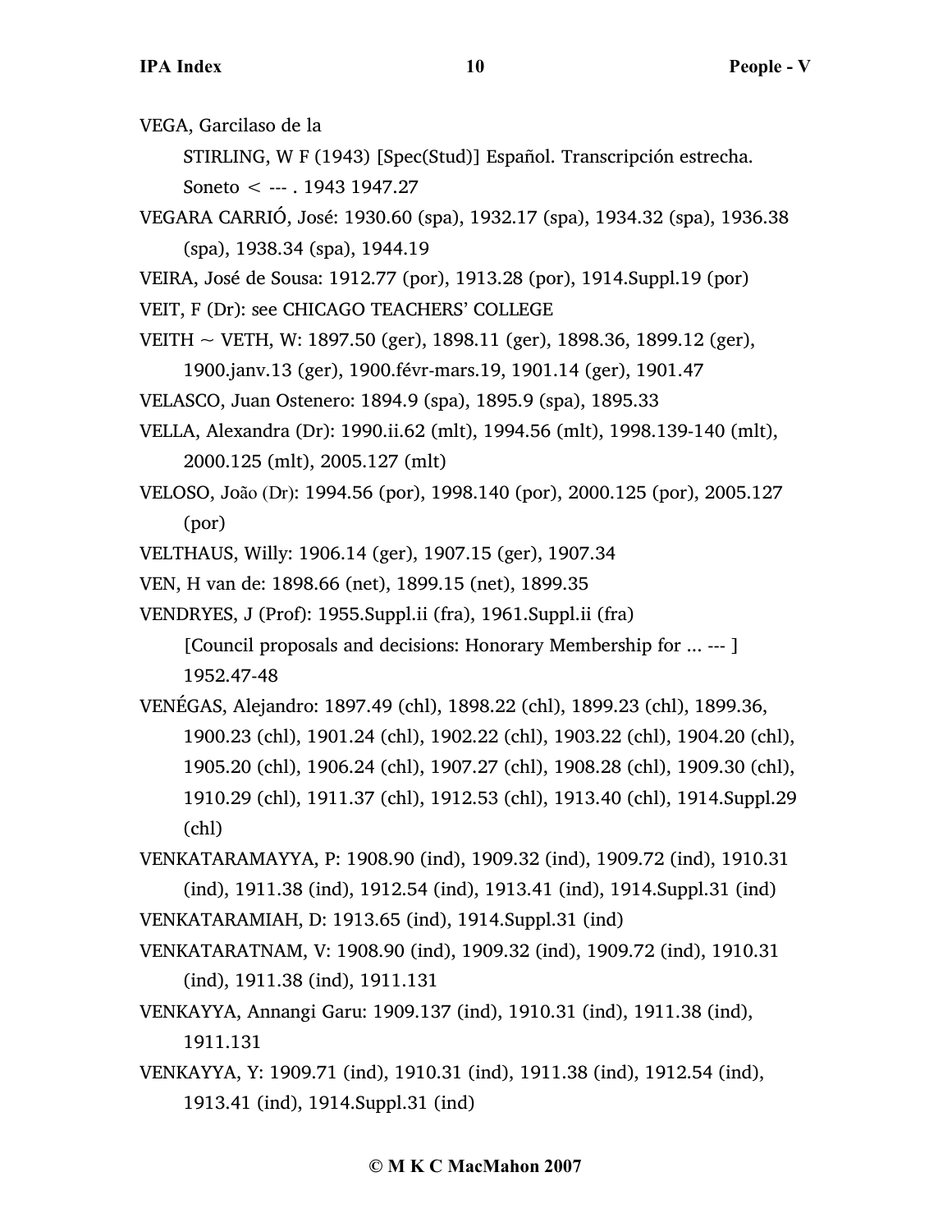VEGA, Garcilaso de la

STIRLING, W F (1943) [Spec(Stud)] Español. Transcripción estrecha. Soneto < --- . 1943 1947.27

VEGARA CARRIÓ, José: 1930.60 (spa), 1932.17 (spa), 1934.32 (spa), 1936.38 (spa), 1938.34 (spa), 1944.19

VEIRA, José de Sousa: 1912.77 (por), 1913.28 (por), 1914.Suppl.19 (por)

VEIT, F (Dr): see CHICAGO TEACHERS' COLLEGE

VEITH ~ VETH, W: 1897.50 (ger), 1898.11 (ger), 1898.36, 1899.12 (ger), 1900.janv.13 (ger), 1900.févr-mars.19, 1901.14 (ger), 1901.47

VELASCO, Juan Ostenero: 1894.9 (spa), 1895.9 (spa), 1895.33

VELLA, Alexandra (Dr): 1990.ii.62 (mlt), 1994.56 (mlt), 1998.139-140 (mlt), 2000.125 (mlt), 2005.127 (mlt)

VELOSO, João (Dr): 1994.56 (por), 1998.140 (por), 2000.125 (por), 2005.127 (por)

VELTHAUS, Willy: 1906.14 (ger), 1907.15 (ger), 1907.34

VEN, H van de: 1898.66 (net), 1899.15 (net), 1899.35

VENDRYES, J (Prof): 1955.Suppl.ii (fra), 1961.Suppl.ii (fra)

[Council proposals and decisions: Honorary Membership for ... --- ] 1952.47-48

VENÉGAS, Alejandro: 1897.49 (chl), 1898.22 (chl), 1899.23 (chl), 1899.36, 1900.23 (chl), 1901.24 (chl), 1902.22 (chl), 1903.22 (chl), 1904.20 (chl), 1905.20 (chl), 1906.24 (chl), 1907.27 (chl), 1908.28 (chl), 1909.30 (chl), 1910.29 (chl), 1911.37 (chl), 1912.53 (chl), 1913.40 (chl), 1914.Suppl.29 (chl)

VENKATARAMAYYA, P: 1908.90 (ind), 1909.32 (ind), 1909.72 (ind), 1910.31 (ind), 1911.38 (ind), 1912.54 (ind), 1913.41 (ind), 1914.Suppl.31 (ind)

VENKATARAMIAH, D: 1913.65 (ind), 1914.Suppl.31 (ind)

VENKATARATNAM, V: 1908.90 (ind), 1909.32 (ind), 1909.72 (ind), 1910.31 (ind), 1911.38 (ind), 1911.131

VENKAYYA, Annangi Garu: 1909.137 (ind), 1910.31 (ind), 1911.38 (ind), 1911.131

VENKAYYA, Y: 1909.71 (ind), 1910.31 (ind), 1911.38 (ind), 1912.54 (ind), 1913.41 (ind), 1914.Suppl.31 (ind)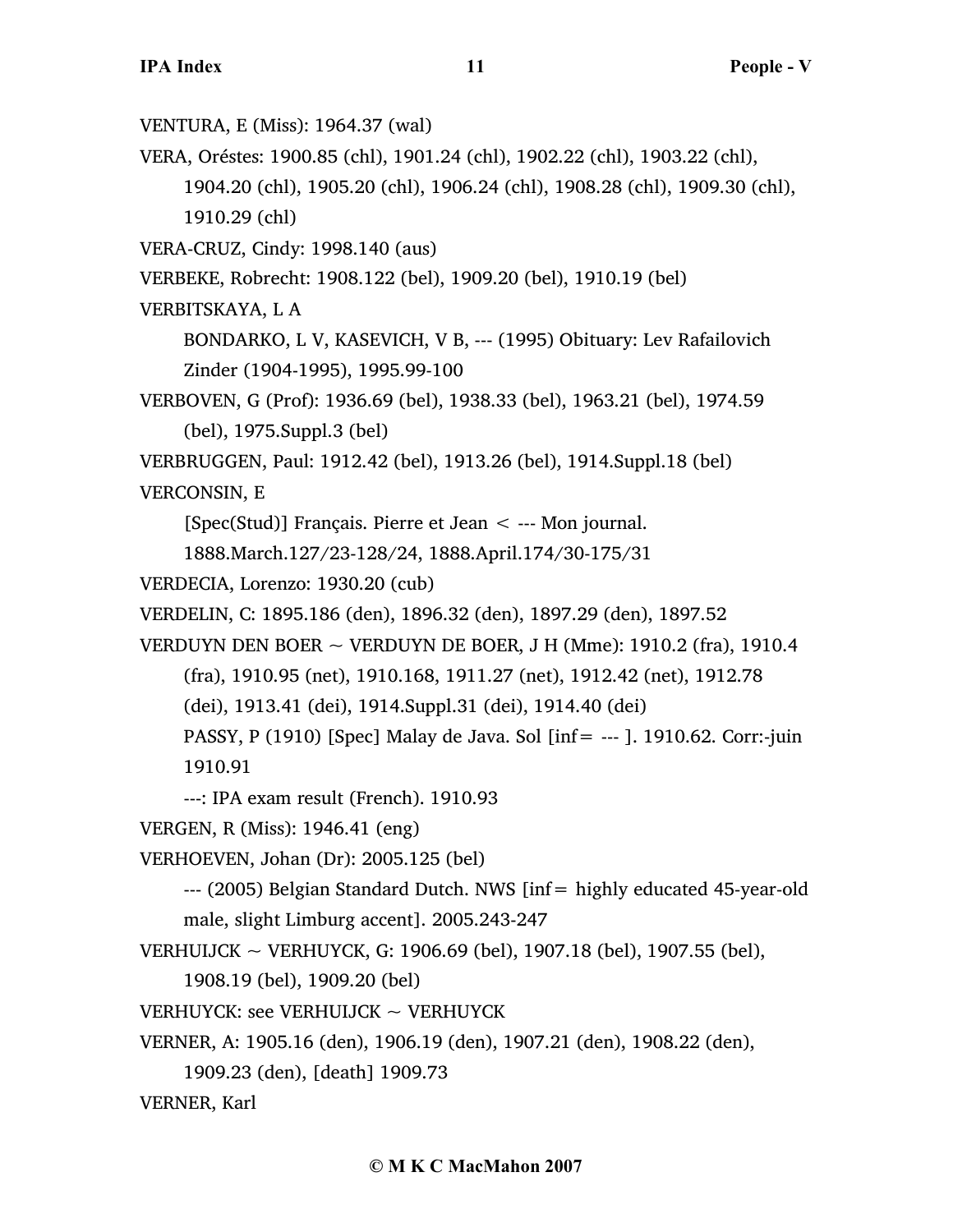VENTURA, E (Miss): 1964.37 (wal)

VERA, Oréstes: 1900.85 (chl), 1901.24 (chl), 1902.22 (chl), 1903.22 (chl), 1904.20 (chl), 1905.20 (chl), 1906.24 (chl), 1908.28 (chl), 1909.30 (chl), 1910.29 (chl)

VERA-CRUZ, Cindy: 1998.140 (aus)

VERBEKE, Robrecht: 1908.122 (bel), 1909.20 (bel), 1910.19 (bel)

VERBITSKAYA, L A

  BONDARKO, L V, KASEVICH, V B, --- (1995) Obituary: Lev Rafailovich Zinder (1904-1995), 1995.99-100

VERBOVEN, G (Prof): 1936.69 (bel), 1938.33 (bel), 1963.21 (bel), 1974.59 (bel), 1975.Suppl.3 (bel)

VERBRUGGEN, Paul: 1912.42 (bel), 1913.26 (bel), 1914.Suppl.18 (bel)

VERCONSIN, E

  [Spec(Stud)] Français. Pierre et Jean < --- Mon journal. 1888.March.127/23-128/24, 1888.April.174/30-175/31

VERDECIA, Lorenzo: 1930.20 (cub)

VERDELIN, C: 1895.186 (den), 1896.32 (den), 1897.29 (den), 1897.52

VERDUYN DEN BOER ~ VERDUYN DE BOER, J H (Mme): 1910.2 (fra), 1910.4 (fra), 1910.95 (net), 1910.168, 1911.27 (net), 1912.42 (net), 1912.78 (dei), 1913.41 (dei), 1914.Suppl.31 (dei), 1914.40 (dei)

  PASSY, P (1910) [Spec] Malay de Java. Sol [inf= --- ]. 1910.62. Corr:-juin 1910.91

  ---: IPA exam result (French). 1910.93

VERGEN, R (Miss): 1946.41 (eng)

VERHOEVEN, Johan (Dr): 2005.125 (bel)

  --- (2005) Belgian Standard Dutch. NWS [inf= highly educated 45-year-old male, slight Limburg accent]. 2005.243-247

VERHUIJCK ~ VERHUYCK, G: 1906.69 (bel), 1907.18 (bel), 1907.55 (bel), 1908.19 (bel), 1909.20 (bel)

VERHUYCK: see VERHUIJCK ~ VERHUYCK

VERNER, A: 1905.16 (den), 1906.19 (den), 1907.21 (den), 1908.22 (den), 1909.23 (den), [death] 1909.73

VERNER, Karl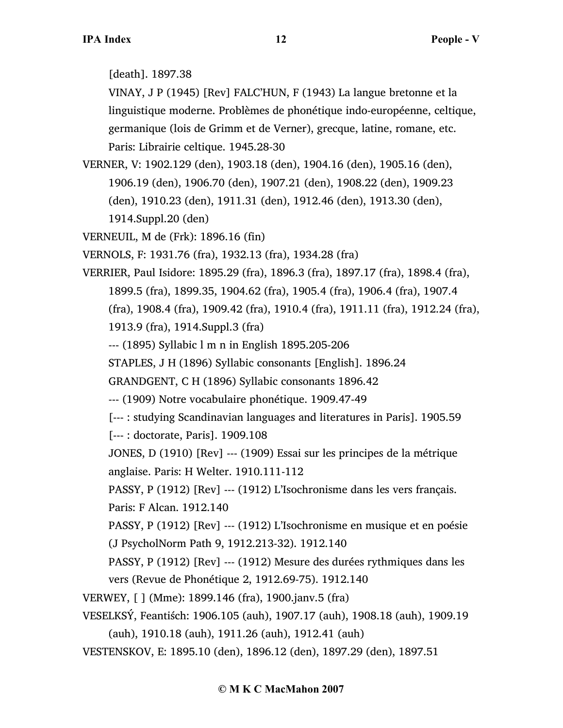[death]. 1897.38

VINAY, J P (1945) [Rev] FALC'HUN, F (1943) La langue bretonne et la linguistique moderne. Problèmes de phonétique indo-européenne, celtique, germanique (lois de Grimm et de Verner), grecque, latine, romane, etc. Paris: Librairie celtique. 1945.28-30

VERNER, V: 1902.129 (den), 1903.18 (den), 1904.16 (den), 1905.16 (den), 1906.19 (den), 1906.70 (den), 1907.21 (den), 1908.22 (den), 1909.23 (den), 1910.23 (den), 1911.31 (den), 1912.46 (den), 1913.30 (den), 1914.Suppl.20 (den)

VERNEUIL, M de (Frk): 1896.16 (fin)

VERNOLS, F: 1931.76 (fra), 1932.13 (fra), 1934.28 (fra)

VERRIER, Paul Isidore: 1895.29 (fra), 1896.3 (fra), 1897.17 (fra), 1898.4 (fra), 1899.5 (fra), 1899.35, 1904.62 (fra), 1905.4 (fra), 1906.4 (fra), 1907.4 (fra), 1908.4 (fra), 1909.42 (fra), 1910.4 (fra), 1911.11 (fra), 1912.24 (fra), 1913.9 (fra), 1914.Suppl.3 (fra)

--- (1895) Syllabic l m n in English 1895.205-206

STAPLES, J H (1896) Syllabic consonants [English]. 1896.24

GRANDGENT, C H (1896) Syllabic consonants 1896.42

--- (1909) Notre vocabulaire phonétique. 1909.47-49

[--- : studying Scandinavian languages and literatures in Paris]. 1905.59

[--- : doctorate, Paris]. 1909.108

JONES, D (1910) [Rev] --- (1909) Essai sur les principes de la métrique anglaise. Paris: H Welter. 1910.111-112

PASSY, P (1912) [Rev] --- (1912) L'Isochronisme dans les vers français. Paris: F Alcan. 1912.140

PASSY, P (1912) [Rev] --- (1912) L'Isochronisme en musique et en poésie (J PsycholNorm Path 9, 1912.213-32). 1912.140

PASSY, P (1912) [Rev] --- (1912) Mesure des durées rythmiques dans les vers (Revue de Phonétique 2, 1912.69-75). 1912.140

VERWEY, [ ] (Mme): 1899.146 (fra), 1900.janv.5 (fra)

VESELKSÝ, Feantiśch: 1906.105 (auh), 1907.17 (auh), 1908.18 (auh), 1909.19 (auh), 1910.18 (auh), 1911.26 (auh), 1912.41 (auh)

VESTENSKOV, E: 1895.10 (den), 1896.12 (den), 1897.29 (den), 1897.51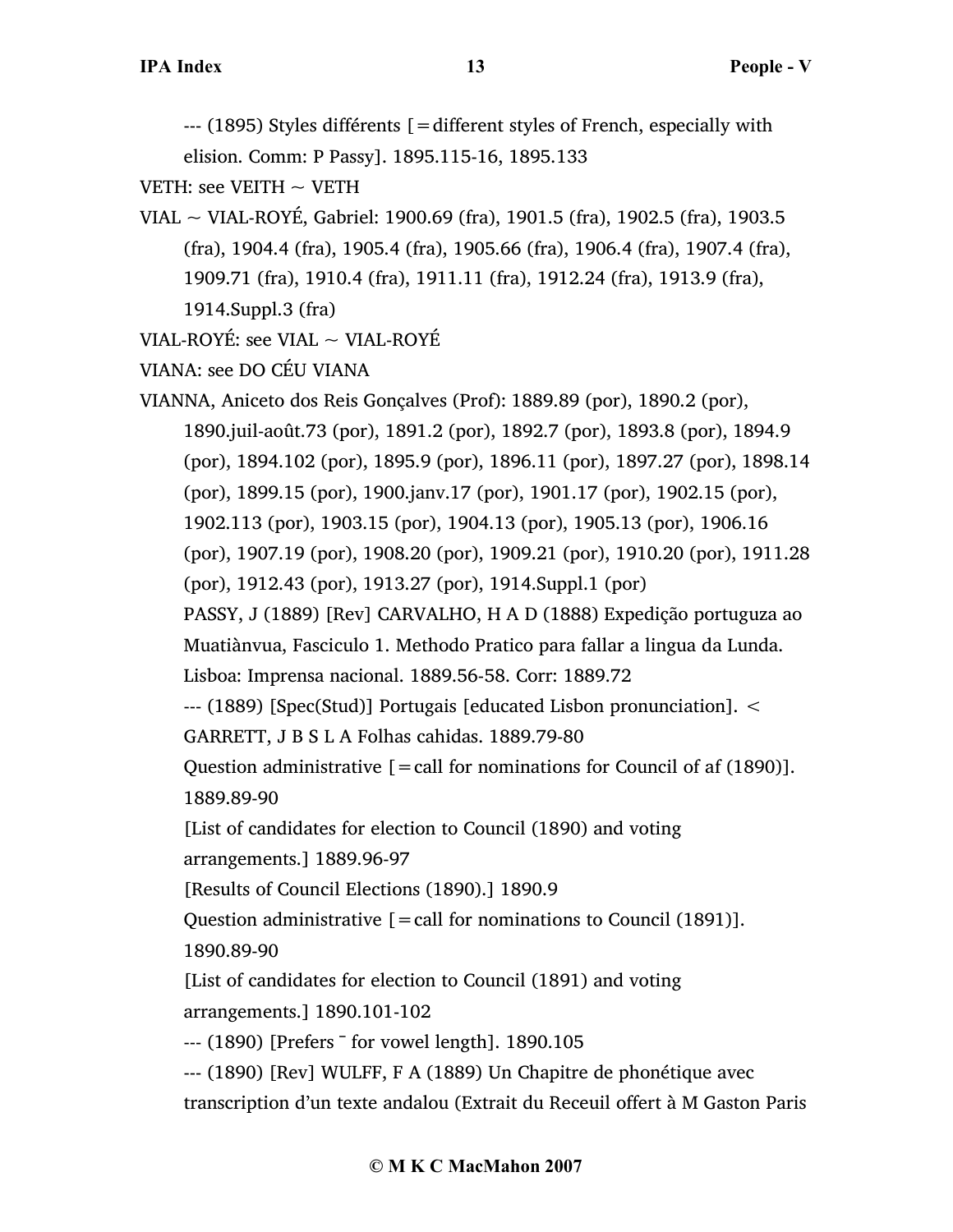--- (1895) Styles différents [=different styles of French, especially with elision. Comm: P Passy]. 1895.115-16, 1895.133

VETH: see VEITH ~ VETH

VIAL ~ VIAL-ROYÉ, Gabriel: 1900.69 (fra), 1901.5 (fra), 1902.5 (fra), 1903.5 (fra), 1904.4 (fra), 1905.4 (fra), 1905.66 (fra), 1906.4 (fra), 1907.4 (fra), 1909.71 (fra), 1910.4 (fra), 1911.11 (fra), 1912.24 (fra), 1913.9 (fra), 1914.Suppl.3 (fra)

VIAL-ROYÉ: see VIAL ~ VIAL-ROYÉ

VIANA: see DO CÉU VIANA

VIANNA, Aniceto dos Reis Gonçalves (Prof): 1889.89 (por), 1890.2 (por), 1890.juil-août.73 (por), 1891.2 (por), 1892.7 (por), 1893.8 (por), 1894.9 (por), 1894.102 (por), 1895.9 (por), 1896.11 (por), 1897.27 (por), 1898.14 (por), 1899.15 (por), 1900.janv.17 (por), 1901.17 (por), 1902.15 (por), 1902.113 (por), 1903.15 (por), 1904.13 (por), 1905.13 (por), 1906.16 (por), 1907.19 (por), 1908.20 (por), 1909.21 (por), 1910.20 (por), 1911.28 (por), 1912.43 (por), 1913.27 (por), 1914.Suppl.1 (por)

PASSY, J (1889) [Rev] CARVALHO, H A D (1888) Expedição portuguza ao Muatiànvua, Fasciculo 1. Methodo Pratico para fallar a lingua da Lunda. Lisboa: Imprensa nacional. 1889.56-58. Corr: 1889.72

--- (1889) [Spec(Stud)] Portugais [educated Lisbon pronunciation]. < GARRETT, J B S L A Folhas cahidas. 1889.79-80

Question administrative [=call for nominations for Council of af (1890)]. 1889.89-90

[List of candidates for election to Council (1890) and voting arrangements.] 1889.96-97

[Results of Council Elections (1890).] 1890.9

Question administrative [=call for nominations to Council (1891)]. 1890.89-90

[List of candidates for election to Council (1891) and voting arrangements.] 1890.101-102

--- (1890) [Prefers ¯ for vowel length]. 1890.105

--- (1890) [Rev] WULFF, F A (1889) Un Chapitre de phonétique avec transcription d'un texte andalou (Extrait du Receuil offert à M Gaston Paris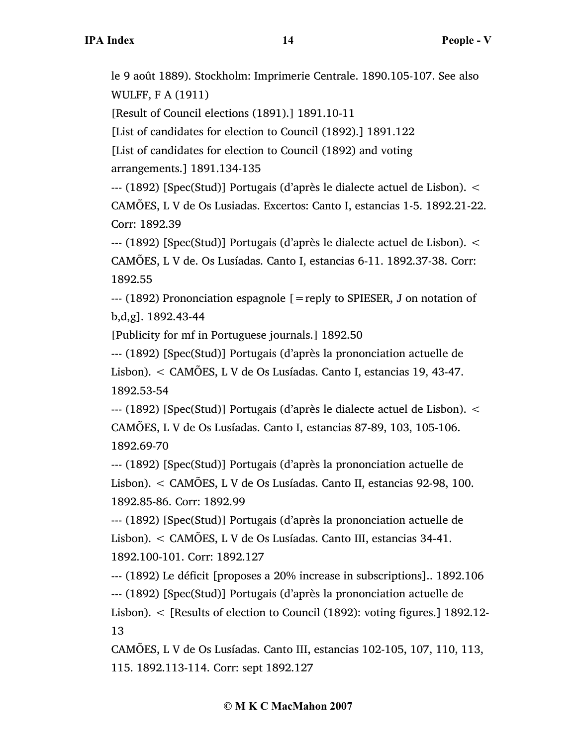le 9 août 1889). Stockholm: Imprimerie Centrale. 1890.105-107. See also WULFF, F A (1911)

[Result of Council elections (1891).] 1891.10-11

[List of candidates for election to Council (1892).] 1891.122

[List of candidates for election to Council (1892) and voting arrangements.] 1891.134-135

--- (1892) [Spec(Stud)] Portugais (d'après le dialecte actuel de Lisbon). < CAMÕES, L V de Os Lusiadas. Excertos: Canto I, estancias 1-5. 1892.21-22. Corr: 1892.39

--- (1892) [Spec(Stud)] Portugais (d'après le dialecte actuel de Lisbon). < CAMÕES, L V de. Os Lusíadas. Canto I, estancias 6-11. 1892.37-38. Corr: 1892.55

--- (1892) Prononciation espagnole [=reply to SPIESER, J on notation of b,d,g]. 1892.43-44

[Publicity for mf in Portuguese journals.] 1892.50

--- (1892) [Spec(Stud)] Portugais (d'après la prononciation actuelle de Lisbon). < CAMÕES, L V de Os Lusíadas. Canto I, estancias 19, 43-47. 1892.53-54

--- (1892) [Spec(Stud)] Portugais (d'après le dialecte actuel de Lisbon). < CAMÕES, L V de Os Lusíadas. Canto I, estancias 87-89, 103, 105-106. 1892.69-70

--- (1892) [Spec(Stud)] Portugais (d'après la prononciation actuelle de Lisbon). < CAMÕES, L V de Os Lusíadas. Canto II, estancias 92-98, 100. 1892.85-86. Corr: 1892.99

--- (1892) [Spec(Stud)] Portugais (d'après la prononciation actuelle de Lisbon). < CAMÕES, L V de Os Lusíadas. Canto III, estancias 34-41. 1892.100-101. Corr: 1892.127

--- (1892) Le déficit [proposes a 20% increase in subscriptions].. 1892.106

--- (1892) [Spec(Stud)] Portugais (d'après la prononciation actuelle de Lisbon). < [Results of election to Council (1892): voting figures.] 1892.12-13

CAMÕES, L V de Os Lusíadas. Canto III, estancias 102-105, 107, 110, 113, 115. 1892.113-114. Corr: sept 1892.127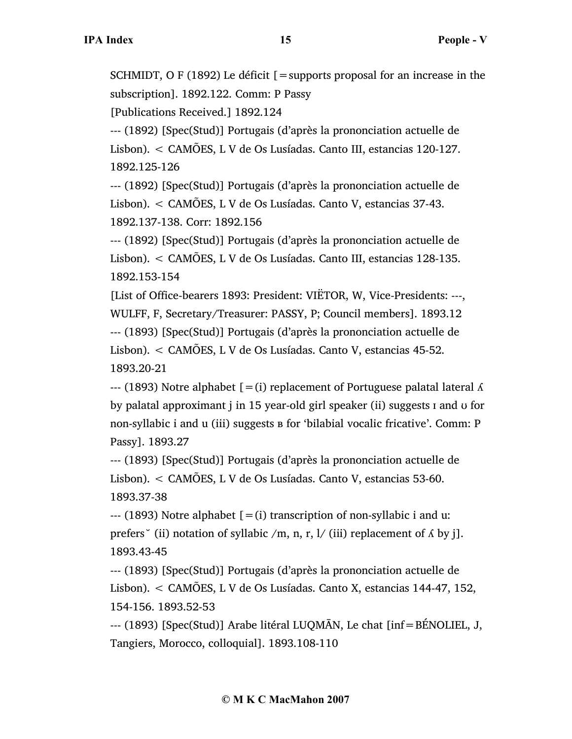SCHMIDT, O F (1892) Le déficit [=supports proposal for an increase in the subscription]. 1892.122. Comm: P Passy

[Publications Received.] 1892.124

--- (1892) [Spec(Stud)] Portugais (d'après la prononciation actuelle de Lisbon). < CAMÕES, L V de Os Lusíadas. Canto III, estancias 120-127. 1892.125-126

--- (1892) [Spec(Stud)] Portugais (d'après la prononciation actuelle de Lisbon). < CAMÕES, L V de Os Lusíadas. Canto V, estancias 37-43. 1892.137-138. Corr: 1892.156

--- (1892) [Spec(Stud)] Portugais (d'après la prononciation actuelle de Lisbon). < CAMÕES, L V de Os Lusíadas. Canto III, estancias 128-135. 1892.153-154

[List of Office-bearers 1893: President: VIËTOR, W, Vice-Presidents: ---, WULFF, F, Secretary/Treasurer: PASSY, P; Council members]. 1893.12

--- (1893) [Spec(Stud)] Portugais (d'après la prononciation actuelle de Lisbon). < CAMÕES, L V de Os Lusíadas. Canto V, estancias 45-52. 1893.20-21

--- (1893) Notre alphabet [=(i) replacement of Portuguese palatal lateral ʎ by palatal approximant j in 15 year-old girl speaker (ii) suggests ɪ and ʊ for non-syllabic i and u (iii) suggests ʙ for 'bilabial vocalic fricative'. Comm: P Passy]. 1893.27

--- (1893) [Spec(Stud)] Portugais (d'après la prononciation actuelle de Lisbon). < CAMÕES, L V de Os Lusíadas. Canto V, estancias 53-60. 1893.37-38

--- (1893) Notre alphabet [=(i) transcription of non-syllabic i and u: prefers ˘ (ii) notation of syllabic /m, n, r, l/ (iii) replacement of ʎ by j]. 1893.43-45

--- (1893) [Spec(Stud)] Portugais (d'après la prononciation actuelle de Lisbon). < CAMÕES, L V de Os Lusíadas. Canto X, estancias 144-47, 152, 154-156. 1893.52-53

--- (1893) [Spec(Stud)] Arabe litéral LUQMĀN, Le chat [inf=BÉNOLIEL, J, Tangiers, Morocco, colloquial]. 1893.108-110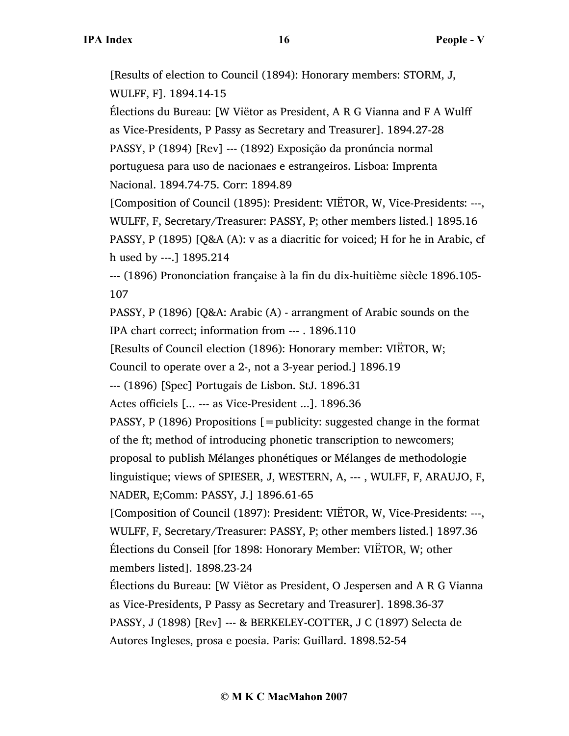[Results of election to Council (1894): Honorary members: STORM, J, WULFF, F]. 1894.14-15

Élections du Bureau: [W Viëtor as President, A R G Vianna and F A Wulff as Vice-Presidents, P Passy as Secretary and Treasurer]. 1894.27-28

PASSY, P (1894) [Rev] --- (1892) Exposição da pronúncia normal portuguesa para uso de nacionaes e estrangeiros. Lisboa: Imprenta Nacional. 1894.74-75. Corr: 1894.89

[Composition of Council (1895): President: VIËTOR, W, Vice-Presidents: ---, WULFF, F, Secretary/Treasurer: PASSY, P; other members listed.] 1895.16

PASSY, P (1895) [Q&A (A): v as a diacritic for voiced; H for he in Arabic, cf h used by ---.] 1895.214

--- (1896) Prononciation française à la fin du dix-huitième siècle 1896.105-107

PASSY, P (1896) [Q&A: Arabic (A) - arrangment of Arabic sounds on the IPA chart correct; information from --- . 1896.110

[Results of Council election (1896): Honorary member: VIËTOR, W; Council to operate over a 2-, not a 3-year period.] 1896.19

--- (1896) [Spec] Portugais de Lisbon. StJ. 1896.31

Actes officiels [... --- as Vice-President ...]. 1896.36

PASSY, P (1896) Propositions [=publicity: suggested change in the format of the ft; method of introducing phonetic transcription to newcomers; proposal to publish Mélanges phonétiques or Mélanges de methodologie linguistique; views of SPIESER, J, WESTERN, A, --- , WULFF, F, ARAUJO, F, NADER, E;Comm: PASSY, J.] 1896.61-65

[Composition of Council (1897): President: VIËTOR, W, Vice-Presidents: ---, WULFF, F, Secretary/Treasurer: PASSY, P; other members listed.] 1897.36

Élections du Conseil [for 1898: Honorary Member: VIËTOR, W; other members listed]. 1898.23-24

Élections du Bureau: [W Viëtor as President, O Jespersen and A R G Vianna as Vice-Presidents, P Passy as Secretary and Treasurer]. 1898.36-37

PASSY, J (1898) [Rev] --- & BERKELEY-COTTER, J C (1897) Selecta de Autores Ingleses, prosa e poesia. Paris: Guillard. 1898.52-54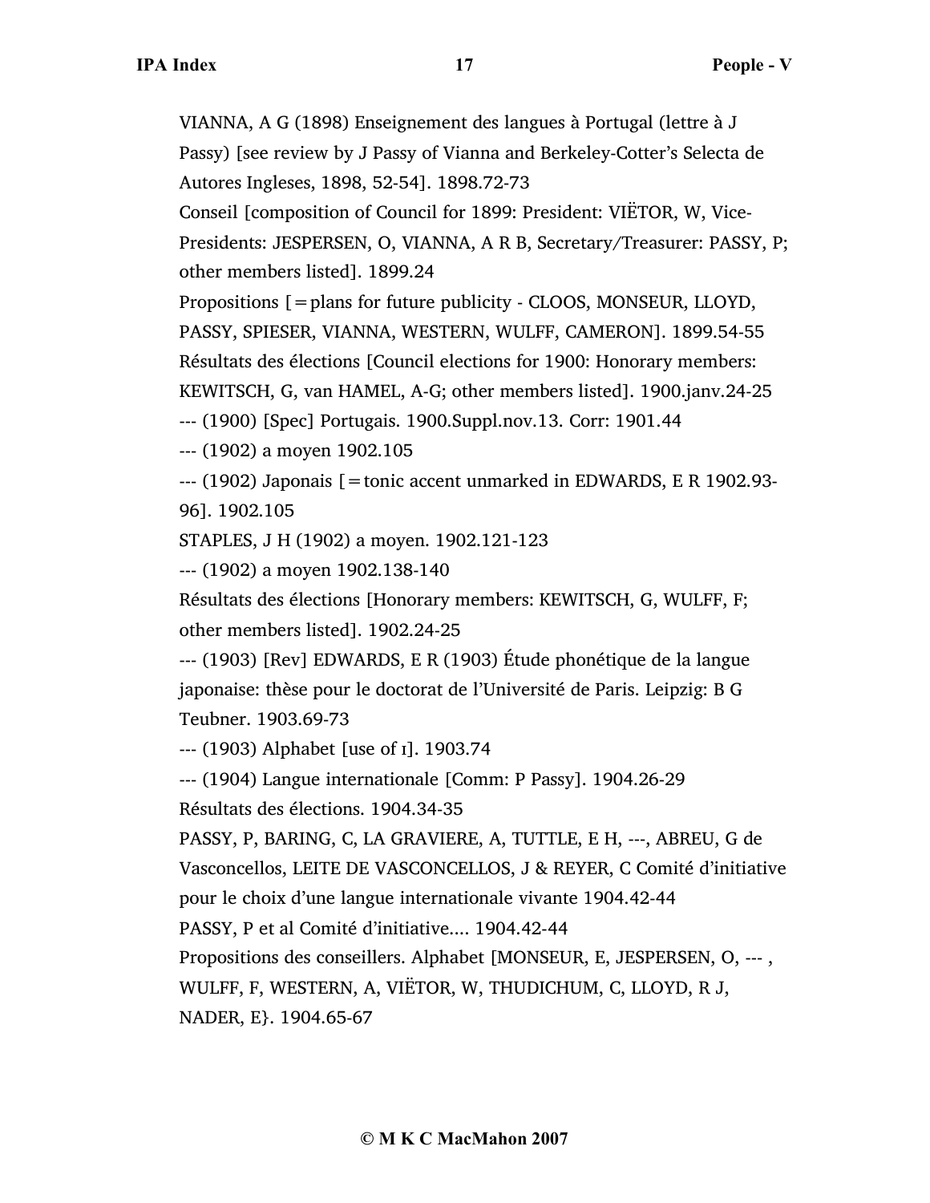VIANNA, A G (1898) Enseignement des langues à Portugal (lettre à J Passy) [see review by J Passy of Vianna and Berkeley-Cotter's Selecta de Autores Ingleses, 1898, 52-54]. 1898.72-73

Conseil [composition of Council for 1899: President: VIËTOR, W, Vice-Presidents: JESPERSEN, O, VIANNA, A R B, Secretary/Treasurer: PASSY, P; other members listed]. 1899.24

Propositions [=plans for future publicity - CLOOS, MONSEUR, LLOYD, PASSY, SPIESER, VIANNA, WESTERN, WULFF, CAMERON]. 1899.54-55

Résultats des élections [Council elections for 1900: Honorary members: KEWITSCH, G, van HAMEL, A-G; other members listed]. 1900.janv.24-25

--- (1900) [Spec] Portugais. 1900.Suppl.nov.13. Corr: 1901.44

--- (1902) a moyen 1902.105

--- (1902) Japonais [=tonic accent unmarked in EDWARDS, E R 1902.93-96]. 1902.105

STAPLES, J H (1902) a moyen. 1902.121-123

--- (1902) a moyen 1902.138-140

Résultats des élections [Honorary members: KEWITSCH, G, WULFF, F; other members listed]. 1902.24-25

--- (1903) [Rev] EDWARDS, E R (1903) Étude phonétique de la langue japonaise: thèse pour le doctorat de l'Université de Paris. Leipzig: B G Teubner. 1903.69-73

--- (1903) Alphabet [use of ɪ]. 1903.74

--- (1904) Langue internationale [Comm: P Passy]. 1904.26-29

Résultats des élections. 1904.34-35

PASSY, P, BARING, C, LA GRAVIERE, A, TUTTLE, E H, ---, ABREU, G de Vasconcellos, LEITE DE VASCONCELLOS, J & REYER, C Comité d'initiative pour le choix d'une langue internationale vivante 1904.42-44

PASSY, P et al Comité d'initiative.... 1904.42-44

Propositions des conseillers. Alphabet [MONSEUR, E, JESPERSEN, O, --- , WULFF, F, WESTERN, A, VIËTOR, W, THUDICHUM, C, LLOYD, R J, NADER, E}. 1904.65-67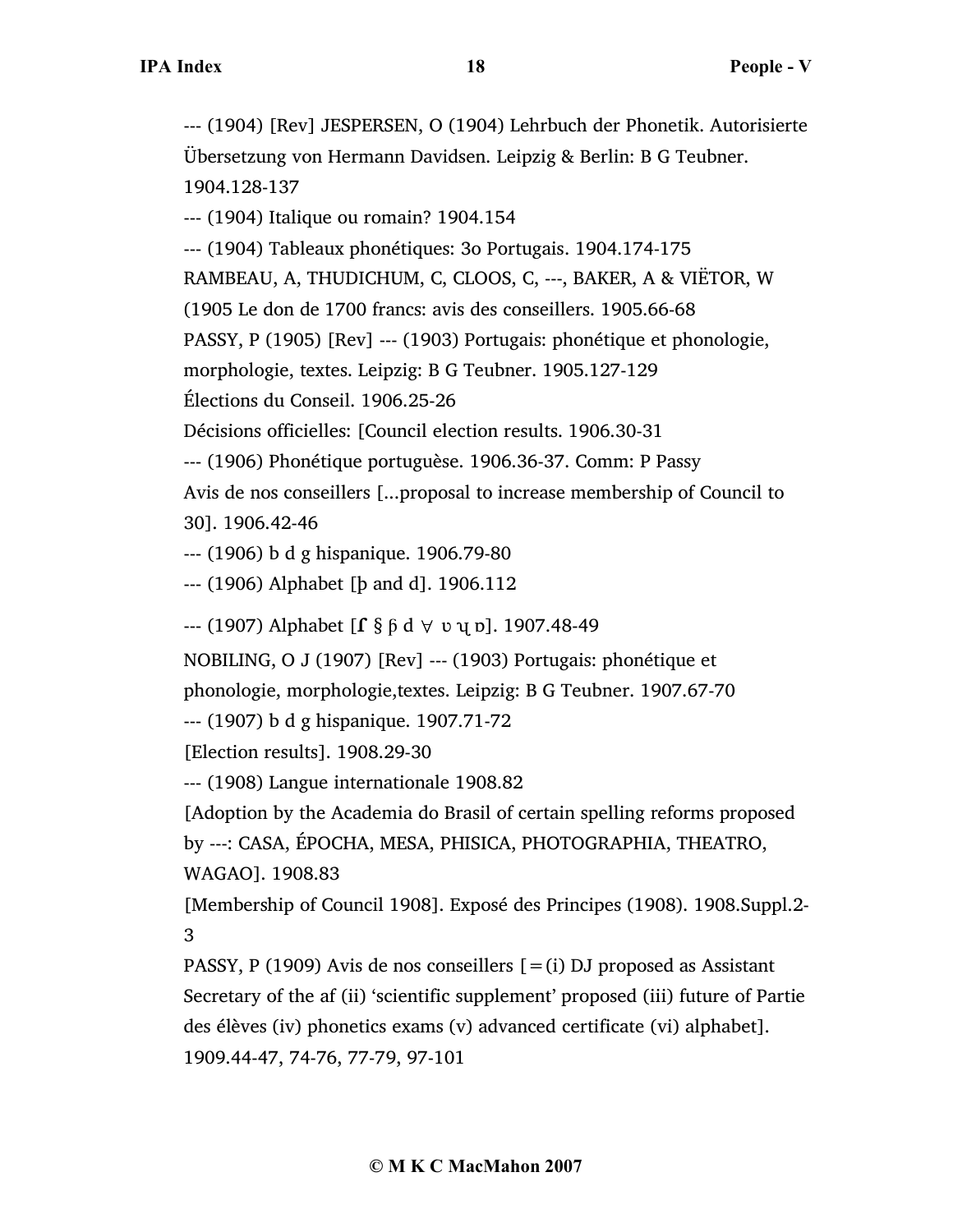--- (1904) [Rev] JESPERSEN, O (1904) Lehrbuch der Phonetik. Autorisierte Übersetzung von Hermann Davidsen. Leipzig & Berlin: B G Teubner. 1904.128-137

--- (1904) Italique ou romain? 1904.154

--- (1904) Tableaux phonétiques: 3o Portugais. 1904.174-175

RAMBEAU, A, THUDICHUM, C, CLOOS, C, ---, BAKER, A & VIËTOR, W (1905 Le don de 1700 francs: avis des conseillers. 1905.66-68

PASSY, P (1905) [Rev] --- (1903) Portugais: phonétique et phonologie, morphologie, textes. Leipzig: B G Teubner. 1905.127-129

Élections du Conseil. 1906.25-26

Décisions officielles: [Council election results. 1906.30-31

--- (1906) Phonétique portuguèse. 1906.36-37. Comm: P Passy

Avis de nos conseillers [...proposal to increase membership of Council to 30]. 1906.42-46

--- (1906) b d g hispanique. 1906.79-80

--- (1906) Alphabet [þ and d]. 1906.112

--- (1907) Alphabet [ɾ § β d ∀ ʋ ɥ ɒ]. 1907.48-49

NOBILING, O J (1907) [Rev] --- (1903) Portugais: phonétique et phonologie, morphologie,textes. Leipzig: B G Teubner. 1907.67-70

--- (1907) b d g hispanique. 1907.71-72

[Election results]. 1908.29-30

--- (1908) Langue internationale 1908.82

[Adoption by the Academia do Brasil of certain spelling reforms proposed by ---: CASA, ÉPOCHA, MESA, PHISICA, PHOTOGRAPHIA, THEATRO, WAGAO]. 1908.83

[Membership of Council 1908]. Exposé des Principes (1908). 1908.Suppl.2-3

PASSY, P (1909) Avis de nos conseillers [=(i) DJ proposed as Assistant Secretary of the af (ii) 'scientific supplement' proposed (iii) future of Partie des élèves (iv) phonetics exams (v) advanced certificate (vi) alphabet]. 1909.44-47, 74-76, 77-79, 97-101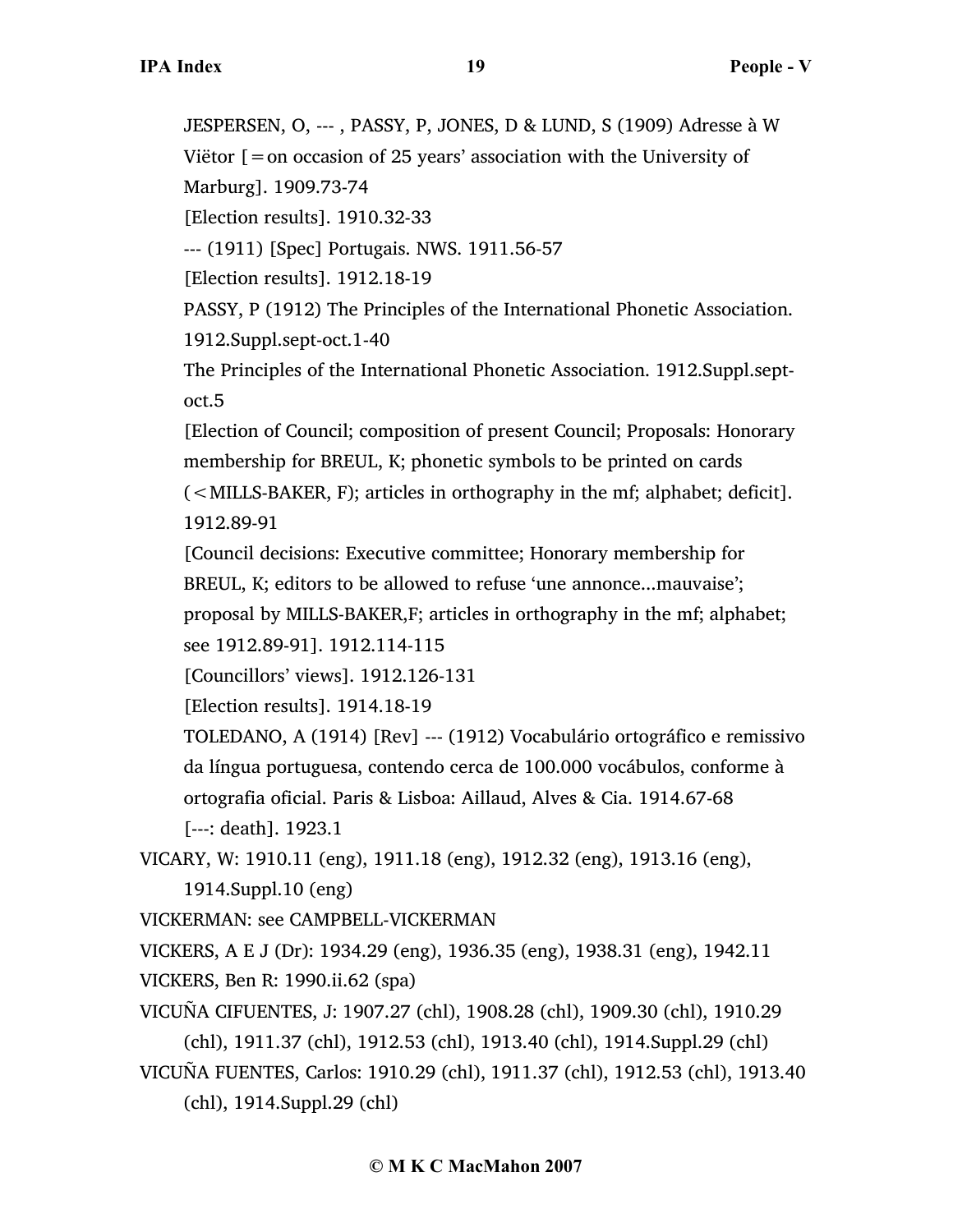JESPERSEN, O, --- , PASSY, P, JONES, D & LUND, S (1909) Adresse à W Viëtor [=on occasion of 25 years' association with the University of Marburg]. 1909.73-74

[Election results]. 1910.32-33

--- (1911) [Spec] Portugais. NWS. 1911.56-57

[Election results]. 1912.18-19

PASSY, P (1912) The Principles of the International Phonetic Association. 1912.Suppl.sept-oct.1-40

The Principles of the International Phonetic Association. 1912.Suppl.sept-oct.5

[Election of Council; composition of present Council; Proposals: Honorary membership for BREUL, K; phonetic symbols to be printed on cards (<MILLS-BAKER, F); articles in orthography in the mf; alphabet; deficit]. 1912.89-91

[Council decisions: Executive committee; Honorary membership for BREUL, K; editors to be allowed to refuse 'une annonce...mauvaise'; proposal by MILLS-BAKER,F; articles in orthography in the mf; alphabet; see 1912.89-91]. 1912.114-115

[Councillors' views]. 1912.126-131

[Election results]. 1914.18-19

TOLEDANO, A (1914) [Rev] --- (1912) Vocabulário ortográfico e remissivo da língua portuguesa, contendo cerca de 100.000 vocábulos, conforme à ortografia oficial. Paris & Lisboa: Aillaud, Alves & Cia. 1914.67-68

[---: death]. 1923.1

VICARY, W: 1910.11 (eng), 1911.18 (eng), 1912.32 (eng), 1913.16 (eng), 1914.Suppl.10 (eng)

VICKERMAN: see CAMPBELL-VICKERMAN

VICKERS, A E J (Dr): 1934.29 (eng), 1936.35 (eng), 1938.31 (eng), 1942.11

VICKERS, Ben R: 1990.ii.62 (spa)

VICUÑA CIFUENTES, J: 1907.27 (chl), 1908.28 (chl), 1909.30 (chl), 1910.29 (chl), 1911.37 (chl), 1912.53 (chl), 1913.40 (chl), 1914.Suppl.29 (chl)

VICUÑA FUENTES, Carlos: 1910.29 (chl), 1911.37 (chl), 1912.53 (chl), 1913.40 (chl), 1914.Suppl.29 (chl)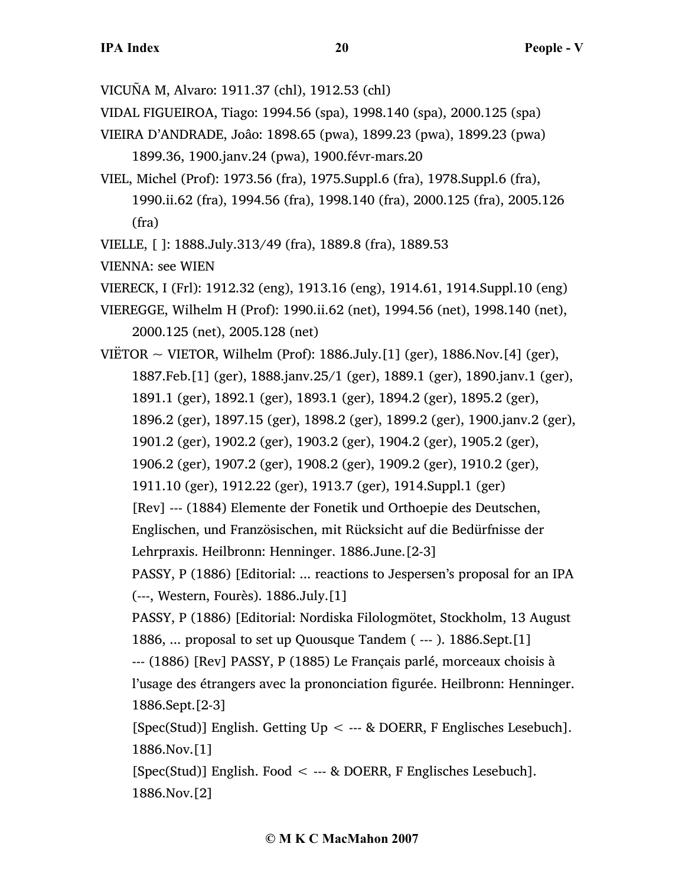VICUÑA M, Alvaro: 1911.37 (chl), 1912.53 (chl)

VIDAL FIGUEIROA, Tiago: 1994.56 (spa), 1998.140 (spa), 2000.125 (spa)

VIEIRA D'ANDRADE, Joâo: 1898.65 (pwa), 1899.23 (pwa), 1899.23 (pwa) 1899.36, 1900.janv.24 (pwa), 1900.févr-mars.20

VIEL, Michel (Prof): 1973.56 (fra), 1975.Suppl.6 (fra), 1978.Suppl.6 (fra), 1990.ii.62 (fra), 1994.56 (fra), 1998.140 (fra), 2000.125 (fra), 2005.126 (fra)

VIELLE, [ ]: 1888.July.313/49 (fra), 1889.8 (fra), 1889.53

VIENNA: see WIEN

VIERECK, I (Frl): 1912.32 (eng), 1913.16 (eng), 1914.61, 1914.Suppl.10 (eng)

VIEREGGE, Wilhelm H (Prof): 1990.ii.62 (net), 1994.56 (net), 1998.140 (net), 2000.125 (net), 2005.128 (net)

VIËTOR ~ VIETOR, Wilhelm (Prof): 1886.July.[1] (ger), 1886.Nov.[4] (ger), 1887.Feb.[1] (ger), 1888.janv.25/1 (ger), 1889.1 (ger), 1890.janv.1 (ger), 1891.1 (ger), 1892.1 (ger), 1893.1 (ger), 1894.2 (ger), 1895.2 (ger), 1896.2 (ger), 1897.15 (ger), 1898.2 (ger), 1899.2 (ger), 1900.janv.2 (ger), 1901.2 (ger), 1902.2 (ger), 1903.2 (ger), 1904.2 (ger), 1905.2 (ger), 1906.2 (ger), 1907.2 (ger), 1908.2 (ger), 1909.2 (ger), 1910.2 (ger), 1911.10 (ger), 1912.22 (ger), 1913.7 (ger), 1914.Suppl.1 (ger)

[Rev] --- (1884) Elemente der Fonetik und Orthoepie des Deutschen, Englischen, und Französischen, mit Rücksicht auf die Bedürfnisse der Lehrpraxis. Heilbronn: Henninger. 1886.June.[2-3]

PASSY, P (1886) [Editorial: ... reactions to Jespersen's proposal for an IPA (---, Western, Fourès). 1886.July.[1]

PASSY, P (1886) [Editorial: Nordiska Filologmötet, Stockholm, 13 August 1886, ... proposal to set up Quousque Tandem ( --- ). 1886.Sept.[1]

--- (1886) [Rev] PASSY, P (1885) Le Français parlé, morceaux choisis à l'usage des étrangers avec la prononciation figurée. Heilbronn: Henninger. 1886.Sept.[2-3]

[Spec(Stud)] English. Getting Up < --- & DOERR, F Englisches Lesebuch]. 1886.Nov.[1]

[Spec(Stud)] English. Food < --- & DOERR, F Englisches Lesebuch]. 1886.Nov.[2]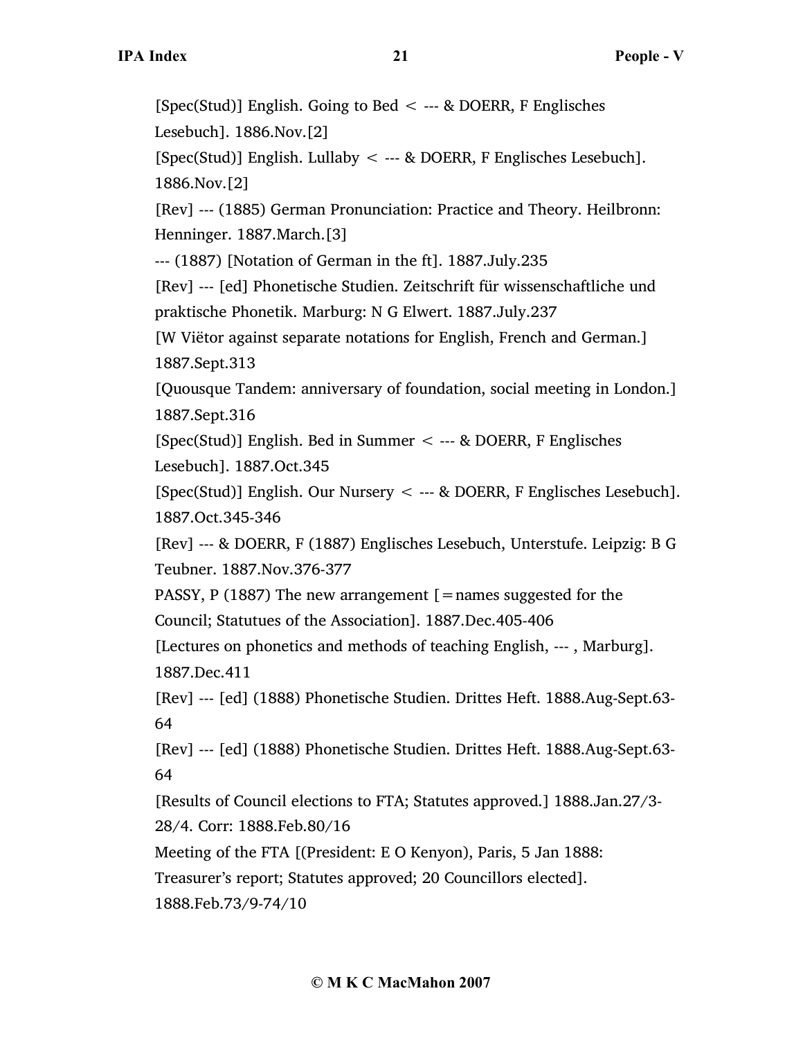[Spec(Stud)] English. Going to Bed < --- & DOERR, F Englisches Lesebuch]. 1886.Nov.[2]

[Spec(Stud)] English. Lullaby < --- & DOERR, F Englisches Lesebuch]. 1886.Nov.[2]

[Rev] --- (1885) German Pronunciation: Practice and Theory. Heilbronn: Henninger. 1887.March.[3]

--- (1887) [Notation of German in the ft]. 1887.July.235

[Rev] --- [ed] Phonetische Studien. Zeitschrift für wissenschaftliche und praktische Phonetik. Marburg: N G Elwert. 1887.July.237

[W Viëtor against separate notations for English, French and German.] 1887.Sept.313

[Quousque Tandem: anniversary of foundation, social meeting in London.] 1887.Sept.316

[Spec(Stud)] English. Bed in Summer < --- & DOERR, F Englisches Lesebuch]. 1887.Oct.345

[Spec(Stud)] English. Our Nursery < --- & DOERR, F Englisches Lesebuch]. 1887.Oct.345-346

[Rev] --- & DOERR, F (1887) Englisches Lesebuch, Unterstufe. Leipzig: B G Teubner. 1887.Nov.376-377

PASSY, P (1887) The new arrangement [=names suggested for the Council; Statutues of the Association]. 1887.Dec.405-406

[Lectures on phonetics and methods of teaching English, --- , Marburg]. 1887.Dec.411

[Rev] --- [ed] (1888) Phonetische Studien. Drittes Heft. 1888.Aug-Sept.63-64

[Rev] --- [ed] (1888) Phonetische Studien. Drittes Heft. 1888.Aug-Sept.63-64

[Results of Council elections to FTA; Statutes approved.] 1888.Jan.27/3-28/4. Corr: 1888.Feb.80/16

Meeting of the FTA [(President: E O Kenyon), Paris, 5 Jan 1888: Treasurer's report; Statutes approved; 20 Councillors elected]. 1888.Feb.73/9-74/10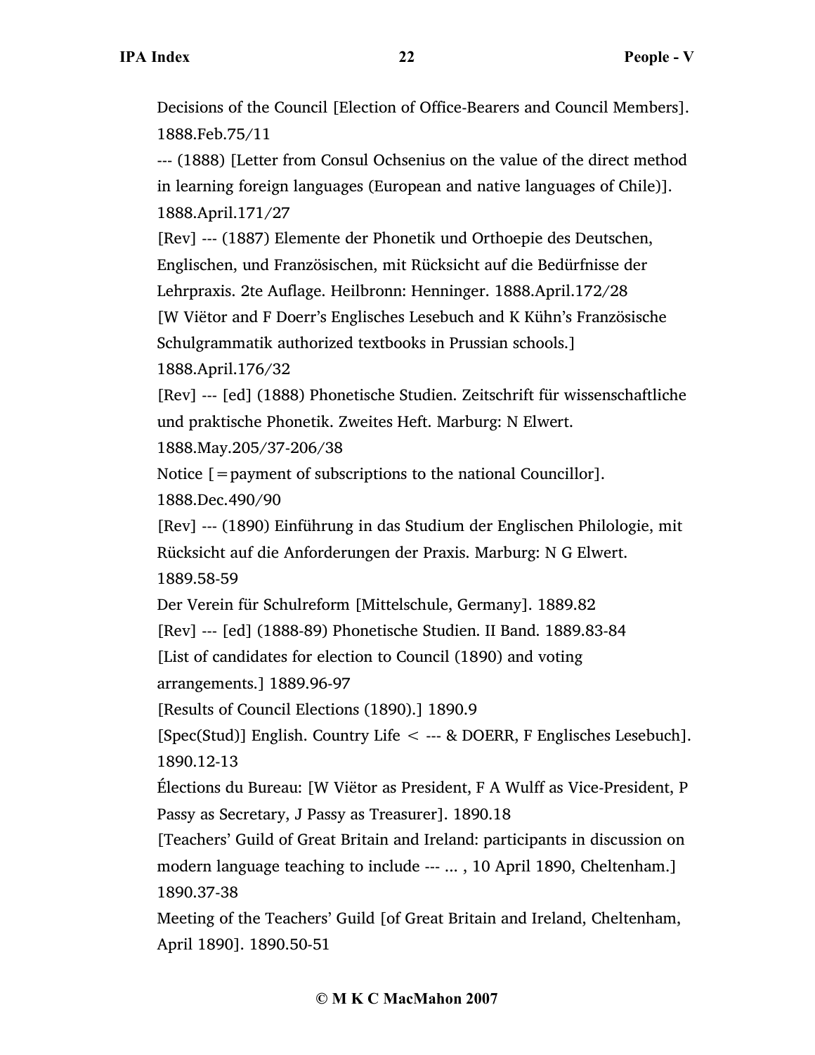Decisions of the Council [Election of Office-Bearers and Council Members]. 1888.Feb.75/11

--- (1888) [Letter from Consul Ochsenius on the value of the direct method in learning foreign languages (European and native languages of Chile)]. 1888.April.171/27

[Rev] --- (1887) Elemente der Phonetik und Orthoepie des Deutschen, Englischen, und Französischen, mit Rücksicht auf die Bedürfnisse der Lehrpraxis. 2te Auflage. Heilbronn: Henninger. 1888.April.172/28

[W Viëtor and F Doerr's Englisches Lesebuch and K Kühn's Französische Schulgrammatik authorized textbooks in Prussian schools.] 1888.April.176/32

[Rev] --- [ed] (1888) Phonetische Studien. Zeitschrift für wissenschaftliche und praktische Phonetik. Zweites Heft. Marburg: N Elwert. 1888.May.205/37-206/38

Notice [=payment of subscriptions to the national Councillor]. 1888.Dec.490/90

[Rev] --- (1890) Einführung in das Studium der Englischen Philologie, mit Rücksicht auf die Anforderungen der Praxis. Marburg: N G Elwert. 1889.58-59

Der Verein für Schulreform [Mittelschule, Germany]. 1889.82

[Rev] --- [ed] (1888-89) Phonetische Studien. II Band. 1889.83-84

[List of candidates for election to Council (1890) and voting arrangements.] 1889.96-97

[Results of Council Elections (1890).] 1890.9

[Spec(Stud)] English. Country Life < --- & DOERR, F Englisches Lesebuch]. 1890.12-13

Élections du Bureau: [W Viëtor as President, F A Wulff as Vice-President, P Passy as Secretary, J Passy as Treasurer]. 1890.18

[Teachers' Guild of Great Britain and Ireland: participants in discussion on modern language teaching to include --- ... , 10 April 1890, Cheltenham.] 1890.37-38

Meeting of the Teachers' Guild [of Great Britain and Ireland, Cheltenham, April 1890]. 1890.50-51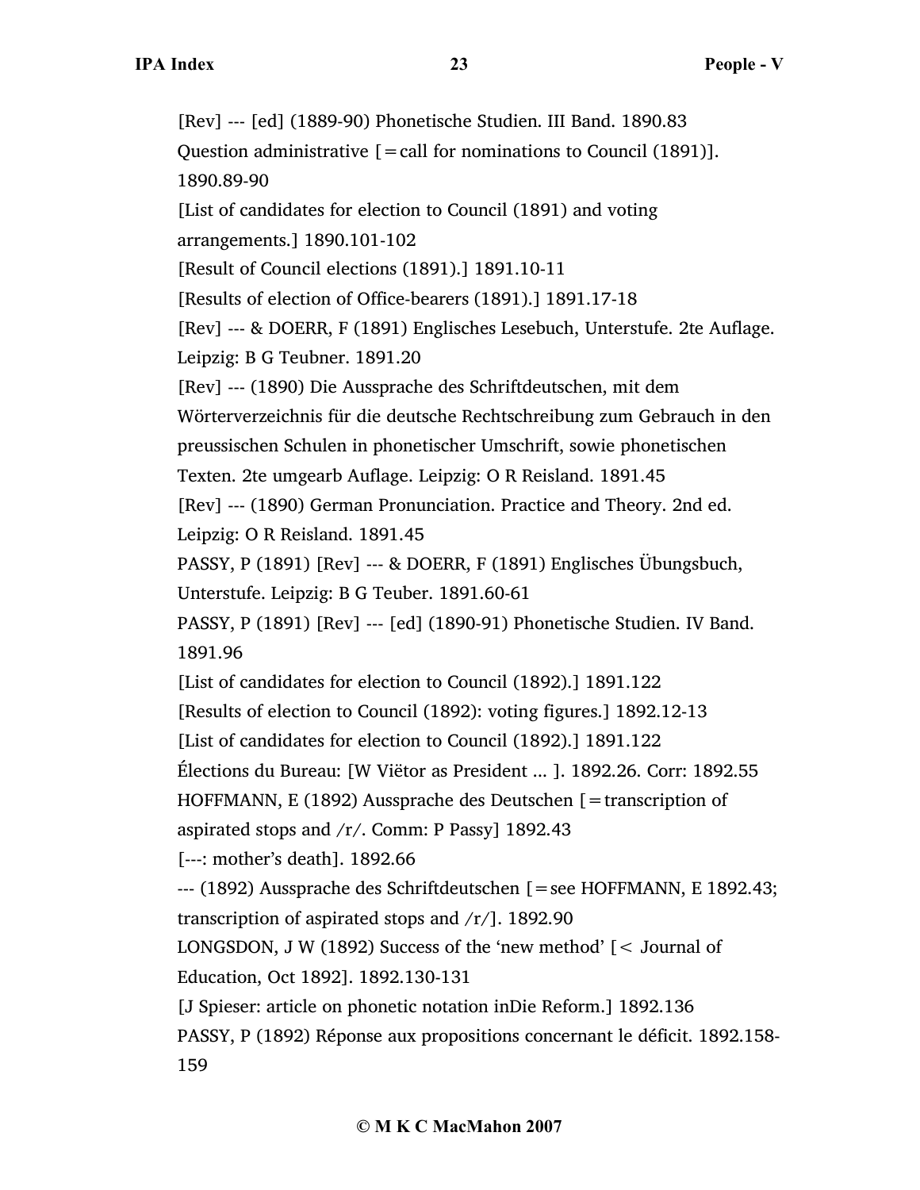[Rev] --- [ed] (1889-90) Phonetische Studien. III Band. 1890.83

Question administrative [=call for nominations to Council (1891)]. 1890.89-90

[List of candidates for election to Council (1891) and voting arrangements.] 1890.101-102

[Result of Council elections (1891).] 1891.10-11

[Results of election of Office-bearers (1891).] 1891.17-18

[Rev] --- & DOERR, F (1891) Englisches Lesebuch, Unterstufe. 2te Auflage. Leipzig: B G Teubner. 1891.20

[Rev] --- (1890) Die Aussprache des Schriftdeutschen, mit dem Wörterverzeichnis für die deutsche Rechtschreibung zum Gebrauch in den preussischen Schulen in phonetischer Umschrift, sowie phonetischen Texten. 2te umgearb Auflage. Leipzig: O R Reisland. 1891.45

[Rev] --- (1890) German Pronunciation. Practice and Theory. 2nd ed. Leipzig: O R Reisland. 1891.45

PASSY, P (1891) [Rev] --- & DOERR, F (1891) Englisches Übungsbuch, Unterstufe. Leipzig: B G Teuber. 1891.60-61

PASSY, P (1891) [Rev] --- [ed] (1890-91) Phonetische Studien. IV Band. 1891.96

[List of candidates for election to Council (1892).] 1891.122

[Results of election to Council (1892): voting figures.] 1892.12-13

[List of candidates for election to Council (1892).] 1891.122

Élections du Bureau: [W Viëtor as President ... ]. 1892.26. Corr: 1892.55

HOFFMANN, E (1892) Aussprache des Deutschen [=transcription of aspirated stops and /r/. Comm: P Passy] 1892.43

[---: mother's death]. 1892.66

--- (1892) Aussprache des Schriftdeutschen [=see HOFFMANN, E 1892.43; transcription of aspirated stops and /r/]. 1892.90

LONGSDON, J W (1892) Success of the 'new method' [< Journal of Education, Oct 1892]. 1892.130-131

[J Spieser: article on phonetic notation inDie Reform.] 1892.136

PASSY, P (1892) Réponse aux propositions concernant le déficit. 1892.158-159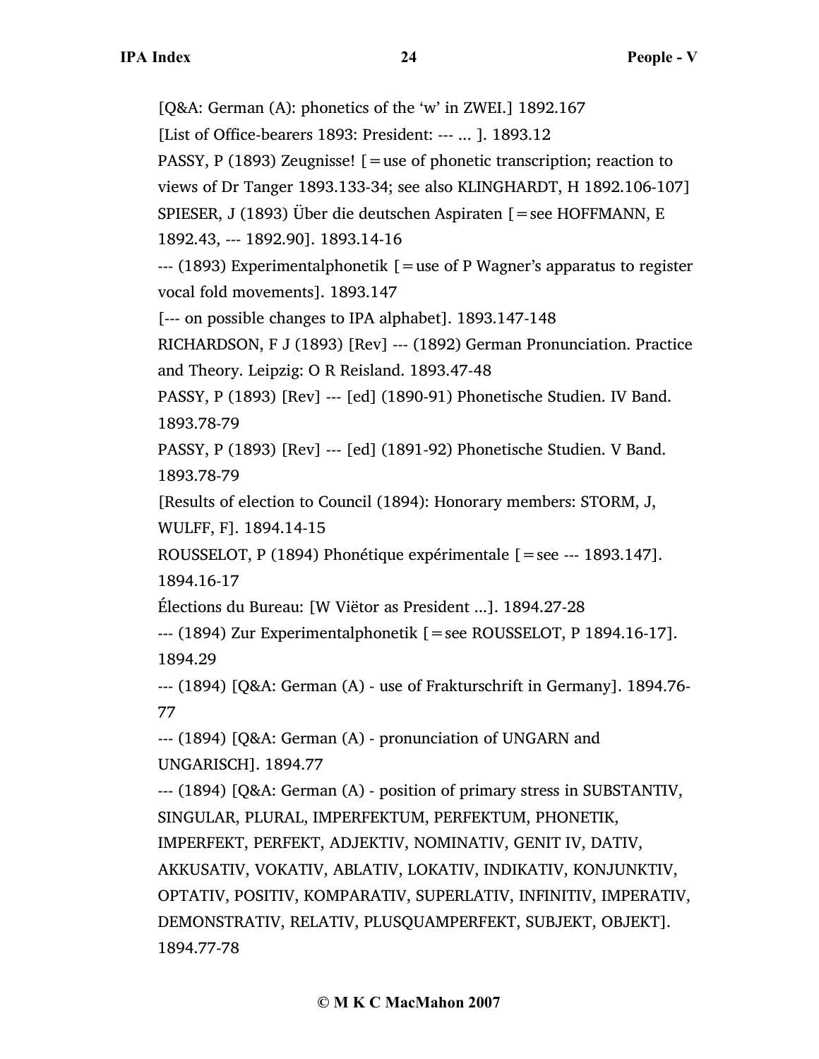[Q&A: German (A): phonetics of the ‘w’ in ZWEI.] 1892.167

[List of Office-bearers 1893: President: --- ... ]. 1893.12

PASSY, P (1893) Zeugnisse! [=use of phonetic transcription; reaction to views of Dr Tanger 1893.133-34; see also KLINGHARDT, H 1892.106-107]

SPIESER, J (1893) Über die deutschen Aspiraten [=see HOFFMANN, E 1892.43, --- 1892.90]. 1893.14-16

--- (1893) Experimentalphonetik [=use of P Wagner’s apparatus to register vocal fold movements]. 1893.147

[--- on possible changes to IPA alphabet]. 1893.147-148

RICHARDSON, F J (1893) [Rev] --- (1892) German Pronunciation. Practice and Theory. Leipzig: O R Reisland. 1893.47-48

PASSY, P (1893) [Rev] --- [ed] (1890-91) Phonetische Studien. IV Band. 1893.78-79

PASSY, P (1893) [Rev] --- [ed] (1891-92) Phonetische Studien. V Band. 1893.78-79

[Results of election to Council (1894): Honorary members: STORM, J, WULFF, F]. 1894.14-15

ROUSSELOT, P (1894) Phonétique expérimentale [=see --- 1893.147]. 1894.16-17

Élections du Bureau: [W Viëtor as President ...]. 1894.27-28

--- (1894) Zur Experimentalphonetik [=see ROUSSELOT, P 1894.16-17]. 1894.29

--- (1894) [Q&A: German (A) - use of Frakturschrift in Germany]. 1894.76-77

--- (1894) [Q&A: German (A) - pronunciation of UNGARN and UNGARISCH]. 1894.77

--- (1894) [Q&A: German (A) - position of primary stress in SUBSTANTIV, SINGULAR, PLURAL, IMPERFEKTUM, PERFEKTUM, PHONETIK, IMPERFEKT, PERFEKT, ADJEKTIV, NOMINATIV, GENIT IV, DATIV, AKKUSATIV, VOKATIV, ABLATIV, LOKATIV, INDIKATIV, KONJUNKTIV, OPTATIV, POSITIV, KOMPARATIV, SUPERLATIV, INFINITIV, IMPERATIV, DEMONSTRATIV, RELATIV, PLUSQUAMPERFEKT, SUBJEKT, OBJEKT]. 1894.77-78

© M K C MacMahon 2007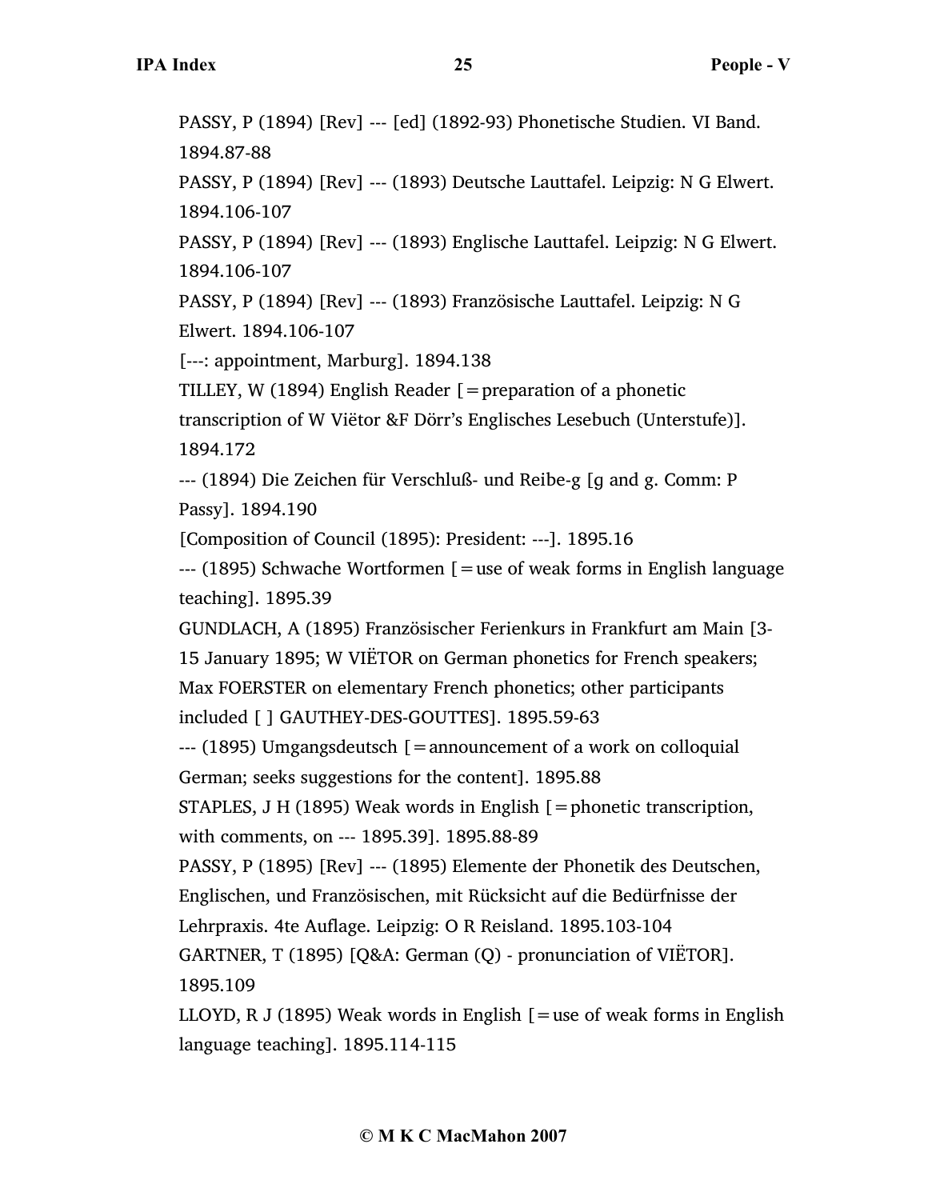PASSY, P (1894) [Rev] --- [ed] (1892-93) Phonetische Studien. VI Band. 1894.87-88

PASSY, P (1894) [Rev] --- (1893) Deutsche Lauttafel. Leipzig: N G Elwert. 1894.106-107

PASSY, P (1894) [Rev] --- (1893) Englische Lauttafel. Leipzig: N G Elwert. 1894.106-107

PASSY, P (1894) [Rev] --- (1893) Französische Lauttafel. Leipzig: N G Elwert. 1894.106-107

[---: appointment, Marburg]. 1894.138

TILLEY, W (1894) English Reader [=preparation of a phonetic transcription of W Viëtor &F Dörr's Englisches Lesebuch (Unterstufe)]. 1894.172

--- (1894) Die Zeichen für Verschluß- und Reibe-g [g and g. Comm: P Passy]. 1894.190

[Composition of Council (1895): President: ---]. 1895.16

--- (1895) Schwache Wortformen [=use of weak forms in English language teaching]. 1895.39

GUNDLACH, A (1895) Französischer Ferienkurs in Frankfurt am Main [3-15 January 1895; W VIËTOR on German phonetics for French speakers; Max FOERSTER on elementary French phonetics; other participants included [ ] GAUTHEY-DES-GOUTTES]. 1895.59-63

--- (1895) Umgangsdeutsch [=announcement of a work on colloquial German; seeks suggestions for the content]. 1895.88

STAPLES, J H (1895) Weak words in English [=phonetic transcription, with comments, on --- 1895.39]. 1895.88-89

PASSY, P (1895) [Rev] --- (1895) Elemente der Phonetik des Deutschen, Englischen, und Französischen, mit Rücksicht auf die Bedürfnisse der Lehrpraxis. 4te Auflage. Leipzig: O R Reisland. 1895.103-104

GARTNER, T (1895) [Q&A: German (Q) - pronunciation of VIËTOR]. 1895.109

LLOYD, R J (1895) Weak words in English [=use of weak forms in English language teaching]. 1895.114-115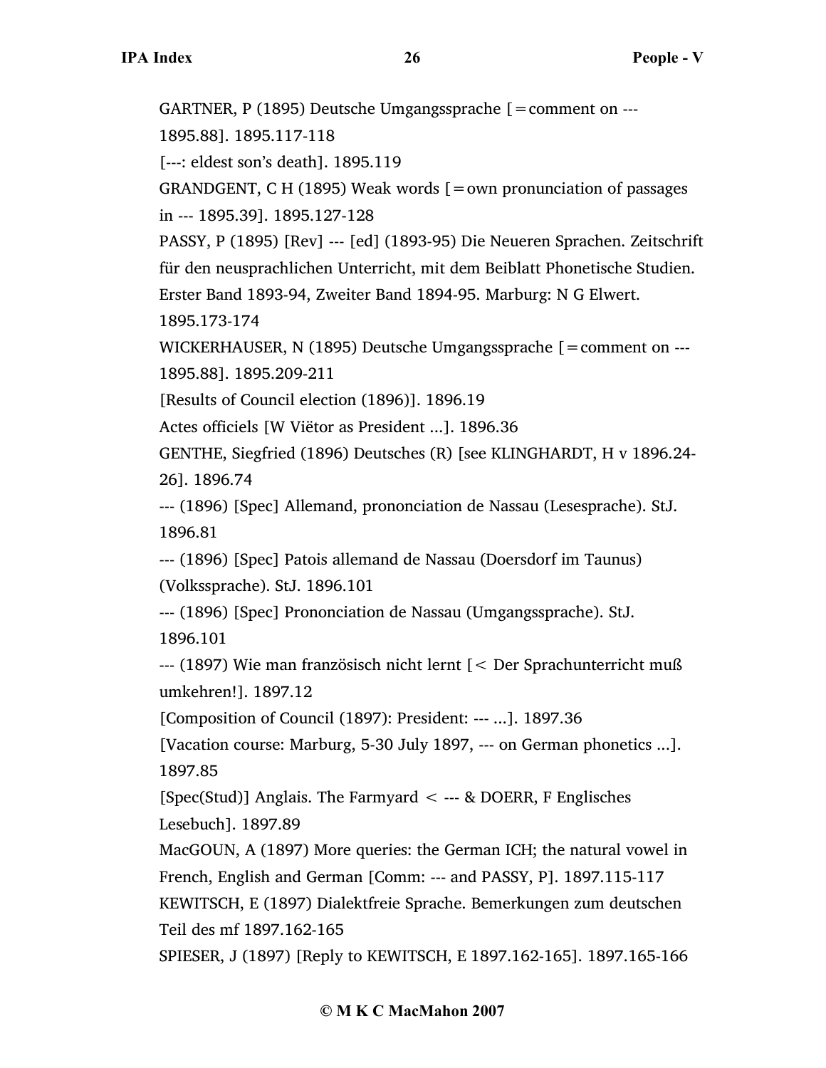GARTNER, P (1895) Deutsche Umgangssprache [=comment on --- 1895.88]. 1895.117-118

[---: eldest son's death]. 1895.119

GRANDGENT, C H (1895) Weak words [=own pronunciation of passages in --- 1895.39]. 1895.127-128

PASSY, P (1895) [Rev] --- [ed] (1893-95) Die Neueren Sprachen. Zeitschrift für den neusprachlichen Unterricht, mit dem Beiblatt Phonetische Studien. Erster Band 1893-94, Zweiter Band 1894-95. Marburg: N G Elwert. 1895.173-174

WICKERHAUSER, N (1895) Deutsche Umgangssprache [=comment on --- 1895.88]. 1895.209-211

[Results of Council election (1896)]. 1896.19

Actes officiels [W Viëtor as President ...]. 1896.36

GENTHE, Siegfried (1896) Deutsches (R) [see KLINGHARDT, H v 1896.24-26]. 1896.74

--- (1896) [Spec] Allemand, prononciation de Nassau (Lesesprache). StJ. 1896.81

--- (1896) [Spec] Patois allemand de Nassau (Doersdorf im Taunus) (Volkssprache). StJ. 1896.101

--- (1896) [Spec] Prononciation de Nassau (Umgangssprache). StJ. 1896.101

--- (1897) Wie man französisch nicht lernt [< Der Sprachunterricht muß umkehren!]. 1897.12

[Composition of Council (1897): President: --- ...]. 1897.36

[Vacation course: Marburg, 5-30 July 1897, --- on German phonetics ...]. 1897.85

[Spec(Stud)] Anglais. The Farmyard < --- & DOERR, F Englisches Lesebuch]. 1897.89

MacGOUN, A (1897) More queries: the German ICH; the natural vowel in French, English and German [Comm: --- and PASSY, P]. 1897.115-117

KEWITSCH, E (1897) Dialektfreie Sprache. Bemerkungen zum deutschen Teil des mf 1897.162-165

SPIESER, J (1897) [Reply to KEWITSCH, E 1897.162-165]. 1897.165-166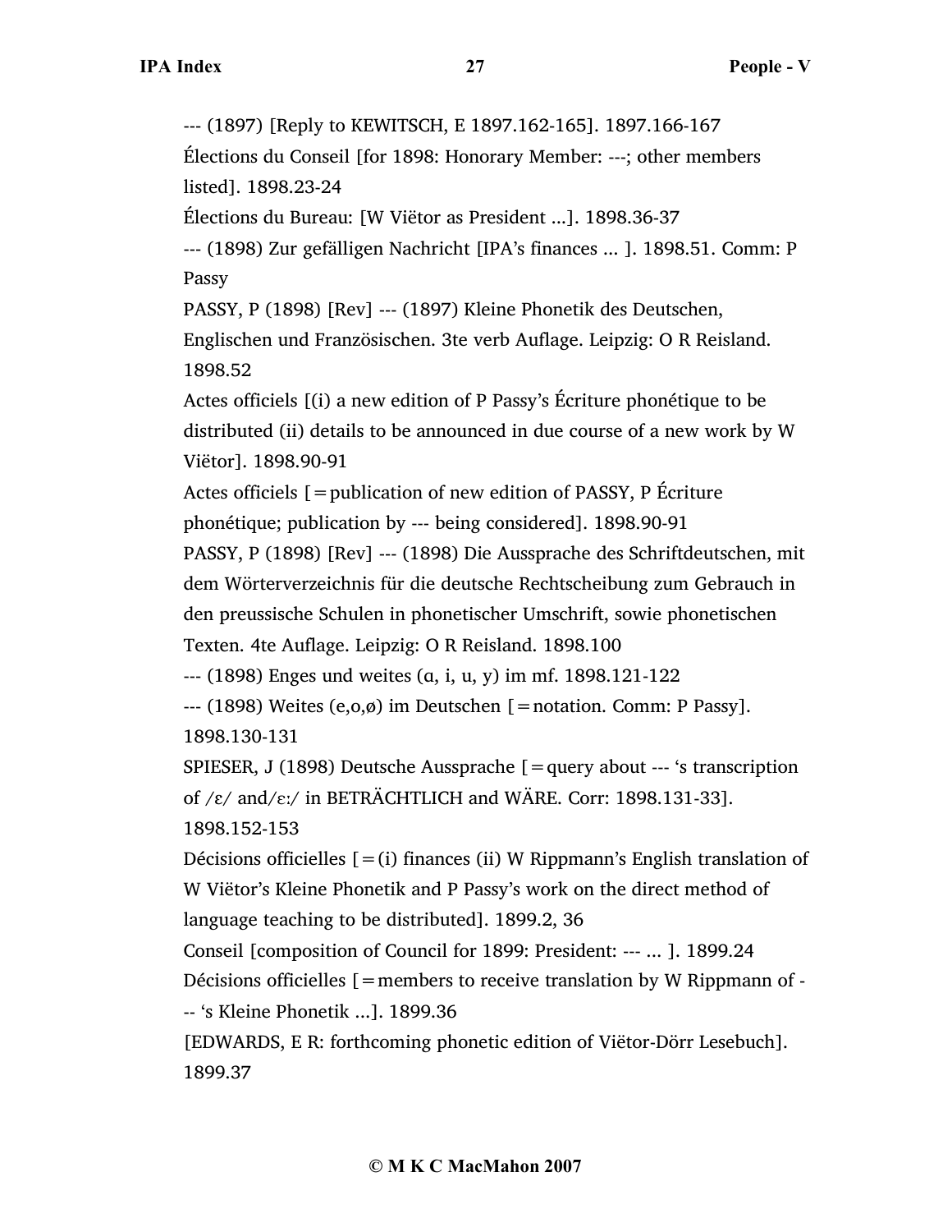--- (1897) [Reply to KEWITSCH, E 1897.162-165]. 1897.166-167

Élections du Conseil [for 1898: Honorary Member: ---; other members listed]. 1898.23-24

Élections du Bureau: [W Viëtor as President ...]. 1898.36-37

--- (1898) Zur gefälligen Nachricht [IPA's finances ... ]. 1898.51. Comm: P Passy

PASSY, P (1898) [Rev] --- (1897) Kleine Phonetik des Deutschen, Englischen und Französischen. 3te verb Auflage. Leipzig: O R Reisland. 1898.52

Actes officiels [(i) a new edition of P Passy's Écriture phonétique to be distributed (ii) details to be announced in due course of a new work by W Viëtor]. 1898.90-91

Actes officiels [=publication of new edition of PASSY, P Écriture phonétique; publication by --- being considered]. 1898.90-91

PASSY, P (1898) [Rev] --- (1898) Die Aussprache des Schriftdeutschen, mit dem Wörterverzeichnis für die deutsche Rechtscheibung zum Gebrauch in den preussische Schulen in phonetischer Umschrift, sowie phonetischen Texten. 4te Auflage. Leipzig: O R Reisland. 1898.100

--- (1898) Enges und weites (ɑ, i, u, y) im mf. 1898.121-122

--- (1898) Weites (e,o,ø) im Deutschen [=notation. Comm: P Passy]. 1898.130-131

SPIESER, J (1898) Deutsche Aussprache [=query about --- 's transcription of /ɛ/ and/ɛː/ in BETRÄCHTLICH and WÄRE. Corr: 1898.131-33]. 1898.152-153

Décisions officielles [=(i) finances (ii) W Rippmann's English translation of W Viëtor's Kleine Phonetik and P Passy's work on the direct method of language teaching to be distributed]. 1899.2, 36

Conseil [composition of Council for 1899: President: --- ... ]. 1899.24

Décisions officielles [=members to receive translation by W Rippmann of --- 's Kleine Phonetik ...]. 1899.36

[EDWARDS, E R: forthcoming phonetic edition of Viëtor-Dörr Lesebuch]. 1899.37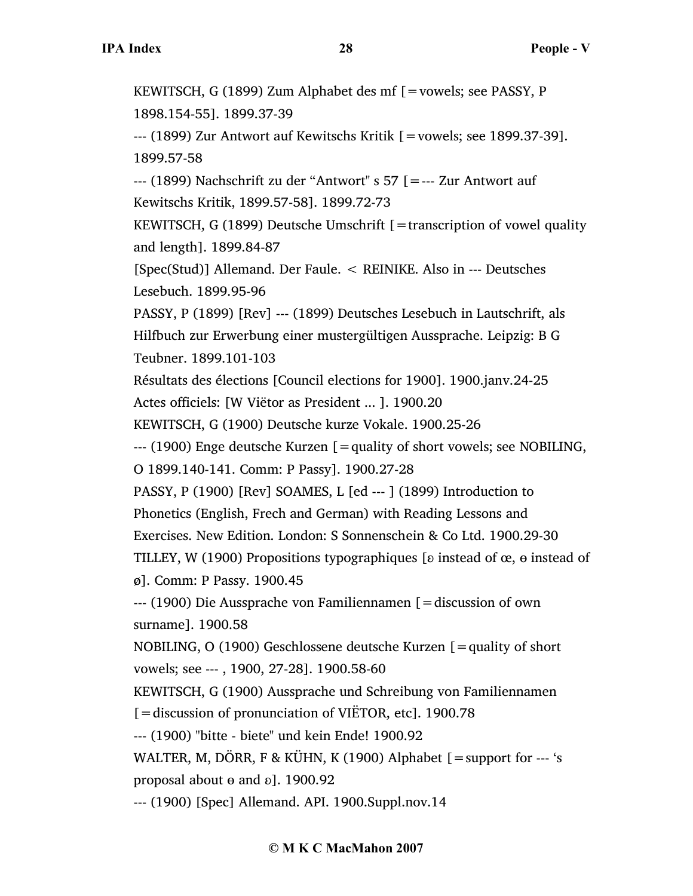KEWITSCH, G (1899) Zum Alphabet des mf [=vowels; see PASSY, P 1898.154-55]. 1899.37-39

--- (1899) Zur Antwort auf Kewitschs Kritik [=vowels; see 1899.37-39]. 1899.57-58

--- (1899) Nachschrift zu der “Antwort" s 57 [=--- Zur Antwort auf Kewitschs Kritik, 1899.57-58]. 1899.72-73

KEWITSCH, G (1899) Deutsche Umschrift [=transcription of vowel quality and length]. 1899.84-87

[Spec(Stud)] Allemand. Der Faule. < REINIKE. Also in --- Deutsches Lesebuch. 1899.95-96

PASSY, P (1899) [Rev] --- (1899) Deutsches Lesebuch in Lautschrift, als Hilfbuch zur Erwerbung einer mustergültigen Aussprache. Leipzig: B G Teubner. 1899.101-103

Résultats des élections [Council elections for 1900]. 1900.janv.24-25

Actes officiels: [W Viëtor as President ... ]. 1900.20

KEWITSCH, G (1900) Deutsche kurze Vokale. 1900.25-26

--- (1900) Enge deutsche Kurzen [=quality of short vowels; see NOBILING, O 1899.140-141. Comm: P Passy]. 1900.27-28

PASSY, P (1900) [Rev] SOAMES, L [ed --- ] (1899) Introduction to Phonetics (English, Frech and German) with Reading Lessons and Exercises. New Edition. London: S Sonnenschein & Co Ltd. 1900.29-30

TILLEY, W (1900) Propositions typographiques [ɐ instead of œ, ɵ instead of ø]. Comm: P Passy. 1900.45

--- (1900) Die Aussprache von Familiennamen [=discussion of own surname]. 1900.58

NOBILING, O (1900) Geschlossene deutsche Kurzen [=quality of short vowels; see --- , 1900, 27-28]. 1900.58-60

KEWITSCH, G (1900) Aussprache und Schreibung von Familiennamen [=discussion of pronunciation of VIËTOR, etc]. 1900.78

--- (1900) "bitte - biete" und kein Ende! 1900.92

WALTER, M, DÖRR, F & KÜHN, K (1900) Alphabet [=support for --- ‘s proposal about ɵ and ɐ]. 1900.92

--- (1900) [Spec] Allemand. API. 1900.Suppl.nov.14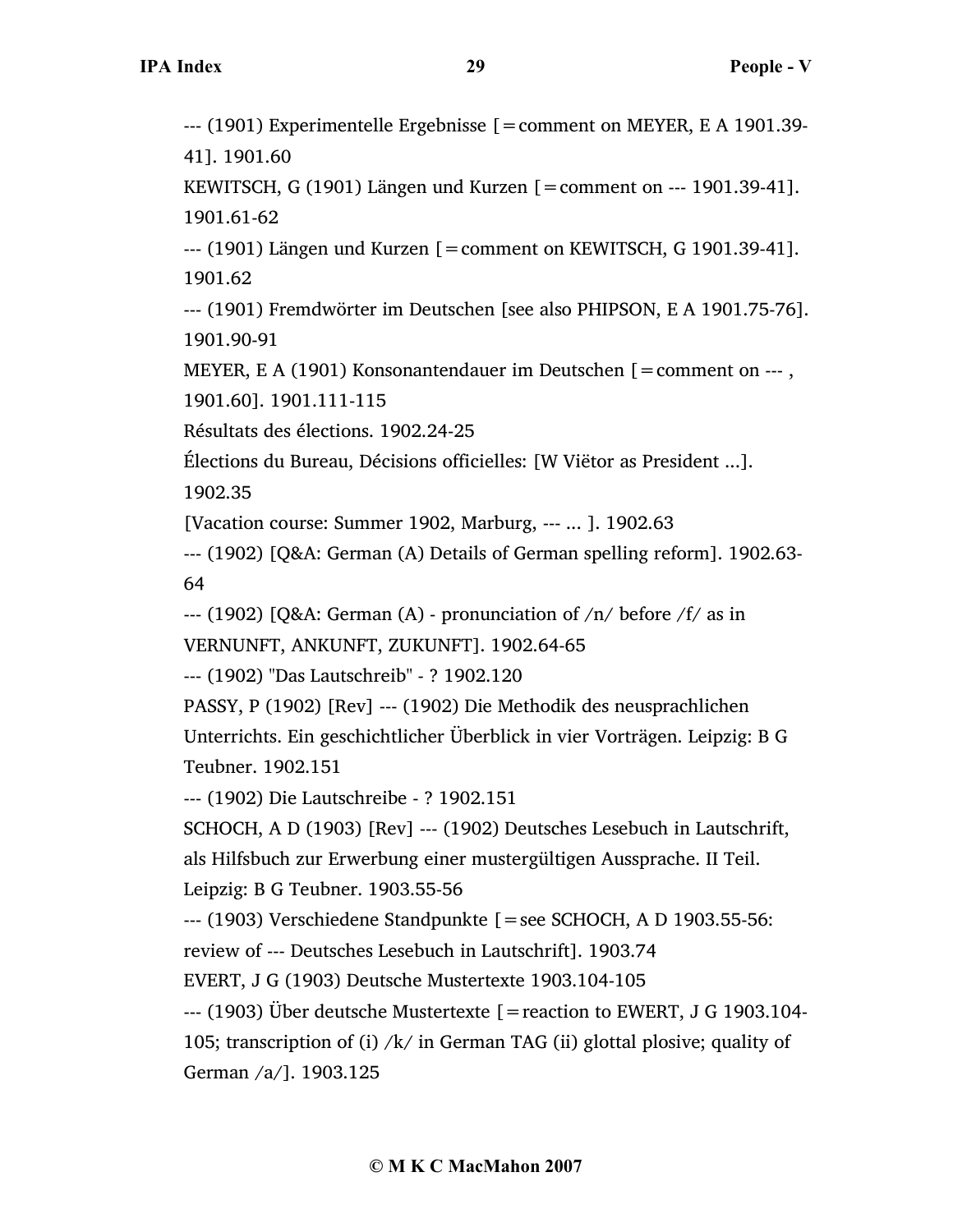--- (1901) Experimentelle Ergebnisse [=comment on MEYER, E A 1901.39-41]. 1901.60

KEWITSCH, G (1901) Längen und Kurzen [=comment on --- 1901.39-41]. 1901.61-62

--- (1901) Längen und Kurzen [=comment on KEWITSCH, G 1901.39-41]. 1901.62

--- (1901) Fremdwörter im Deutschen [see also PHIPSON, E A 1901.75-76]. 1901.90-91

MEYER, E A (1901) Konsonantendauer im Deutschen [=comment on --- , 1901.60]. 1901.111-115

Résultats des élections. 1902.24-25

Élections du Bureau, Décisions officielles: [W Viëtor as President ...]. 1902.35

[Vacation course: Summer 1902, Marburg, --- ... ]. 1902.63

--- (1902) [Q&A: German (A) Details of German spelling reform]. 1902.63-64

--- (1902) [Q&A: German (A) - pronunciation of /n/ before /f/ as in VERNUNFT, ANKUNFT, ZUKUNFT]. 1902.64-65

--- (1902) "Das Lautschreib" - ? 1902.120

PASSY, P (1902) [Rev] --- (1902) Die Methodik des neusprachlichen Unterrichts. Ein geschichtlicher Überblick in vier Vorträgen. Leipzig: B G Teubner. 1902.151

--- (1902) Die Lautschreibe - ? 1902.151

SCHOCH, A D (1903) [Rev] --- (1902) Deutsches Lesebuch in Lautschrift, als Hilfsbuch zur Erwerbung einer mustergültigen Aussprache. II Teil. Leipzig: B G Teubner. 1903.55-56

--- (1903) Verschiedene Standpunkte [=see SCHOCH, A D 1903.55-56: review of --- Deutsches Lesebuch in Lautschrift]. 1903.74

EVERT, J G (1903) Deutsche Mustertexte 1903.104-105

--- (1903) Über deutsche Mustertexte [=reaction to EWERT, J G 1903.104-105; transcription of (i) /k/ in German TAG (ii) glottal plosive; quality of German /a/]. 1903.125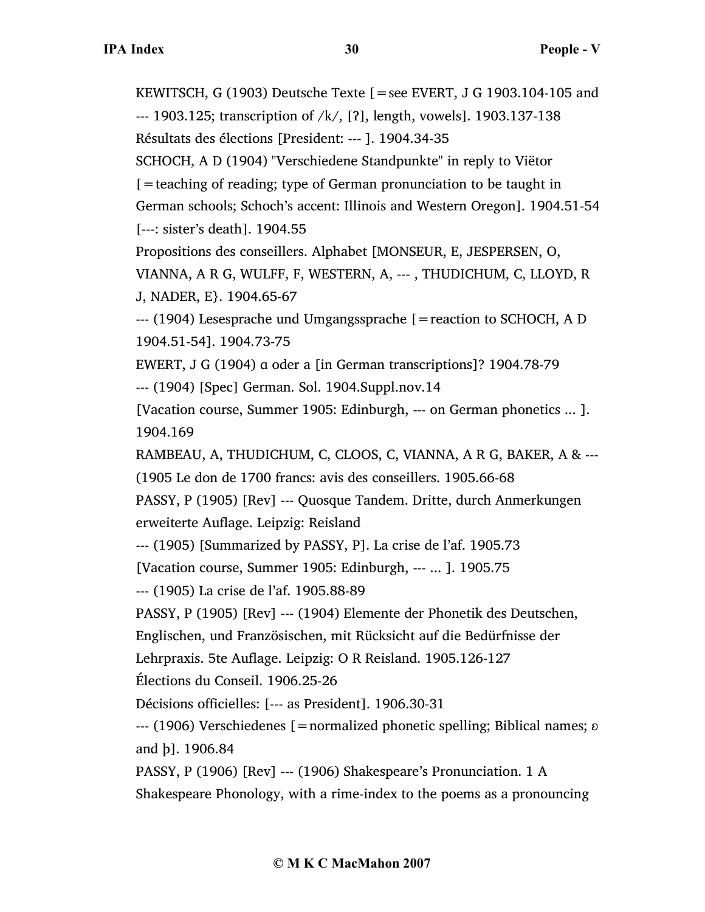KEWITSCH, G (1903) Deutsche Texte [=see EVERT, J G 1903.104-105 and --- 1903.125; transcription of /k/, [ʔ], length, vowels]. 1903.137-138

Résultats des élections [President: --- ]. 1904.34-35

SCHOCH, A D (1904) "Verschiedene Standpunkte" in reply to Viëtor [=teaching of reading; type of German pronunciation to be taught in German schools; Schoch's accent: Illinois and Western Oregon]. 1904.51-54

[---: sister's death]. 1904.55

Propositions des conseillers. Alphabet [MONSEUR, E, JESPERSEN, O, VIANNA, A R G, WULFF, F, WESTERN, A, --- , THUDICHUM, C, LLOYD, R J, NADER, E}. 1904.65-67

--- (1904) Lesesprache und Umgangssprache [=reaction to SCHOCH, A D 1904.51-54]. 1904.73-75

EWERT, J G (1904) ɑ oder a [in German transcriptions]? 1904.78-79

--- (1904) [Spec] German. Sol. 1904.Suppl.nov.14

[Vacation course, Summer 1905: Edinburgh, --- on German phonetics ... ]. 1904.169

RAMBEAU, A, THUDICHUM, C, CLOOS, C, VIANNA, A R G, BAKER, A & --- (1905 Le don de 1700 francs: avis des conseillers. 1905.66-68

PASSY, P (1905) [Rev] --- Quosque Tandem. Dritte, durch Anmerkungen erweiterte Auflage. Leipzig: Reisland

--- (1905) [Summarized by PASSY, P]. La crise de l'af. 1905.73

[Vacation course, Summer 1905: Edinburgh, --- ... ]. 1905.75

--- (1905) La crise de l'af. 1905.88-89

PASSY, P (1905) [Rev] --- (1904) Elemente der Phonetik des Deutschen, Englischen, und Französischen, mit Rücksicht auf die Bedürfnisse der Lehrpraxis. 5te Auflage. Leipzig: O R Reisland. 1905.126-127

Élections du Conseil. 1906.25-26

Décisions officielles: [--- as President]. 1906.30-31

--- (1906) Verschiedenes [=normalized phonetic spelling; Biblical names; ɐ and þ]. 1906.84

PASSY, P (1906) [Rev] --- (1906) Shakespeare's Pronunciation. 1 A Shakespeare Phonology, with a rime-index to the poems as a pronouncing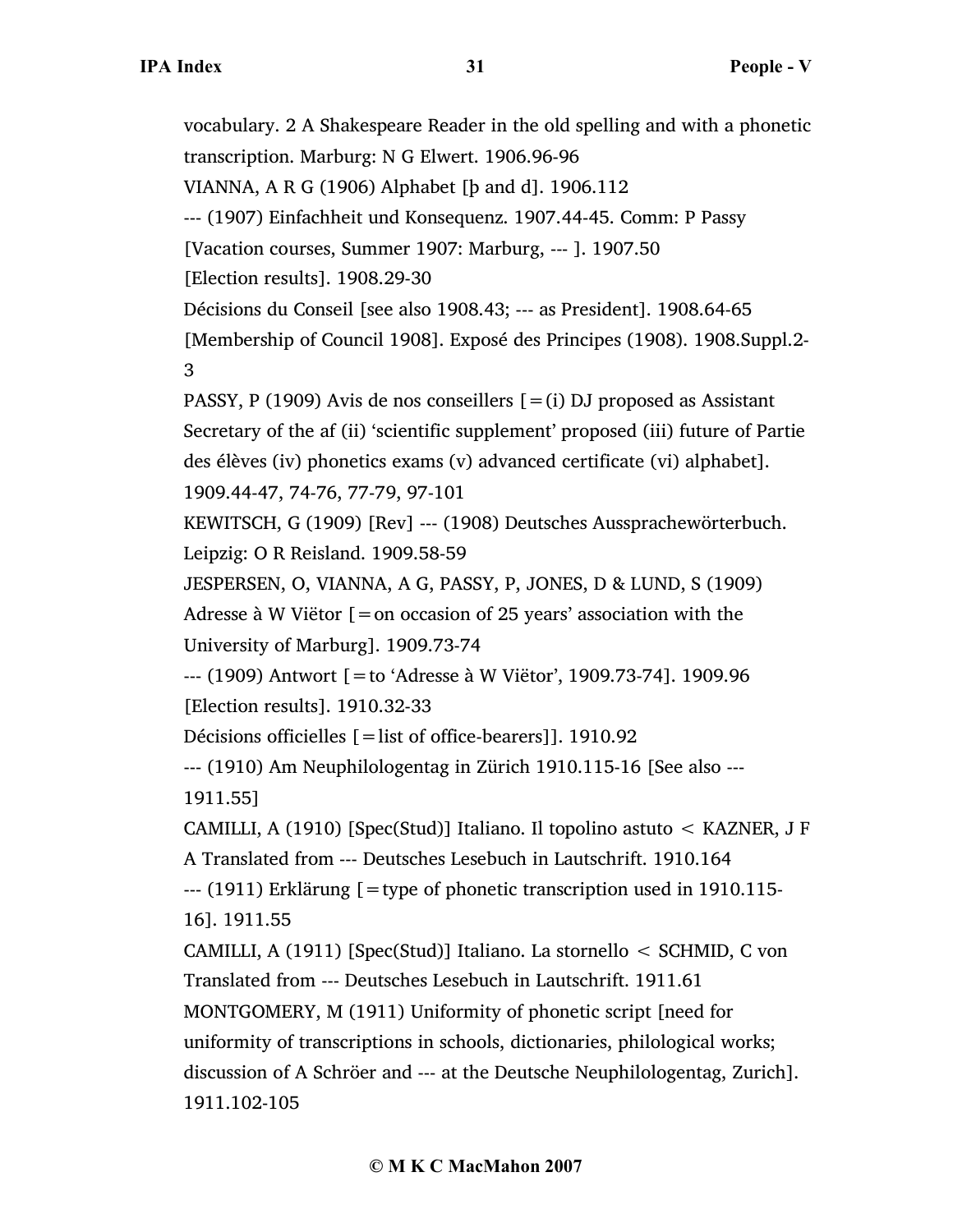vocabulary. 2 A Shakespeare Reader in the old spelling and with a phonetic transcription. Marburg: N G Elwert. 1906.96-96

VIANNA, A R G (1906) Alphabet [þ and d]. 1906.112

--- (1907) Einfachheit und Konsequenz. 1907.44-45. Comm: P Passy

[Vacation courses, Summer 1907: Marburg, --- ]. 1907.50

[Election results]. 1908.29-30

Décisions du Conseil [see also 1908.43; --- as President]. 1908.64-65

[Membership of Council 1908]. Exposé des Principes (1908). 1908.Suppl.2-3

PASSY, P (1909) Avis de nos conseillers [=(i) DJ proposed as Assistant Secretary of the af (ii) 'scientific supplement' proposed (iii) future of Partie des élèves (iv) phonetics exams (v) advanced certificate (vi) alphabet]. 1909.44-47, 74-76, 77-79, 97-101

KEWITSCH, G (1909) [Rev] --- (1908) Deutsches Aussprachewörterbuch. Leipzig: O R Reisland. 1909.58-59

JESPERSEN, O, VIANNA, A G, PASSY, P, JONES, D & LUND, S (1909) Adresse à W Viëtor [=on occasion of 25 years' association with the University of Marburg]. 1909.73-74

--- (1909) Antwort [=to 'Adresse à W Viëtor', 1909.73-74]. 1909.96

[Election results]. 1910.32-33

Décisions officielles [=list of office-bearers]]. 1910.92

--- (1910) Am Neuphilologentag in Zürich 1910.115-16 [See also --- 1911.55]

CAMILLI, A (1910) [Spec(Stud)] Italiano. Il topolino astuto < KAZNER, J F A Translated from --- Deutsches Lesebuch in Lautschrift. 1910.164

--- (1911) Erklärung [=type of phonetic transcription used in 1910.115-16]. 1911.55

CAMILLI, A (1911) [Spec(Stud)] Italiano. La stornello < SCHMID, C von Translated from --- Deutsches Lesebuch in Lautschrift. 1911.61

MONTGOMERY, M (1911) Uniformity of phonetic script [need for uniformity of transcriptions in schools, dictionaries, philological works; discussion of A Schröer and --- at the Deutsche Neuphilologentag, Zurich]. 1911.102-105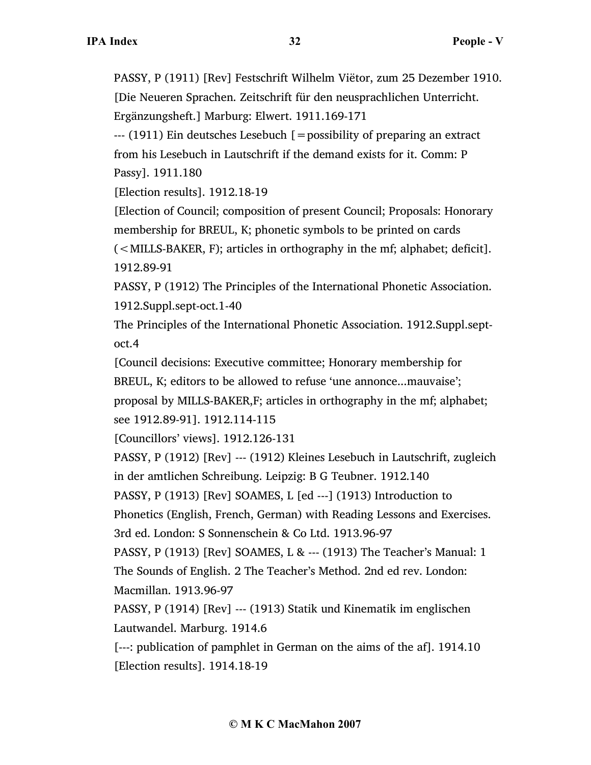PASSY, P (1911) [Rev] Festschrift Wilhelm Viëtor, zum 25 Dezember 1910. [Die Neueren Sprachen. Zeitschrift für den neusprachlichen Unterricht. Ergänzungsheft.] Marburg: Elwert. 1911.169-171

--- (1911) Ein deutsches Lesebuch [=possibility of preparing an extract from his Lesebuch in Lautschrift if the demand exists for it. Comm: P Passy]. 1911.180

[Election results]. 1912.18-19

[Election of Council; composition of present Council; Proposals: Honorary membership for BREUL, K; phonetic symbols to be printed on cards (<MILLS-BAKER, F); articles in orthography in the mf; alphabet; deficit]. 1912.89-91

PASSY, P (1912) The Principles of the International Phonetic Association. 1912.Suppl.sept-oct.1-40

The Principles of the International Phonetic Association. 1912.Suppl.sept-oct.4

[Council decisions: Executive committee; Honorary membership for BREUL, K; editors to be allowed to refuse 'une annonce...mauvaise'; proposal by MILLS-BAKER,F; articles in orthography in the mf; alphabet; see 1912.89-91]. 1912.114-115

[Councillors' views]. 1912.126-131

PASSY, P (1912) [Rev] --- (1912) Kleines Lesebuch in Lautschrift, zugleich in der amtlichen Schreibung. Leipzig: B G Teubner. 1912.140

PASSY, P (1913) [Rev] SOAMES, L [ed ---] (1913) Introduction to Phonetics (English, French, German) with Reading Lessons and Exercises. 3rd ed. London: S Sonnenschein & Co Ltd. 1913.96-97

PASSY, P (1913) [Rev] SOAMES, L & --- (1913) The Teacher's Manual: 1 The Sounds of English. 2 The Teacher's Method. 2nd ed rev. London: Macmillan. 1913.96-97

PASSY, P (1914) [Rev] --- (1913) Statik und Kinematik im englischen Lautwandel. Marburg. 1914.6

[---: publication of pamphlet in German on the aims of the af]. 1914.10

[Election results]. 1914.18-19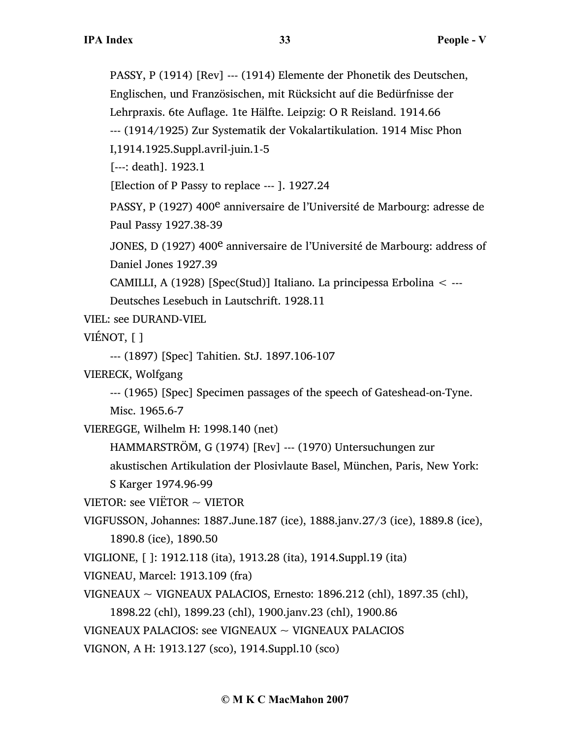PASSY, P (1914) [Rev] --- (1914) Elemente der Phonetik des Deutschen, Englischen, und Französischen, mit Rücksicht auf die Bedürfnisse der Lehrpraxis. 6te Auflage. 1te Hälfte. Leipzig: O R Reisland. 1914.66

--- (1914/1925) Zur Systematik der Vokalartikulation. 1914 Misc Phon I,1914.1925.Suppl.avril-juin.1-5

[---: death]. 1923.1

[Election of P Passy to replace --- ]. 1927.24

PASSY, P (1927) 400e anniversaire de l'Université de Marbourg: adresse de Paul Passy 1927.38-39

JONES, D (1927) 400e anniversaire de l'Université de Marbourg: address of Daniel Jones 1927.39

CAMILLI, A (1928) [Spec(Stud)] Italiano. La principessa Erbolina < --- Deutsches Lesebuch in Lautschrift. 1928.11

VIEL: see DURAND-VIEL

VIÉNOT, [ ]

--- (1897) [Spec] Tahitien. StJ. 1897.106-107

VIERECK, Wolfgang

--- (1965) [Spec] Specimen passages of the speech of Gateshead-on-Tyne. Misc. 1965.6-7

VIEREGGE, Wilhelm H: 1998.140 (net)

HAMMARSTRÖM, G (1974) [Rev] --- (1970) Untersuchungen zur akustischen Artikulation der Plosivlaute Basel, München, Paris, New York: S Karger 1974.96-99

VIETOR: see VIËTOR ~ VIETOR

VIGFUSSON, Johannes: 1887.June.187 (ice), 1888.janv.27/3 (ice), 1889.8 (ice), 1890.8 (ice), 1890.50

VIGLIONE, [ ]: 1912.118 (ita), 1913.28 (ita), 1914.Suppl.19 (ita)

VIGNEAU, Marcel: 1913.109 (fra)

VIGNEAUX ~ VIGNEAUX PALACIOS, Ernesto: 1896.212 (chl), 1897.35 (chl), 1898.22 (chl), 1899.23 (chl), 1900.janv.23 (chl), 1900.86

VIGNEAUX PALACIOS: see VIGNEAUX ~ VIGNEAUX PALACIOS

VIGNON, A H: 1913.127 (sco), 1914.Suppl.10 (sco)

© M K C MacMahon 2007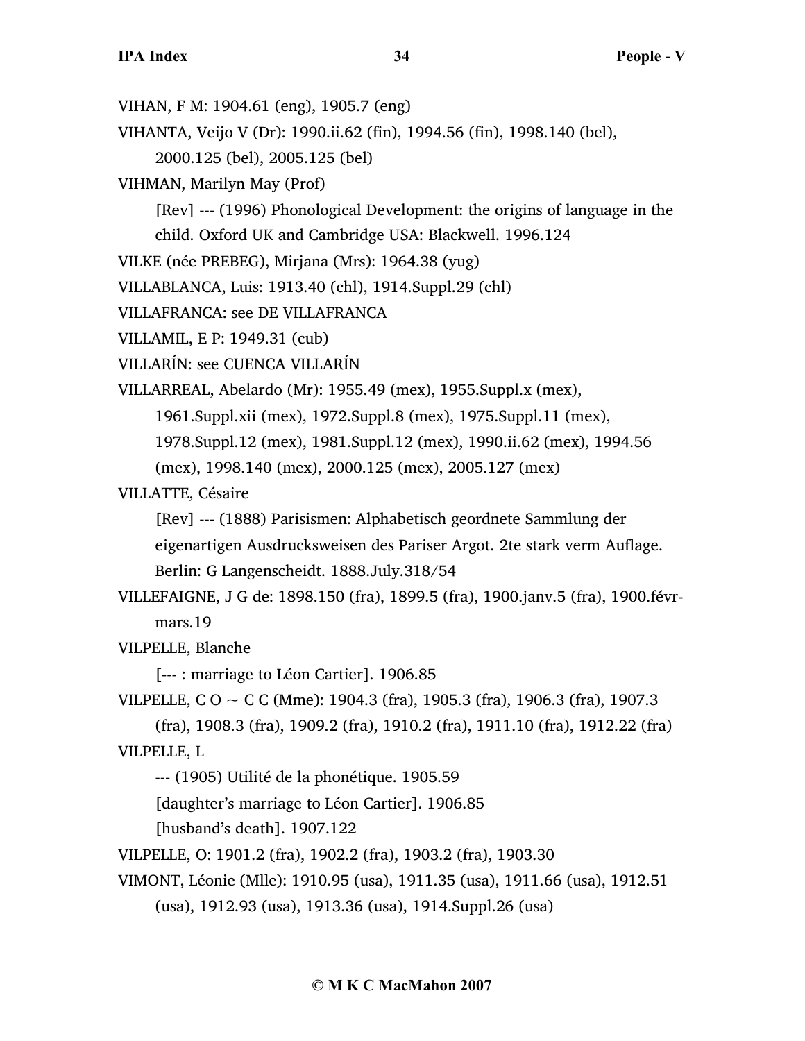VIHAN, F M: 1904.61 (eng), 1905.7 (eng)

VIHANTA, Veijo V (Dr): 1990.ii.62 (fin), 1994.56 (fin), 1998.140 (bel), 2000.125 (bel), 2005.125 (bel)

VIHMAN, Marilyn May (Prof)

[Rev] --- (1996) Phonological Development: the origins of language in the child. Oxford UK and Cambridge USA: Blackwell. 1996.124

VILKE (née PREBEG), Mirjana (Mrs): 1964.38 (yug)

VILLABLANCA, Luis: 1913.40 (chl), 1914.Suppl.29 (chl)

VILLAFRANCA: see DE VILLAFRANCA

VILLAMIL, E P: 1949.31 (cub)

VILLARÍN: see CUENCA VILLARÍN

VILLARREAL, Abelardo (Mr): 1955.49 (mex), 1955.Suppl.x (mex), 1961.Suppl.xii (mex), 1972.Suppl.8 (mex), 1975.Suppl.11 (mex), 1978.Suppl.12 (mex), 1981.Suppl.12 (mex), 1990.ii.62 (mex), 1994.56 (mex), 1998.140 (mex), 2000.125 (mex), 2005.127 (mex)

VILLATTE, Césaire

[Rev] --- (1888) Parisismen: Alphabetisch geordnete Sammlung der eigenartigen Ausdrucksweisen des Pariser Argot. 2te stark verm Auflage. Berlin: G Langenscheidt. 1888.July.318/54

VILLEFAIGNE, J G de: 1898.150 (fra), 1899.5 (fra), 1900.janv.5 (fra), 1900.févr-mars.19

VILPELLE, Blanche

[--- : marriage to Léon Cartier]. 1906.85

VILPELLE, C O ~ C C (Mme): 1904.3 (fra), 1905.3 (fra), 1906.3 (fra), 1907.3 (fra), 1908.3 (fra), 1909.2 (fra), 1910.2 (fra), 1911.10 (fra), 1912.22 (fra)

VILPELLE, L

--- (1905) Utilité de la phonétique. 1905.59

[daughter's marriage to Léon Cartier]. 1906.85

[husband's death]. 1907.122

VILPELLE, O: 1901.2 (fra), 1902.2 (fra), 1903.2 (fra), 1903.30

VIMONT, Léonie (Mlle): 1910.95 (usa), 1911.35 (usa), 1911.66 (usa), 1912.51 (usa), 1912.93 (usa), 1913.36 (usa), 1914.Suppl.26 (usa)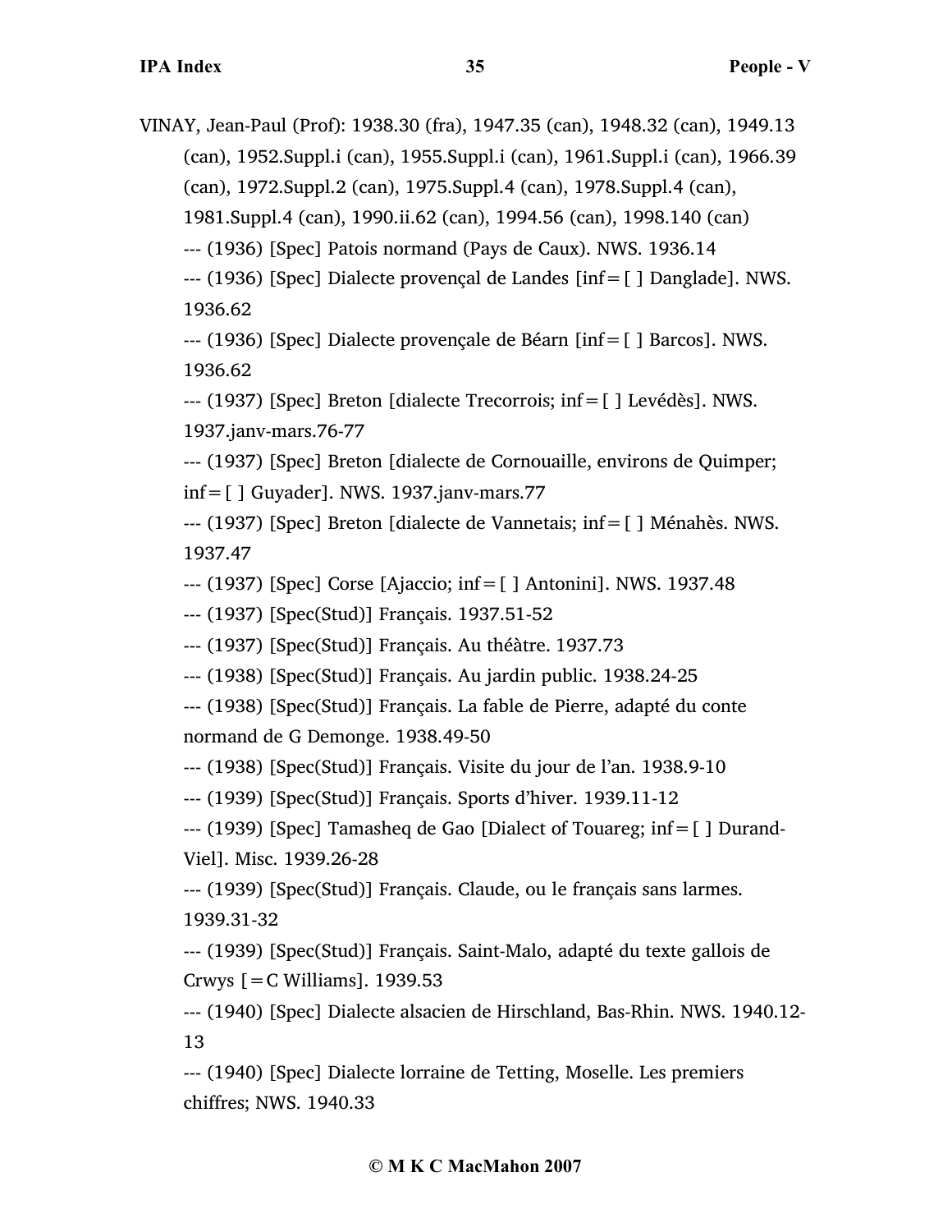VINAY, Jean-Paul (Prof): 1938.30 (fra), 1947.35 (can), 1948.32 (can), 1949.13 (can), 1952.Suppl.i (can), 1955.Suppl.i (can), 1961.Suppl.i (can), 1966.39 (can), 1972.Suppl.2 (can), 1975.Suppl.4 (can), 1978.Suppl.4 (can), 1981.Suppl.4 (can), 1990.ii.62 (can), 1994.56 (can), 1998.140 (can)

--- (1936) [Spec] Patois normand (Pays de Caux). NWS. 1936.14

--- (1936) [Spec] Dialecte provençal de Landes [inf = [ ] Danglade]. NWS. 1936.62

--- (1936) [Spec] Dialecte provençale de Béarn [inf = [ ] Barcos]. NWS. 1936.62

--- (1937) [Spec] Breton [dialecte Trecorrois; inf = [ ] Levédès]. NWS. 1937.janv-mars.76-77

--- (1937) [Spec] Breton [dialecte de Cornouaille, environs de Quimper; inf = [ ] Guyader]. NWS. 1937.janv-mars.77

--- (1937) [Spec] Breton [dialecte de Vannetais; inf = [ ] Ménahès. NWS. 1937.47

--- (1937) [Spec] Corse [Ajaccio; inf = [ ] Antonini]. NWS. 1937.48

--- (1937) [Spec(Stud)] Français. 1937.51-52

--- (1937) [Spec(Stud)] Français. Au théàtre. 1937.73

--- (1938) [Spec(Stud)] Français. Au jardin public. 1938.24-25

--- (1938) [Spec(Stud)] Français. La fable de Pierre, adapté du conte normand de G Demonge. 1938.49-50

--- (1938) [Spec(Stud)] Français. Visite du jour de l'an. 1938.9-10

--- (1939) [Spec(Stud)] Français. Sports d'hiver. 1939.11-12

--- (1939) [Spec] Tamasheq de Gao [Dialect of Touareg; inf = [ ] Durand-Viel]. Misc. 1939.26-28

--- (1939) [Spec(Stud)] Français. Claude, ou le français sans larmes. 1939.31-32

--- (1939) [Spec(Stud)] Français. Saint-Malo, adapté du texte gallois de Crwys [ = C Williams]. 1939.53

--- (1940) [Spec] Dialecte alsacien de Hirschland, Bas-Rhin. NWS. 1940.12-13

--- (1940) [Spec] Dialecte lorraine de Tetting, Moselle. Les premiers chiffres; NWS. 1940.33

© M K C MacMahon 2007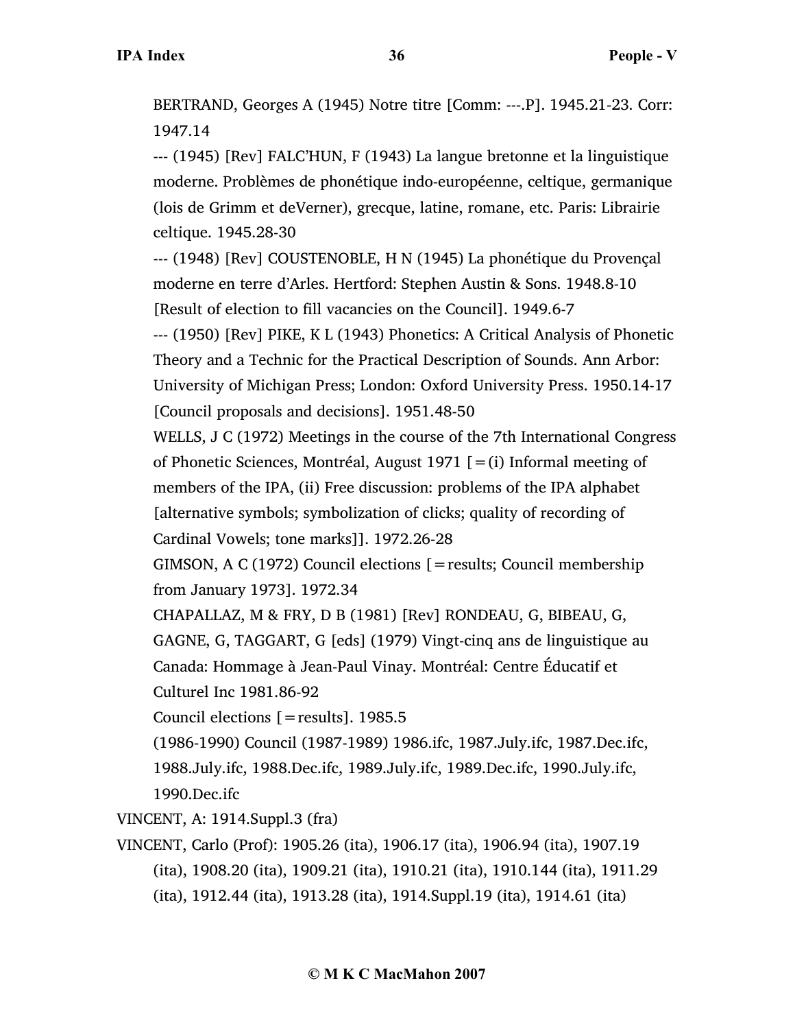BERTRAND, Georges A (1945) Notre titre [Comm: ---.P]. 1945.21-23. Corr: 1947.14

--- (1945) [Rev] FALC'HUN, F (1943) La langue bretonne et la linguistique moderne. Problèmes de phonétique indo-européenne, celtique, germanique (lois de Grimm et deVerner), grecque, latine, romane, etc. Paris: Librairie celtique. 1945.28-30

--- (1948) [Rev] COUSTENOBLE, H N (1945) La phonétique du Provençal moderne en terre d'Arles. Hertford: Stephen Austin & Sons. 1948.8-10

[Result of election to fill vacancies on the Council]. 1949.6-7

--- (1950) [Rev] PIKE, K L (1943) Phonetics: A Critical Analysis of Phonetic Theory and a Technic for the Practical Description of Sounds. Ann Arbor: University of Michigan Press; London: Oxford University Press. 1950.14-17

[Council proposals and decisions]. 1951.48-50

WELLS, J C (1972) Meetings in the course of the 7th International Congress of Phonetic Sciences, Montréal, August 1971 [=(i) Informal meeting of members of the IPA, (ii) Free discussion: problems of the IPA alphabet [alternative symbols; symbolization of clicks; quality of recording of Cardinal Vowels; tone marks]]. 1972.26-28

GIMSON, A C (1972) Council elections [=results; Council membership from January 1973]. 1972.34

CHAPALLAZ, M & FRY, D B (1981) [Rev] RONDEAU, G, BIBEAU, G, GAGNE, G, TAGGART, G [eds] (1979) Vingt-cinq ans de linguistique au Canada: Hommage à Jean-Paul Vinay. Montréal: Centre Éducatif et Culturel Inc 1981.86-92

Council elections [=results]. 1985.5

(1986-1990) Council (1987-1989) 1986.ifc, 1987.July.ifc, 1987.Dec.ifc, 1988.July.ifc, 1988.Dec.ifc, 1989.July.ifc, 1989.Dec.ifc, 1990.July.ifc, 1990.Dec.ifc

VINCENT, A: 1914.Suppl.3 (fra)

VINCENT, Carlo (Prof): 1905.26 (ita), 1906.17 (ita), 1906.94 (ita), 1907.19 (ita), 1908.20 (ita), 1909.21 (ita), 1910.21 (ita), 1910.144 (ita), 1911.29 (ita), 1912.44 (ita), 1913.28 (ita), 1914.Suppl.19 (ita), 1914.61 (ita)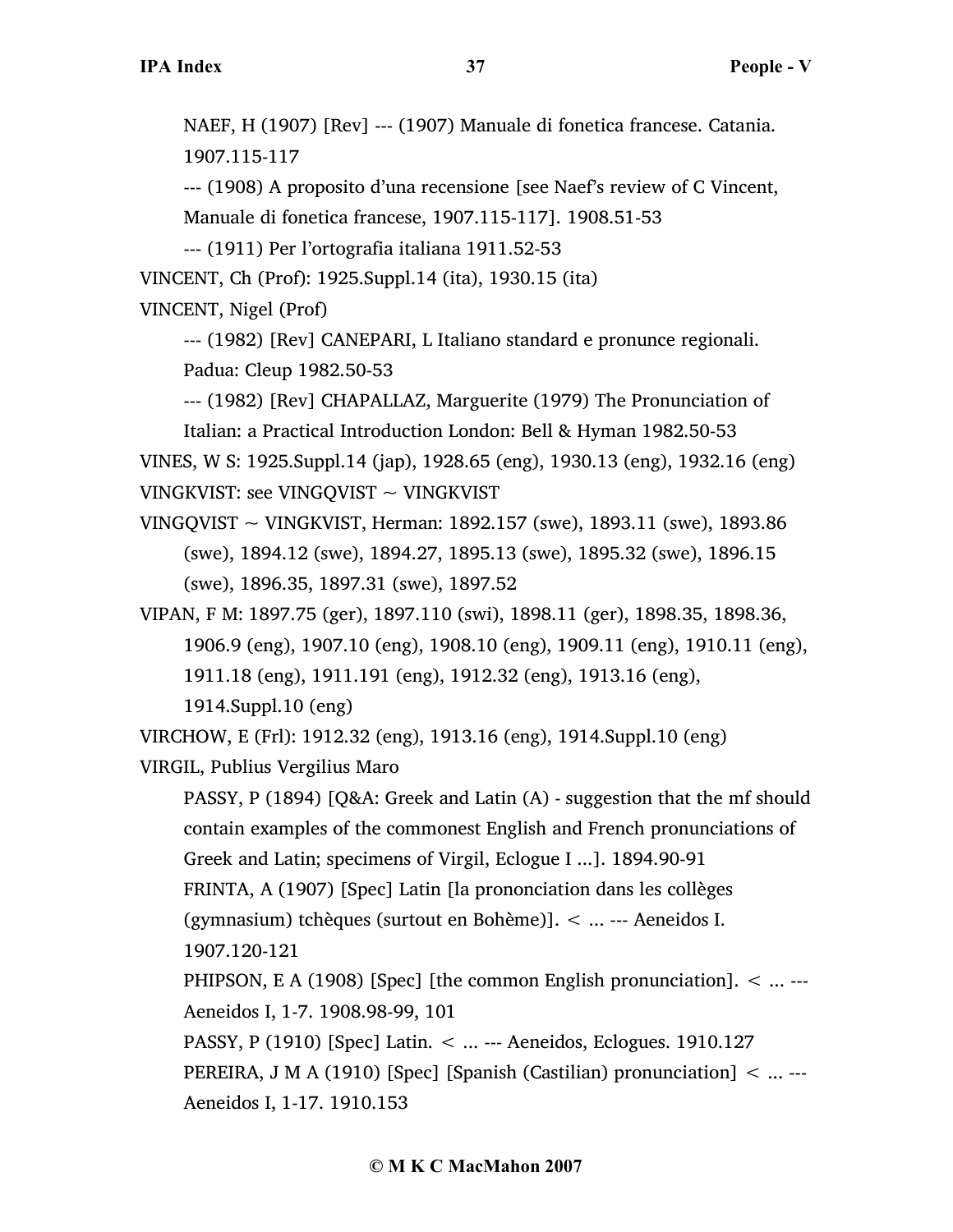NAEF, H (1907) [Rev] --- (1907) Manuale di fonetica francese. Catania. 1907.115-117

--- (1908) A proposito d'una recensione [see Naef's review of C Vincent, Manuale di fonetica francese, 1907.115-117]. 1908.51-53

--- (1911) Per l'ortografia italiana 1911.52-53

VINCENT, Ch (Prof): 1925.Suppl.14 (ita), 1930.15 (ita)

VINCENT, Nigel (Prof)

--- (1982) [Rev] CANEPARI, L Italiano standard e pronunce regionali. Padua: Cleup 1982.50-53

--- (1982) [Rev] CHAPALLAZ, Marguerite (1979) The Pronunciation of Italian: a Practical Introduction London: Bell & Hyman 1982.50-53

VINES, W S: 1925.Suppl.14 (jap), 1928.65 (eng), 1930.13 (eng), 1932.16 (eng)

VINGKVIST: see VINGQVIST ~ VINGKVIST

VINGQVIST ~ VINGKVIST, Herman: 1892.157 (swe), 1893.11 (swe), 1893.86 (swe), 1894.12 (swe), 1894.27, 1895.13 (swe), 1895.32 (swe), 1896.15 (swe), 1896.35, 1897.31 (swe), 1897.52

VIPAN, F M: 1897.75 (ger), 1897.110 (swi), 1898.11 (ger), 1898.35, 1898.36, 1906.9 (eng), 1907.10 (eng), 1908.10 (eng), 1909.11 (eng), 1910.11 (eng), 1911.18 (eng), 1911.191 (eng), 1912.32 (eng), 1913.16 (eng), 1914.Suppl.10 (eng)

VIRCHOW, E (Frl): 1912.32 (eng), 1913.16 (eng), 1914.Suppl.10 (eng)

VIRGIL, Publius Vergilius Maro

PASSY, P (1894) [Q&A: Greek and Latin (A) - suggestion that the mf should contain examples of the commonest English and French pronunciations of Greek and Latin; specimens of Virgil, Eclogue I ...]. 1894.90-91

FRINTA, A (1907) [Spec] Latin [la prononciation dans les collèges (gymnasium) tchèques (surtout en Bohème)]. < ... --- Aeneidos I. 1907.120-121

PHIPSON, E A (1908) [Spec] [the common English pronunciation]. < ... --- Aeneidos I, 1-7. 1908.98-99, 101

PASSY, P (1910) [Spec] Latin. < ... --- Aeneidos, Eclogues. 1910.127

PEREIRA, J M A (1910) [Spec] [Spanish (Castilian) pronunciation] < ... --- Aeneidos I, 1-17. 1910.153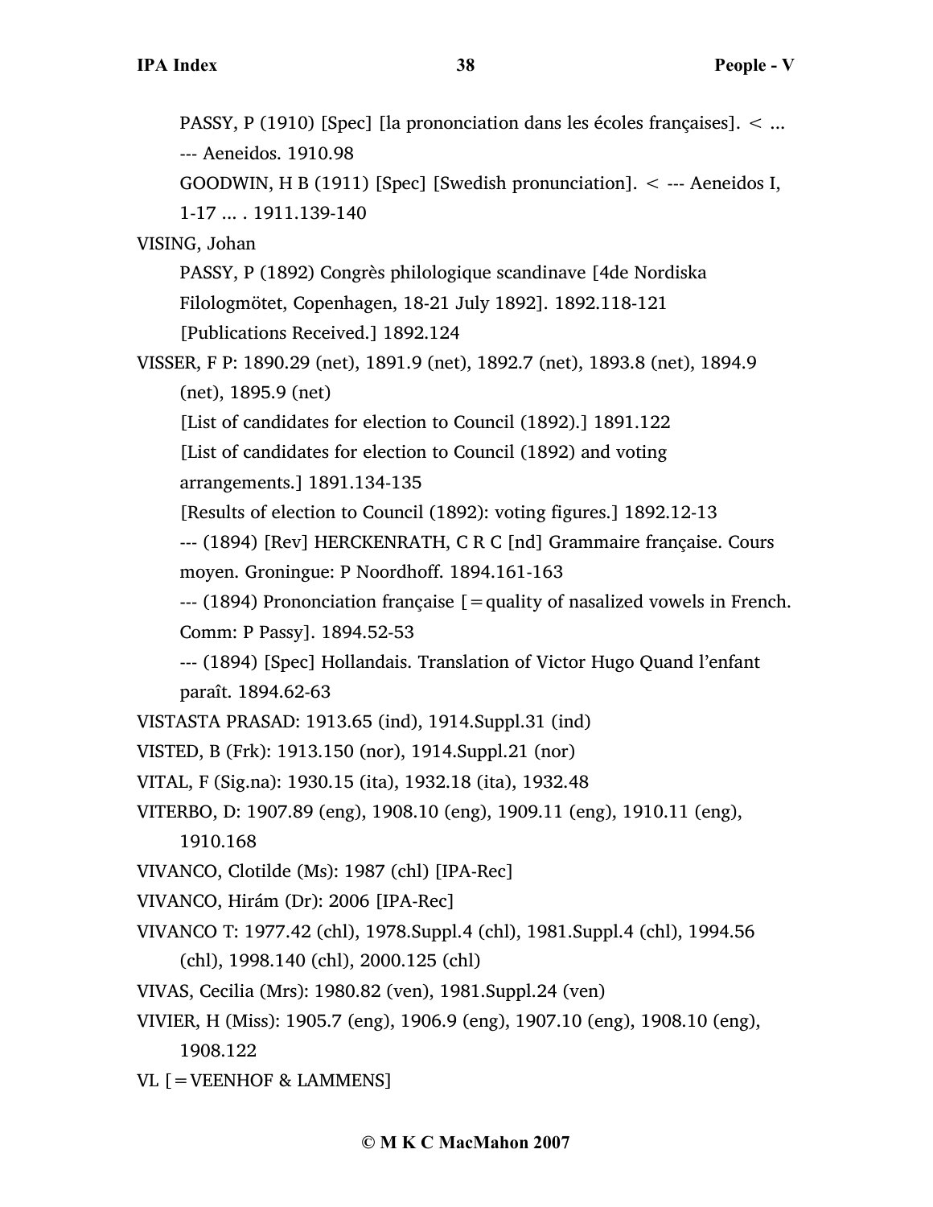PASSY, P (1910) [Spec] [la prononciation dans les écoles françaises]. < ... --- Aeneidos. 1910.98

GOODWIN, H B (1911) [Spec] [Swedish pronunciation]. < --- Aeneidos I, 1-17 ... . 1911.139-140

VISING, Johan

PASSY, P (1892) Congrès philologique scandinave [4de Nordiska Filologmötet, Copenhagen, 18-21 July 1892]. 1892.118-121

[Publications Received.] 1892.124

VISSER, F P: 1890.29 (net), 1891.9 (net), 1892.7 (net), 1893.8 (net), 1894.9 (net), 1895.9 (net)

[List of candidates for election to Council (1892).] 1891.122

[List of candidates for election to Council (1892) and voting arrangements.] 1891.134-135

[Results of election to Council (1892): voting figures.] 1892.12-13

--- (1894) [Rev] HERCKENRATH, C R C [nd] Grammaire française. Cours moyen. Groningue: P Noordhoff. 1894.161-163

--- (1894) Prononciation française [=quality of nasalized vowels in French. Comm: P Passy]. 1894.52-53

--- (1894) [Spec] Hollandais. Translation of Victor Hugo Quand l'enfant paraît. 1894.62-63

VISTASTA PRASAD: 1913.65 (ind), 1914.Suppl.31 (ind)

VISTED, B (Frk): 1913.150 (nor), 1914.Suppl.21 (nor)

VITAL, F (Sig.na): 1930.15 (ita), 1932.18 (ita), 1932.48

VITERBO, D: 1907.89 (eng), 1908.10 (eng), 1909.11 (eng), 1910.11 (eng), 1910.168

VIVANCO, Clotilde (Ms): 1987 (chl) [IPA-Rec]

VIVANCO, Hirám (Dr): 2006 [IPA-Rec]

VIVANCO T: 1977.42 (chl), 1978.Suppl.4 (chl), 1981.Suppl.4 (chl), 1994.56 (chl), 1998.140 (chl), 2000.125 (chl)

VIVAS, Cecilia (Mrs): 1980.82 (ven), 1981.Suppl.24 (ven)

VIVIER, H (Miss): 1905.7 (eng), 1906.9 (eng), 1907.10 (eng), 1908.10 (eng), 1908.122

VL [=VEENHOF & LAMMENS]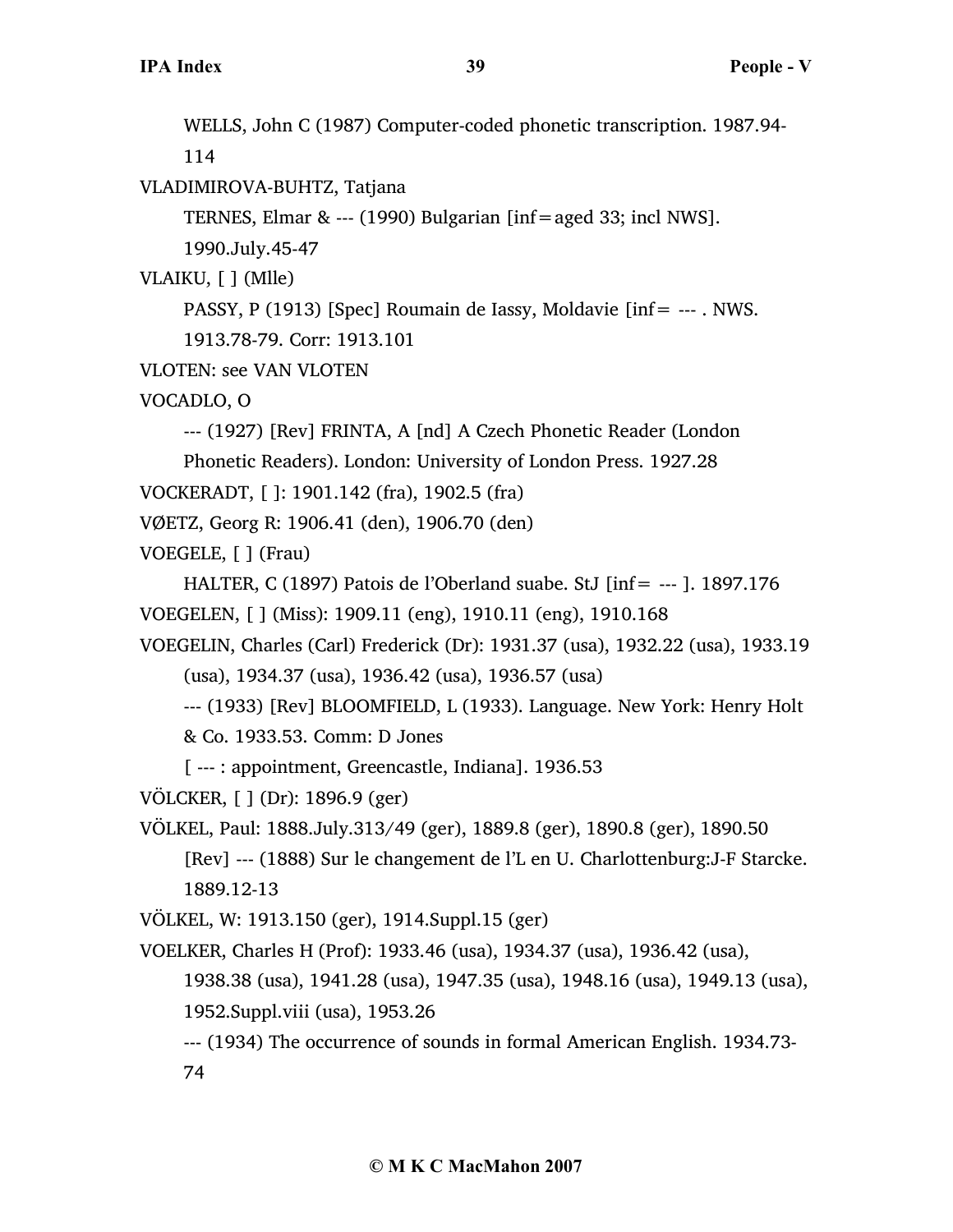WELLS, John C (1987) Computer-coded phonetic transcription. 1987.94-114

VLADIMIROVA-BUHTZ, Tatjana

TERNES, Elmar & --- (1990) Bulgarian [inf=aged 33; incl NWS]. 1990.July.45-47

VLAIKU, [ ] (Mlle)

PASSY, P (1913) [Spec] Roumain de Iassy, Moldavie [inf= --- . NWS. 1913.78-79. Corr: 1913.101

VLOTEN: see VAN VLOTEN

VOCADLO, O

--- (1927) [Rev] FRINTA, A [nd] A Czech Phonetic Reader (London Phonetic Readers). London: University of London Press. 1927.28

VOCKERADT, [ ]: 1901.142 (fra), 1902.5 (fra)

VØETZ, Georg R: 1906.41 (den), 1906.70 (den)

VOEGELE, [ ] (Frau)

HALTER, C (1897) Patois de l'Oberland suabe. StJ [inf= --- ]. 1897.176

VOEGELEN, [ ] (Miss): 1909.11 (eng), 1910.11 (eng), 1910.168

VOEGELIN, Charles (Carl) Frederick (Dr): 1931.37 (usa), 1932.22 (usa), 1933.19 (usa), 1934.37 (usa), 1936.42 (usa), 1936.57 (usa)

--- (1933) [Rev] BLOOMFIELD, L (1933). Language. New York: Henry Holt & Co. 1933.53. Comm: D Jones

[ --- : appointment, Greencastle, Indiana]. 1936.53

VÖLCKER, [ ] (Dr): 1896.9 (ger)

VÖLKEL, Paul: 1888.July.313/49 (ger), 1889.8 (ger), 1890.8 (ger), 1890.50

[Rev] --- (1888) Sur le changement de l'L en U. Charlottenburg:J-F Starcke. 1889.12-13

VÖLKEL, W: 1913.150 (ger), 1914.Suppl.15 (ger)

VOELKER, Charles H (Prof): 1933.46 (usa), 1934.37 (usa), 1936.42 (usa), 1938.38 (usa), 1941.28 (usa), 1947.35 (usa), 1948.16 (usa), 1949.13 (usa), 1952.Suppl.viii (usa), 1953.26

--- (1934) The occurrence of sounds in formal American English. 1934.73-74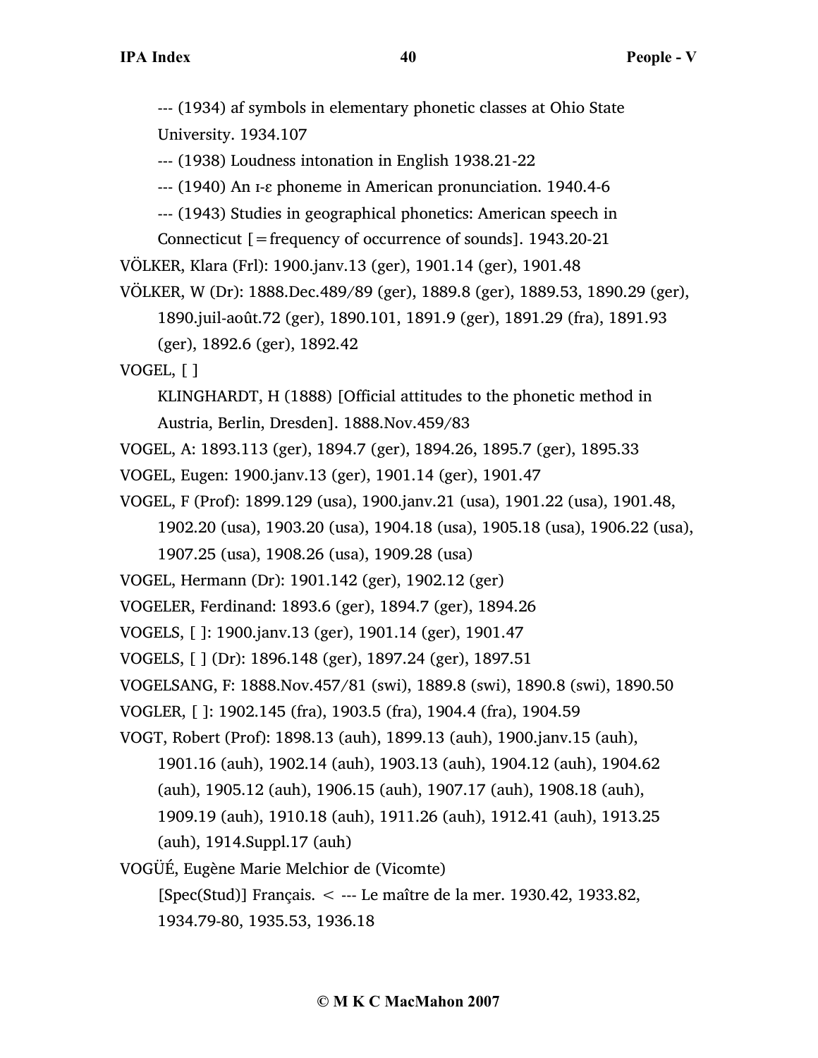--- (1934) af symbols in elementary phonetic classes at Ohio State University. 1934.107

--- (1938) Loudness intonation in English 1938.21-22

--- (1940) An ɪ-ɛ phoneme in American pronunciation. 1940.4-6

--- (1943) Studies in geographical phonetics: American speech in Connecticut [=frequency of occurrence of sounds]. 1943.20-21

VÖLKER, Klara (Frl): 1900.janv.13 (ger), 1901.14 (ger), 1901.48

VÖLKER, W (Dr): 1888.Dec.489/89 (ger), 1889.8 (ger), 1889.53, 1890.29 (ger), 1890.juil-août.72 (ger), 1890.101, 1891.9 (ger), 1891.29 (fra), 1891.93 (ger), 1892.6 (ger), 1892.42

VOGEL, [ ]

KLINGHARDT, H (1888) [Official attitudes to the phonetic method in Austria, Berlin, Dresden]. 1888.Nov.459/83

VOGEL, A: 1893.113 (ger), 1894.7 (ger), 1894.26, 1895.7 (ger), 1895.33

VOGEL, Eugen: 1900.janv.13 (ger), 1901.14 (ger), 1901.47

VOGEL, F (Prof): 1899.129 (usa), 1900.janv.21 (usa), 1901.22 (usa), 1901.48, 1902.20 (usa), 1903.20 (usa), 1904.18 (usa), 1905.18 (usa), 1906.22 (usa), 1907.25 (usa), 1908.26 (usa), 1909.28 (usa)

VOGEL, Hermann (Dr): 1901.142 (ger), 1902.12 (ger)

VOGELER, Ferdinand: 1893.6 (ger), 1894.7 (ger), 1894.26

VOGELS, [ ]: 1900.janv.13 (ger), 1901.14 (ger), 1901.47

VOGELS, [ ] (Dr): 1896.148 (ger), 1897.24 (ger), 1897.51

VOGELSANG, F: 1888.Nov.457/81 (swi), 1889.8 (swi), 1890.8 (swi), 1890.50

VOGLER, [ ]: 1902.145 (fra), 1903.5 (fra), 1904.4 (fra), 1904.59

VOGT, Robert (Prof): 1898.13 (auh), 1899.13 (auh), 1900.janv.15 (auh), 1901.16 (auh), 1902.14 (auh), 1903.13 (auh), 1904.12 (auh), 1904.62 (auh), 1905.12 (auh), 1906.15 (auh), 1907.17 (auh), 1908.18 (auh), 1909.19 (auh), 1910.18 (auh), 1911.26 (auh), 1912.41 (auh), 1913.25 (auh), 1914.Suppl.17 (auh)

VOGÜÉ, Eugène Marie Melchior de (Vicomte)

[Spec(Stud)] Français. < --- Le maître de la mer. 1930.42, 1933.82, 1934.79-80, 1935.53, 1936.18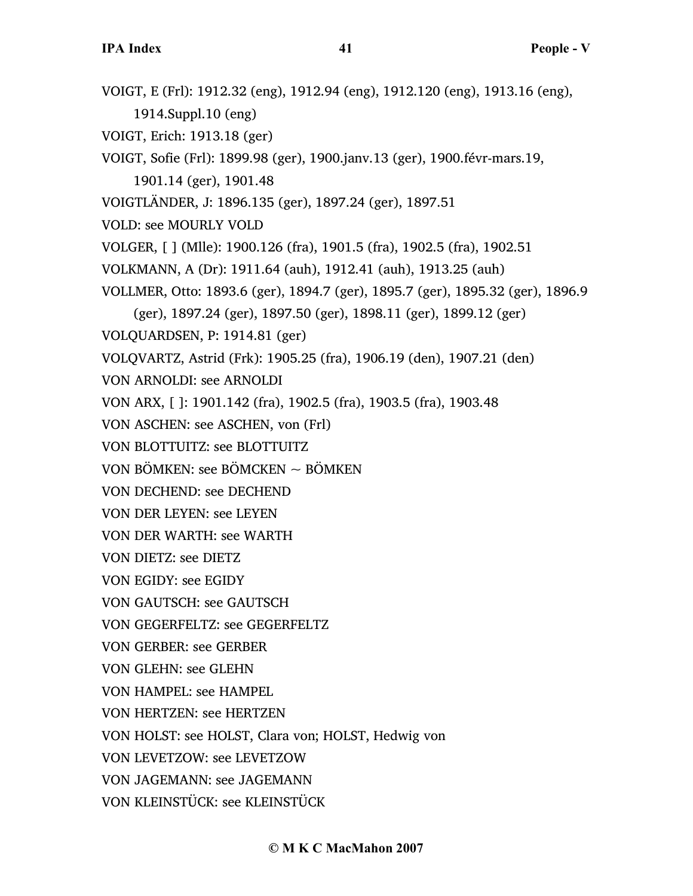VOIGT, E (Frl): 1912.32 (eng), 1912.94 (eng), 1912.120 (eng), 1913.16 (eng), 1914.Suppl.10 (eng)

VOIGT, Erich: 1913.18 (ger)

VOIGT, Sofie (Frl): 1899.98 (ger), 1900.janv.13 (ger), 1900.févr-mars.19, 1901.14 (ger), 1901.48

VOIGTLÄNDER, J: 1896.135 (ger), 1897.24 (ger), 1897.51

VOLD: see MOURLY VOLD

VOLGER, [ ] (Mlle): 1900.126 (fra), 1901.5 (fra), 1902.5 (fra), 1902.51

VOLKMANN, A (Dr): 1911.64 (auh), 1912.41 (auh), 1913.25 (auh)

VOLLMER, Otto: 1893.6 (ger), 1894.7 (ger), 1895.7 (ger), 1895.32 (ger), 1896.9 (ger), 1897.24 (ger), 1897.50 (ger), 1898.11 (ger), 1899.12 (ger)

VOLQUARDSEN, P: 1914.81 (ger)

VOLQVARTZ, Astrid (Frk): 1905.25 (fra), 1906.19 (den), 1907.21 (den)

VON ARNOLDI: see ARNOLDI

VON ARX, [ ]: 1901.142 (fra), 1902.5 (fra), 1903.5 (fra), 1903.48

VON ASCHEN: see ASCHEN, von (Frl)

VON BLOTTUITZ: see BLOTTUITZ

VON BÖMKEN: see BÖMCKEN ~ BÖMKEN

VON DECHEND: see DECHEND

VON DER LEYEN: see LEYEN

VON DER WARTH: see WARTH

VON DIETZ: see DIETZ

VON EGIDY: see EGIDY

VON GAUTSCH: see GAUTSCH

VON GEGERFELTZ: see GEGERFELTZ

VON GERBER: see GERBER

VON GLEHN: see GLEHN

VON HAMPEL: see HAMPEL

VON HERTZEN: see HERTZEN

VON HOLST: see HOLST, Clara von; HOLST, Hedwig von

VON LEVETZOW: see LEVETZOW

VON JAGEMANN: see JAGEMANN

VON KLEINSTÜCK: see KLEINSTÜCK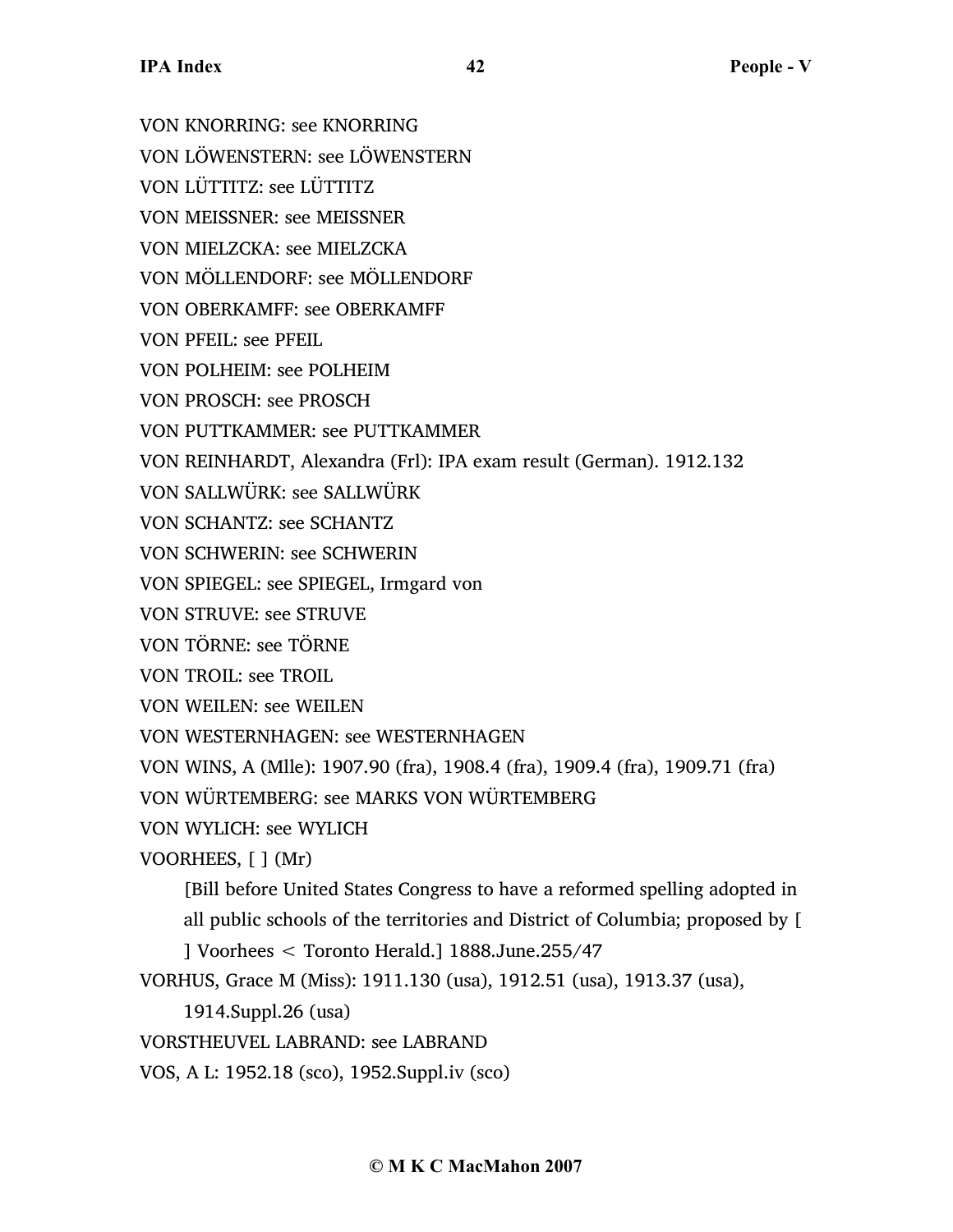VON KNORRING: see KNORRING

VON LÖWENSTERN: see LÖWENSTERN

VON LÜTTITZ: see LÜTTITZ

VON MEISSNER: see MEISSNER

VON MIELZCKA: see MIELZCKA

VON MÖLLENDORF: see MÖLLENDORF

VON OBERKAMFF: see OBERKAMFF

VON PFEIL: see PFEIL

VON POLHEIM: see POLHEIM

VON PROSCH: see PROSCH

VON PUTTKAMMER: see PUTTKAMMER

VON REINHARDT, Alexandra (Frl): IPA exam result (German). 1912.132

VON SALLWÜRK: see SALLWÜRK

VON SCHANTZ: see SCHANTZ

VON SCHWERIN: see SCHWERIN

VON SPIEGEL: see SPIEGEL, Irmgard von

VON STRUVE: see STRUVE

VON TÖRNE: see TÖRNE

VON TROIL: see TROIL

VON WEILEN: see WEILEN

VON WESTERNHAGEN: see WESTERNHAGEN

VON WINS, A (Mlle): 1907.90 (fra), 1908.4 (fra), 1909.4 (fra), 1909.71 (fra)

VON WÜRTEMBERG: see MARKS VON WÜRTEMBERG

VON WYLICH: see WYLICH

VOORHEES, [ ] (Mr)

[Bill before United States Congress to have a reformed spelling adopted in all public schools of the territories and District of Columbia; proposed by [ ] Voorhees < Toronto Herald.] 1888.June.255/47

VORHUS, Grace M (Miss): 1911.130 (usa), 1912.51 (usa), 1913.37 (usa), 1914.Suppl.26 (usa)

VORSTHEUVEL LABRAND: see LABRAND

VOS, A L: 1952.18 (sco), 1952.Suppl.iv (sco)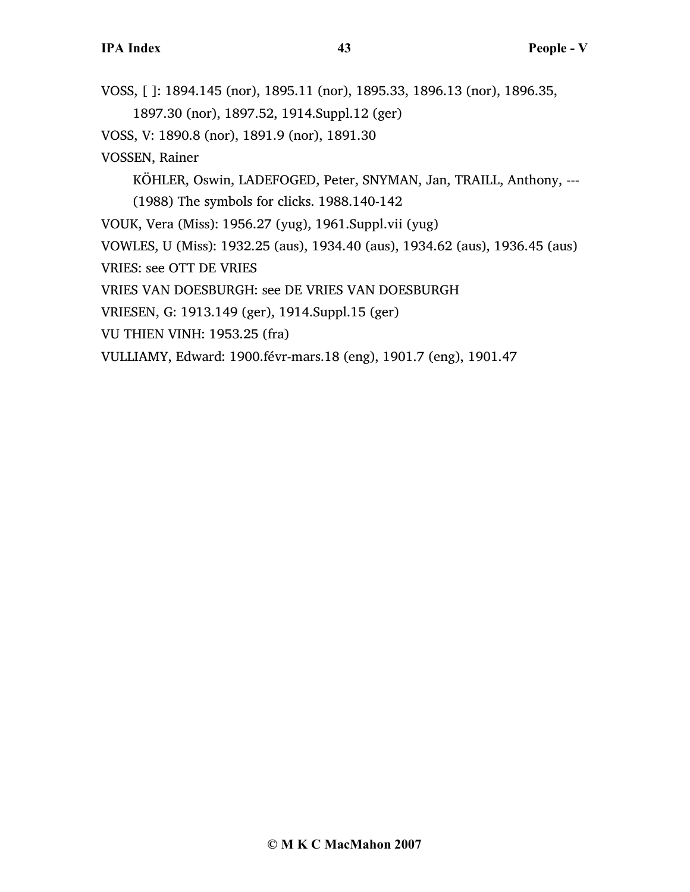VOSS, [ ]: 1894.145 (nor), 1895.11 (nor), 1895.33, 1896.13 (nor), 1896.35, 1897.30 (nor), 1897.52, 1914.Suppl.12 (ger)

VOSS, V: 1890.8 (nor), 1891.9 (nor), 1891.30

VOSSEN, Rainer

KÖHLER, Oswin, LADEFOGED, Peter, SNYMAN, Jan, TRAILL, Anthony, --- (1988) The symbols for clicks. 1988.140-142

VOUK, Vera (Miss): 1956.27 (yug), 1961.Suppl.vii (yug)

VOWLES, U (Miss): 1932.25 (aus), 1934.40 (aus), 1934.62 (aus), 1936.45 (aus)

VRIES: see OTT DE VRIES

VRIES VAN DOESBURGH: see DE VRIES VAN DOESBURGH

VRIESEN, G: 1913.149 (ger), 1914.Suppl.15 (ger)

VU THIEN VINH: 1953.25 (fra)

VULLIAMY, Edward: 1900.févr-mars.18 (eng), 1901.7 (eng), 1901.47